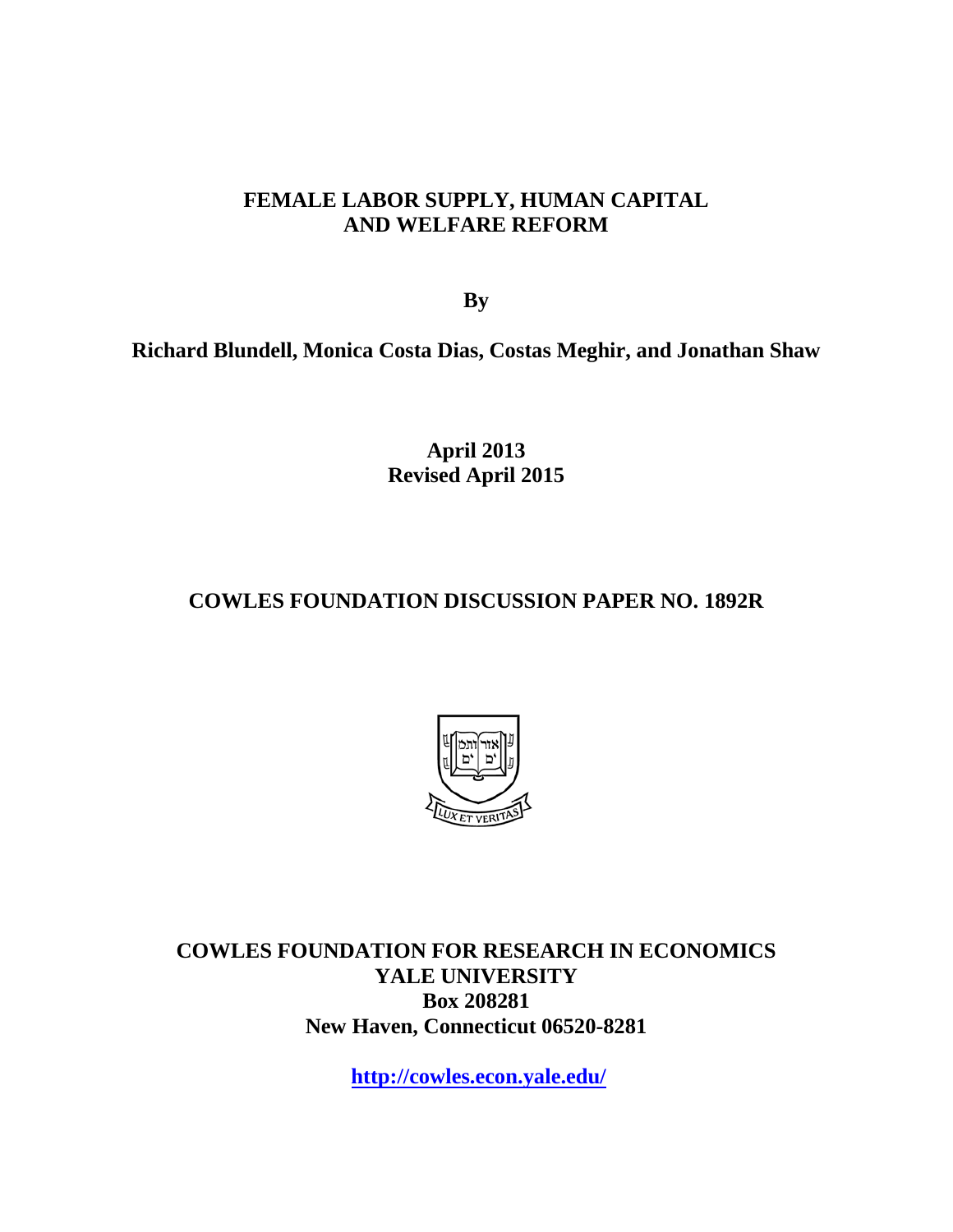# FEMALE LABOR SUPPLY, HUMAN CAPITAL AND WELFARE REFORM

**By**

**Richard Blundell, Monica Costa Dias, Costas Meghir, and Jonathan Shaw**

**April 2013**
**Revised April 2015**

**COWLES FOUNDATION DISCUSSION PAPER NO. 1892R**

**COWLES FOUNDATION FOR RESEARCH IN ECONOMICS**
**YALE UNIVERSITY**
**Box 208281**
**New Haven, Connecticut 06520-8281**

**http://cowles.econ.yale.edu/**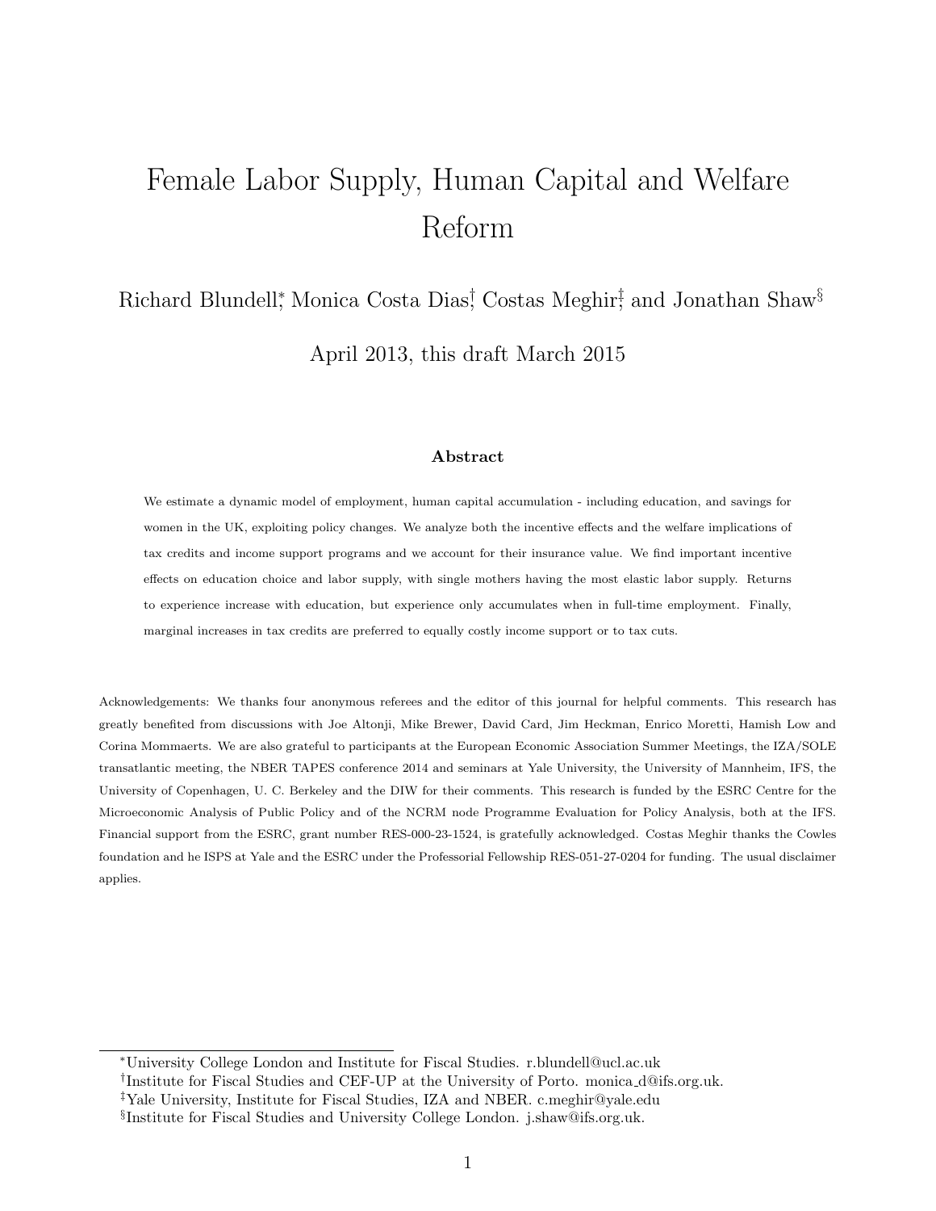# Female Labor Supply, Human Capital and Welfare Reform

Richard Blundell[*], Monica Costa Dias[†], Costas Meghir[‡], and Jonathan Shaw[§]

April 2013, this draft March 2015

### Abstract

We estimate a dynamic model of employment, human capital accumulation - including education, and savings for women in the UK, exploiting policy changes. We analyze both the incentive effects and the welfare implications of tax credits and income support programs and we account for their insurance value. We find important incentive effects on education choice and labor supply, with single mothers having the most elastic labor supply. Returns to experience increase with education, but experience only accumulates when in full-time employment. Finally, marginal increases in tax credits are preferred to equally costly income support or to tax cuts.

Acknowledgements: We thanks four anonymous referees and the editor of this journal for helpful comments. This research has greatly benefited from discussions with Joe Altonji, Mike Brewer, David Card, Jim Heckman, Enrico Moretti, Hamish Low and Corina Mommaerts. We are also grateful to participants at the European Economic Association Summer Meetings, the IZA/SOLE transatlantic meeting, the NBER TAPES conference 2014 and seminars at Yale University, the University of Mannheim, IFS, the University of Copenhagen, U. C. Berkeley and the DIW for their comments. This research is funded by the ESRC Centre for the Microeconomic Analysis of Public Policy and of the NCRM node Programme Evaluation for Policy Analysis, both at the IFS. Financial support from the ESRC, grant number RES-000-23-1524, is gratefully acknowledged. Costas Meghir thanks the Cowles foundation and he ISPS at Yale and the ESRC under the Professorial Fellowship RES-051-27-0204 for funding. The usual disclaimer applies.

---

[*] University College London and Institute for Fiscal Studies. r.blundell@ucl.ac.uk

[†] Institute for Fiscal Studies and CEF-UP at the University of Porto. monica_d@ifs.org.uk.

[‡] Yale University, Institute for Fiscal Studies, IZA and NBER. c.meghir@yale.edu

[§] Institute for Fiscal Studies and University College London. j.shaw@ifs.org.uk.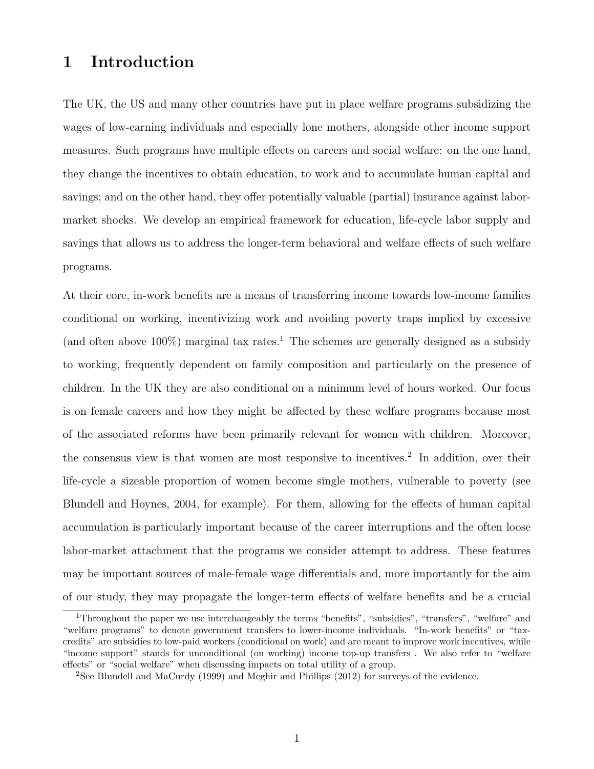# 1 Introduction

The UK, the US and many other countries have put in place welfare programs subsidizing the wages of low-earning individuals and especially lone mothers, alongside other income support measures. Such programs have multiple effects on careers and social welfare: on the one hand, they change the incentives to obtain education, to work and to accumulate human capital and savings; and on the other hand, they offer potentially valuable (partial) insurance against labor-market shocks. We develop an empirical framework for education, life-cycle labor supply and savings that allows us to address the longer-term behavioral and welfare effects of such welfare programs.

At their core, in-work benefits are a means of transferring income towards low-income families conditional on working, incentivizing work and avoiding poverty traps implied by excessive (and often above 100%) marginal tax rates.[1] The schemes are generally designed as a subsidy to working, frequently dependent on family composition and particularly on the presence of children. In the UK they are also conditional on a minimum level of hours worked. Our focus is on female careers and how they might be affected by these welfare programs because most of the associated reforms have been primarily relevant for women with children. Moreover, the consensus view is that women are most responsive to incentives.[2] In addition, over their life-cycle a sizeable proportion of women become single mothers, vulnerable to poverty (see Blundell and Hoynes, 2004, for example). For them, allowing for the effects of human capital accumulation is particularly important because of the career interruptions and the often loose labor-market attachment that the programs we consider attempt to address. These features may be important sources of male-female wage differentials and, more importantly for the aim of our study, they may propagate the longer-term effects of welfare benefits and be a crucial

[1] Throughout the paper we use interchangeably the terms "benefits", "subsidies", "transfers", "welfare" and "welfare programs" to denote government transfers to lower-income individuals. "In-work benefits" or "tax-credits" are subsidies to low-paid workers (conditional on work) and are meant to improve work incentives, while "income support" stands for unconditional (on working) income top-up transfers . We also refer to "welfare effects" or "social welfare" when discussing impacts on total utility of a group.

[2] See Blundell and MaCurdy (1999) and Meghir and Phillips (2012) for surveys of the evidence.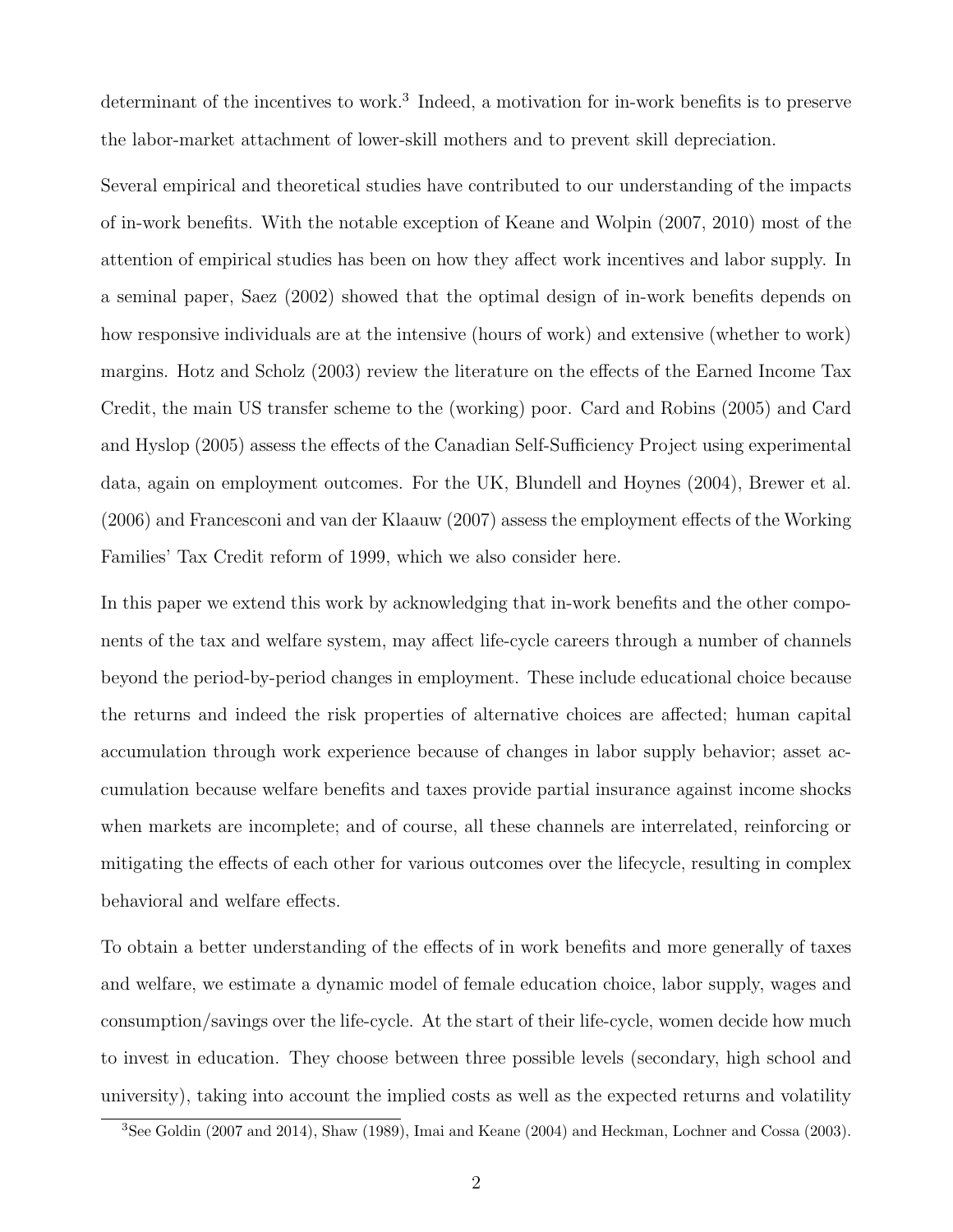determinant of the incentives to work.[3] Indeed, a motivation for in-work benefits is to preserve the labor-market attachment of lower-skill mothers and to prevent skill depreciation.

Several empirical and theoretical studies have contributed to our understanding of the impacts of in-work benefits. With the notable exception of Keane and Wolpin (2007, 2010) most of the attention of empirical studies has been on how they affect work incentives and labor supply. In a seminal paper, Saez (2002) showed that the optimal design of in-work benefits depends on how responsive individuals are at the intensive (hours of work) and extensive (whether to work) margins. Hotz and Scholz (2003) review the literature on the effects of the Earned Income Tax Credit, the main US transfer scheme to the (working) poor. Card and Robins (2005) and Card and Hyslop (2005) assess the effects of the Canadian Self-Sufficiency Project using experimental data, again on employment outcomes. For the UK, Blundell and Hoynes (2004), Brewer et al. (2006) and Francesconi and van der Klaauw (2007) assess the employment effects of the Working Families' Tax Credit reform of 1999, which we also consider here.

In this paper we extend this work by acknowledging that in-work benefits and the other components of the tax and welfare system, may affect life-cycle careers through a number of channels beyond the period-by-period changes in employment. These include educational choice because the returns and indeed the risk properties of alternative choices are affected; human capital accumulation through work experience because of changes in labor supply behavior; asset accumulation because welfare benefits and taxes provide partial insurance against income shocks when markets are incomplete; and of course, all these channels are interrelated, reinforcing or mitigating the effects of each other for various outcomes over the lifecycle, resulting in complex behavioral and welfare effects.

To obtain a better understanding of the effects of in work benefits and more generally of taxes and welfare, we estimate a dynamic model of female education choice, labor supply, wages and consumption/savings over the life-cycle. At the start of their life-cycle, women decide how much to invest in education. They choose between three possible levels (secondary, high school and university), taking into account the implied costs as well as the expected returns and volatility

[3] See Goldin (2007 and 2014), Shaw (1989), Imai and Keane (2004) and Heckman, Lochner and Cossa (2003).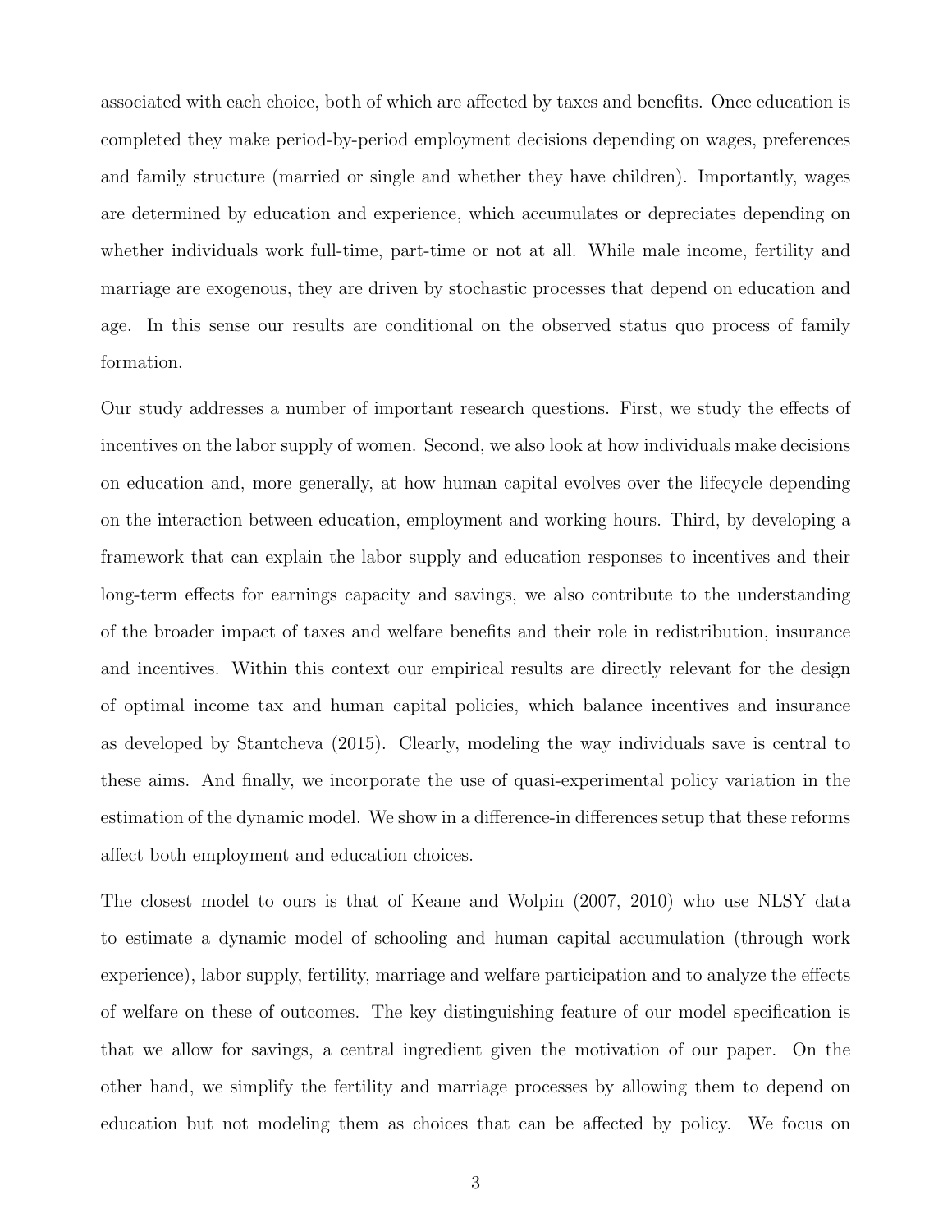associated with each choice, both of which are affected by taxes and benefits. Once education is completed they make period-by-period employment decisions depending on wages, preferences and family structure (married or single and whether they have children). Importantly, wages are determined by education and experience, which accumulates or depreciates depending on whether individuals work full-time, part-time or not at all. While male income, fertility and marriage are exogenous, they are driven by stochastic processes that depend on education and age. In this sense our results are conditional on the observed status quo process of family formation.

Our study addresses a number of important research questions. First, we study the effects of incentives on the labor supply of women. Second, we also look at how individuals make decisions on education and, more generally, at how human capital evolves over the lifecycle depending on the interaction between education, employment and working hours. Third, by developing a framework that can explain the labor supply and education responses to incentives and their long-term effects for earnings capacity and savings, we also contribute to the understanding of the broader impact of taxes and welfare benefits and their role in redistribution, insurance and incentives. Within this context our empirical results are directly relevant for the design of optimal income tax and human capital policies, which balance incentives and insurance as developed by Stantcheva (2015). Clearly, modeling the way individuals save is central to these aims. And finally, we incorporate the use of quasi-experimental policy variation in the estimation of the dynamic model. We show in a difference-in differences setup that these reforms affect both employment and education choices.

The closest model to ours is that of Keane and Wolpin (2007, 2010) who use NLSY data to estimate a dynamic model of schooling and human capital accumulation (through work experience), labor supply, fertility, marriage and welfare participation and to analyze the effects of welfare on these of outcomes. The key distinguishing feature of our model specification is that we allow for savings, a central ingredient given the motivation of our paper. On the other hand, we simplify the fertility and marriage processes by allowing them to depend on education but not modeling them as choices that can be affected by policy. We focus on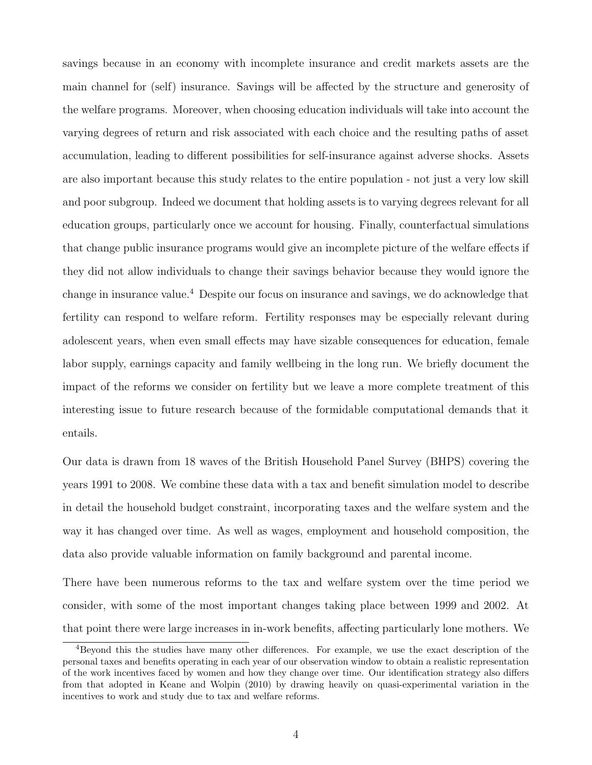savings because in an economy with incomplete insurance and credit markets assets are the main channel for (self) insurance. Savings will be affected by the structure and generosity of the welfare programs. Moreover, when choosing education individuals will take into account the varying degrees of return and risk associated with each choice and the resulting paths of asset accumulation, leading to different possibilities for self-insurance against adverse shocks. Assets are also important because this study relates to the entire population - not just a very low skill and poor subgroup. Indeed we document that holding assets is to varying degrees relevant for all education groups, particularly once we account for housing. Finally, counterfactual simulations that change public insurance programs would give an incomplete picture of the welfare effects if they did not allow individuals to change their savings behavior because they would ignore the change in insurance value.[4] Despite our focus on insurance and savings, we do acknowledge that fertility can respond to welfare reform. Fertility responses may be especially relevant during adolescent years, when even small effects may have sizable consequences for education, female labor supply, earnings capacity and family wellbeing in the long run. We briefly document the impact of the reforms we consider on fertility but we leave a more complete treatment of this interesting issue to future research because of the formidable computational demands that it entails.

Our data is drawn from 18 waves of the British Household Panel Survey (BHPS) covering the years 1991 to 2008. We combine these data with a tax and benefit simulation model to describe in detail the household budget constraint, incorporating taxes and the welfare system and the way it has changed over time. As well as wages, employment and household composition, the data also provide valuable information on family background and parental income.

There have been numerous reforms to the tax and welfare system over the time period we consider, with some of the most important changes taking place between 1999 and 2002. At that point there were large increases in in-work benefits, affecting particularly lone mothers. We

[4] Beyond this the studies have many other differences. For example, we use the exact description of the personal taxes and benefits operating in each year of our observation window to obtain a realistic representation of the work incentives faced by women and how they change over time. Our identification strategy also differs from that adopted in Keane and Wolpin (2010) by drawing heavily on quasi-experimental variation in the incentives to work and study due to tax and welfare reforms.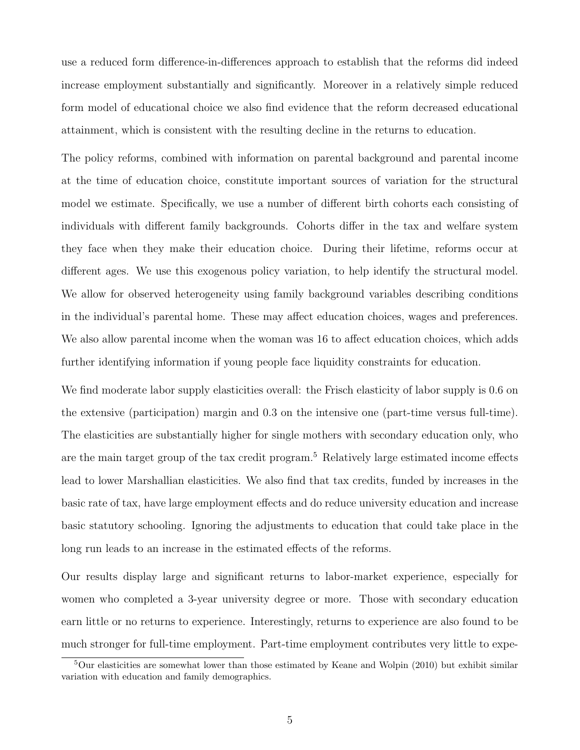use a reduced form difference-in-differences approach to establish that the reforms did indeed increase employment substantially and significantly. Moreover in a relatively simple reduced form model of educational choice we also find evidence that the reform decreased educational attainment, which is consistent with the resulting decline in the returns to education.

The policy reforms, combined with information on parental background and parental income at the time of education choice, constitute important sources of variation for the structural model we estimate. Specifically, we use a number of different birth cohorts each consisting of individuals with different family backgrounds. Cohorts differ in the tax and welfare system they face when they make their education choice. During their lifetime, reforms occur at different ages. We use this exogenous policy variation, to help identify the structural model. We allow for observed heterogeneity using family background variables describing conditions in the individual's parental home. These may affect education choices, wages and preferences. We also allow parental income when the woman was 16 to affect education choices, which adds further identifying information if young people face liquidity constraints for education.

We find moderate labor supply elasticities overall: the Frisch elasticity of labor supply is 0.6 on the extensive (participation) margin and 0.3 on the intensive one (part-time versus full-time). The elasticities are substantially higher for single mothers with secondary education only, who are the main target group of the tax credit program.[5] Relatively large estimated income effects lead to lower Marshallian elasticities. We also find that tax credits, funded by increases in the basic rate of tax, have large employment effects and do reduce university education and increase basic statutory schooling. Ignoring the adjustments to education that could take place in the long run leads to an increase in the estimated effects of the reforms.

Our results display large and significant returns to labor-market experience, especially for women who completed a 3-year university degree or more. Those with secondary education earn little or no returns to experience. Interestingly, returns to experience are also found to be much stronger for full-time employment. Part-time employment contributes very little to expe-

[5] Our elasticities are somewhat lower than those estimated by Keane and Wolpin (2010) but exhibit similar variation with education and family demographics.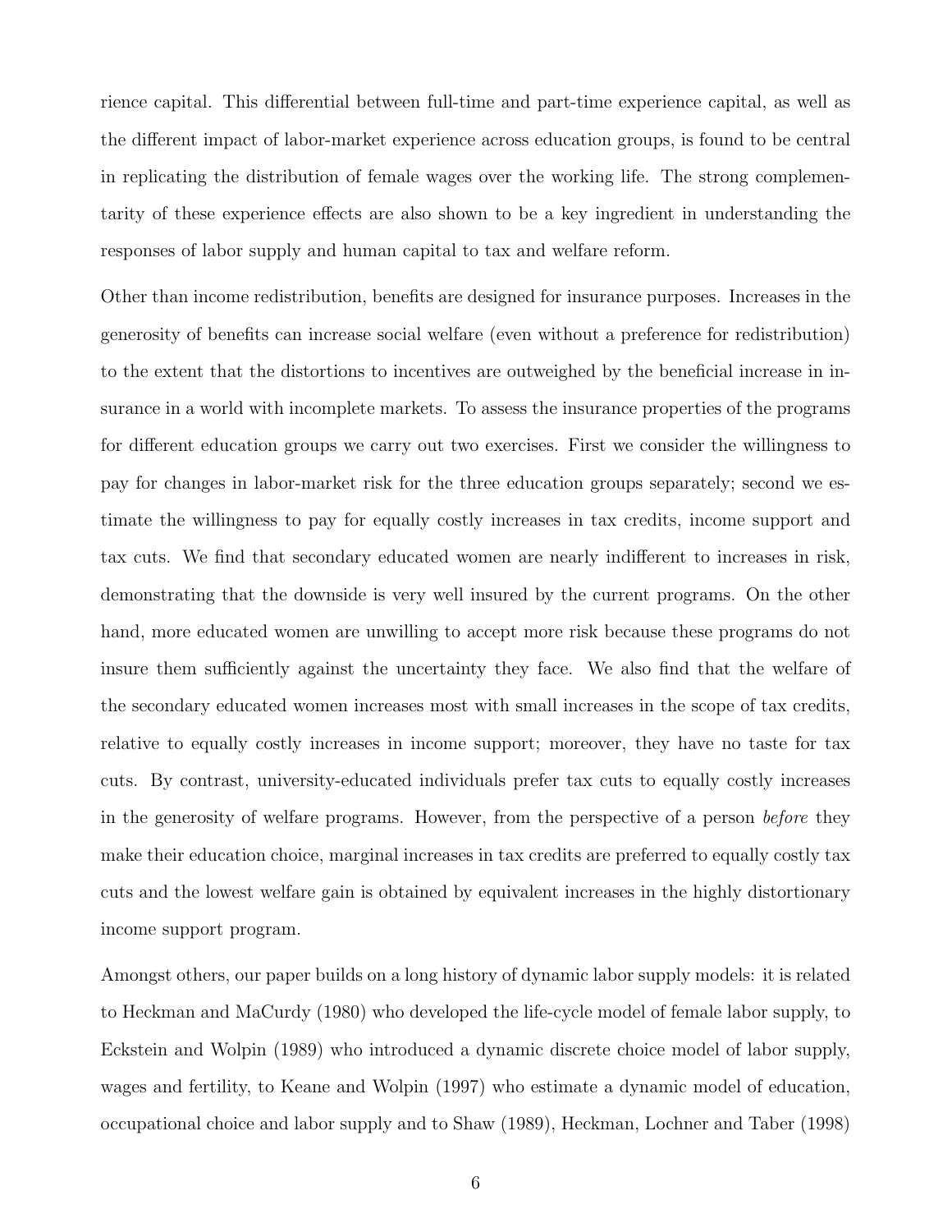rience capital. This differential between full-time and part-time experience capital, as well as the different impact of labor-market experience across education groups, is found to be central in replicating the distribution of female wages over the working life. The strong complementarity of these experience effects are also shown to be a key ingredient in understanding the responses of labor supply and human capital to tax and welfare reform.

Other than income redistribution, benefits are designed for insurance purposes. Increases in the generosity of benefits can increase social welfare (even without a preference for redistribution) to the extent that the distortions to incentives are outweighed by the beneficial increase in insurance in a world with incomplete markets. To assess the insurance properties of the programs for different education groups we carry out two exercises. First we consider the willingness to pay for changes in labor-market risk for the three education groups separately; second we estimate the willingness to pay for equally costly increases in tax credits, income support and tax cuts. We find that secondary educated women are nearly indifferent to increases in risk, demonstrating that the downside is very well insured by the current programs. On the other hand, more educated women are unwilling to accept more risk because these programs do not insure them sufficiently against the uncertainty they face. We also find that the welfare of the secondary educated women increases most with small increases in the scope of tax credits, relative to equally costly increases in income support; moreover, they have no taste for tax cuts. By contrast, university-educated individuals prefer tax cuts to equally costly increases in the generosity of welfare programs. However, from the perspective of a person *before* they make their education choice, marginal increases in tax credits are preferred to equally costly tax cuts and the lowest welfare gain is obtained by equivalent increases in the highly distortionary income support program.

Amongst others, our paper builds on a long history of dynamic labor supply models: it is related to Heckman and MaCurdy (1980) who developed the life-cycle model of female labor supply, to Eckstein and Wolpin (1989) who introduced a dynamic discrete choice model of labor supply, wages and fertility, to Keane and Wolpin (1997) who estimate a dynamic model of education, occupational choice and labor supply and to Shaw (1989), Heckman, Lochner and Taber (1998)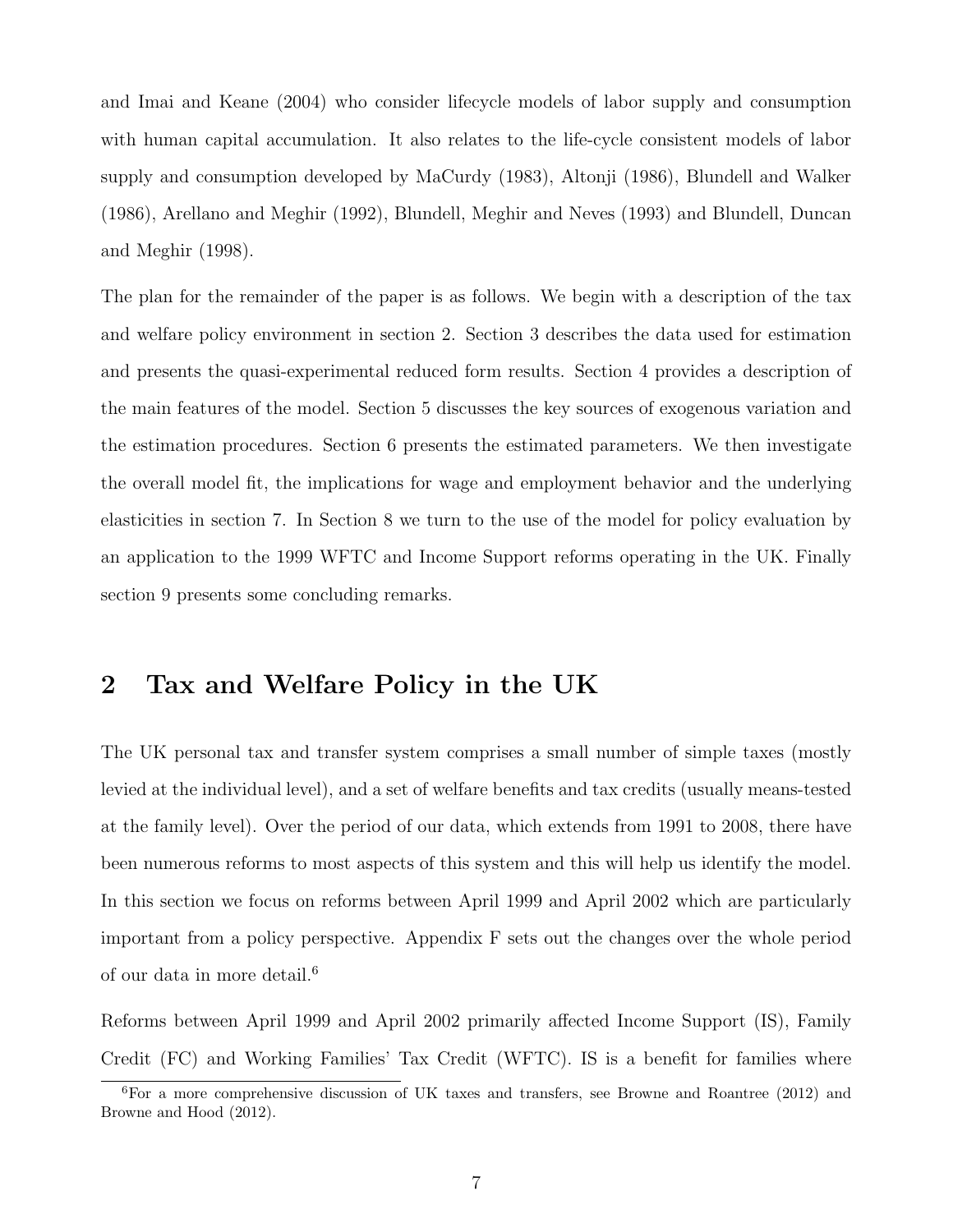and Imai and Keane (2004) who consider lifecycle models of labor supply and consumption with human capital accumulation. It also relates to the life-cycle consistent models of labor supply and consumption developed by MaCurdy (1983), Altonji (1986), Blundell and Walker (1986), Arellano and Meghir (1992), Blundell, Meghir and Neves (1993) and Blundell, Duncan and Meghir (1998).

The plan for the remainder of the paper is as follows. We begin with a description of the tax and welfare policy environment in section 2. Section 3 describes the data used for estimation and presents the quasi-experimental reduced form results. Section 4 provides a description of the main features of the model. Section 5 discusses the key sources of exogenous variation and the estimation procedures. Section 6 presents the estimated parameters. We then investigate the overall model fit, the implications for wage and employment behavior and the underlying elasticities in section 7. In Section 8 we turn to the use of the model for policy evaluation by an application to the 1999 WFTC and Income Support reforms operating in the UK. Finally section 9 presents some concluding remarks.

## 2 Tax and Welfare Policy in the UK

The UK personal tax and transfer system comprises a small number of simple taxes (mostly levied at the individual level), and a set of welfare benefits and tax credits (usually means-tested at the family level). Over the period of our data, which extends from 1991 to 2008, there have been numerous reforms to most aspects of this system and this will help us identify the model. In this section we focus on reforms between April 1999 and April 2002 which are particularly important from a policy perspective. Appendix F sets out the changes over the whole period of our data in more detail.[6]

Reforms between April 1999 and April 2002 primarily affected Income Support (IS), Family Credit (FC) and Working Families' Tax Credit (WFTC). IS is a benefit for families where

[6] For a more comprehensive discussion of UK taxes and transfers, see Browne and Roantree (2012) and Browne and Hood (2012).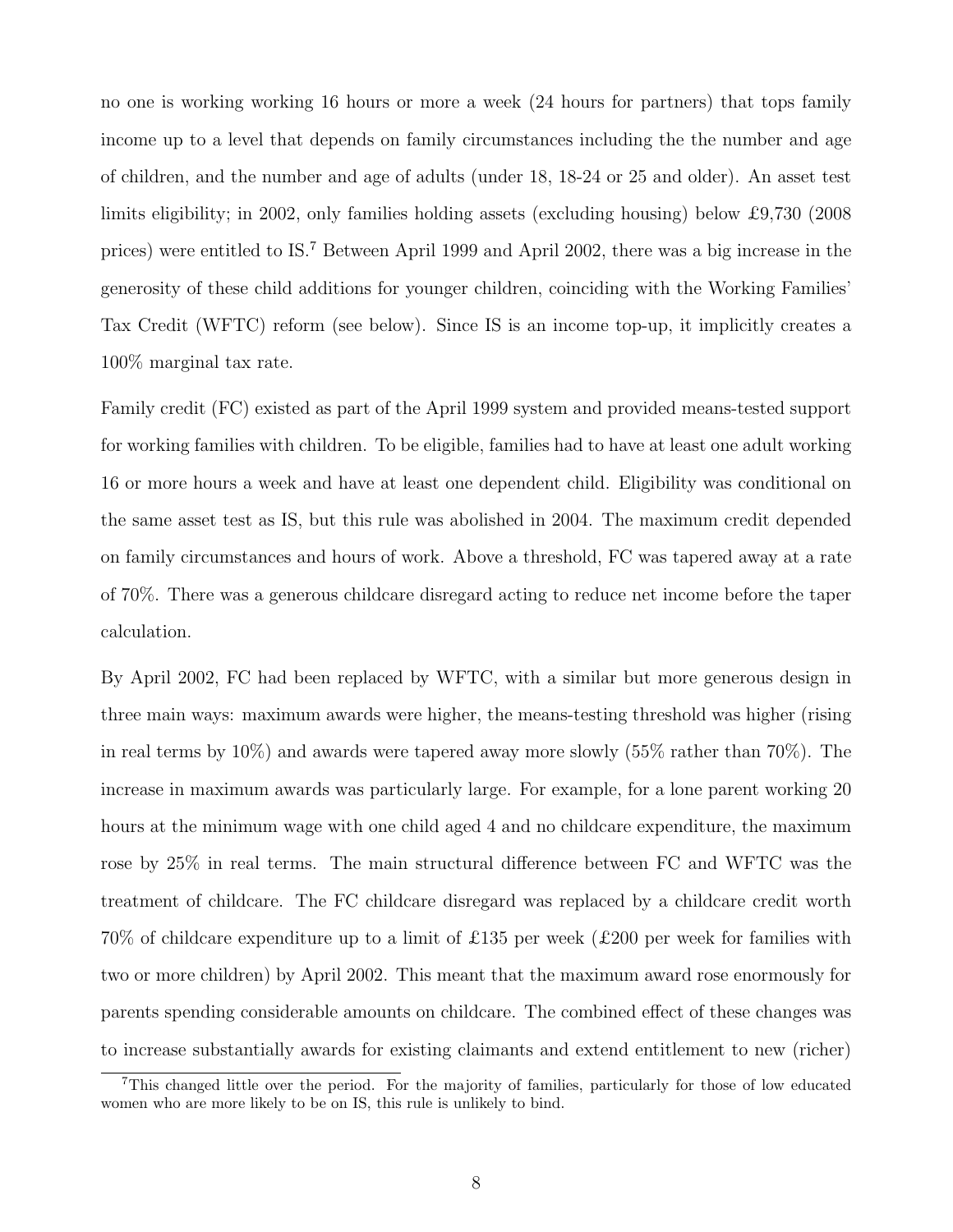no one is working working 16 hours or more a week (24 hours for partners) that tops family income up to a level that depends on family circumstances including the the number and age of children, and the number and age of adults (under 18, 18-24 or 25 and older). An asset test limits eligibility; in 2002, only families holding assets (excluding housing) below £9,730 (2008 prices) were entitled to IS.[7] Between April 1999 and April 2002, there was a big increase in the generosity of these child additions for younger children, coinciding with the Working Families' Tax Credit (WFTC) reform (see below). Since IS is an income top-up, it implicitly creates a 100% marginal tax rate.

Family credit (FC) existed as part of the April 1999 system and provided means-tested support for working families with children. To be eligible, families had to have at least one adult working 16 or more hours a week and have at least one dependent child. Eligibility was conditional on the same asset test as IS, but this rule was abolished in 2004. The maximum credit depended on family circumstances and hours of work. Above a threshold, FC was tapered away at a rate of 70%. There was a generous childcare disregard acting to reduce net income before the taper calculation.

By April 2002, FC had been replaced by WFTC, with a similar but more generous design in three main ways: maximum awards were higher, the means-testing threshold was higher (rising in real terms by 10%) and awards were tapered away more slowly (55% rather than 70%). The increase in maximum awards was particularly large. For example, for a lone parent working 20 hours at the minimum wage with one child aged 4 and no childcare expenditure, the maximum rose by 25% in real terms. The main structural difference between FC and WFTC was the treatment of childcare. The FC childcare disregard was replaced by a childcare credit worth 70% of childcare expenditure up to a limit of £135 per week (£200 per week for families with two or more children) by April 2002. This meant that the maximum award rose enormously for parents spending considerable amounts on childcare. The combined effect of these changes was to increase substantially awards for existing claimants and extend entitlement to new (richer)

[7] This changed little over the period. For the majority of families, particularly for those of low educated women who are more likely to be on IS, this rule is unlikely to bind.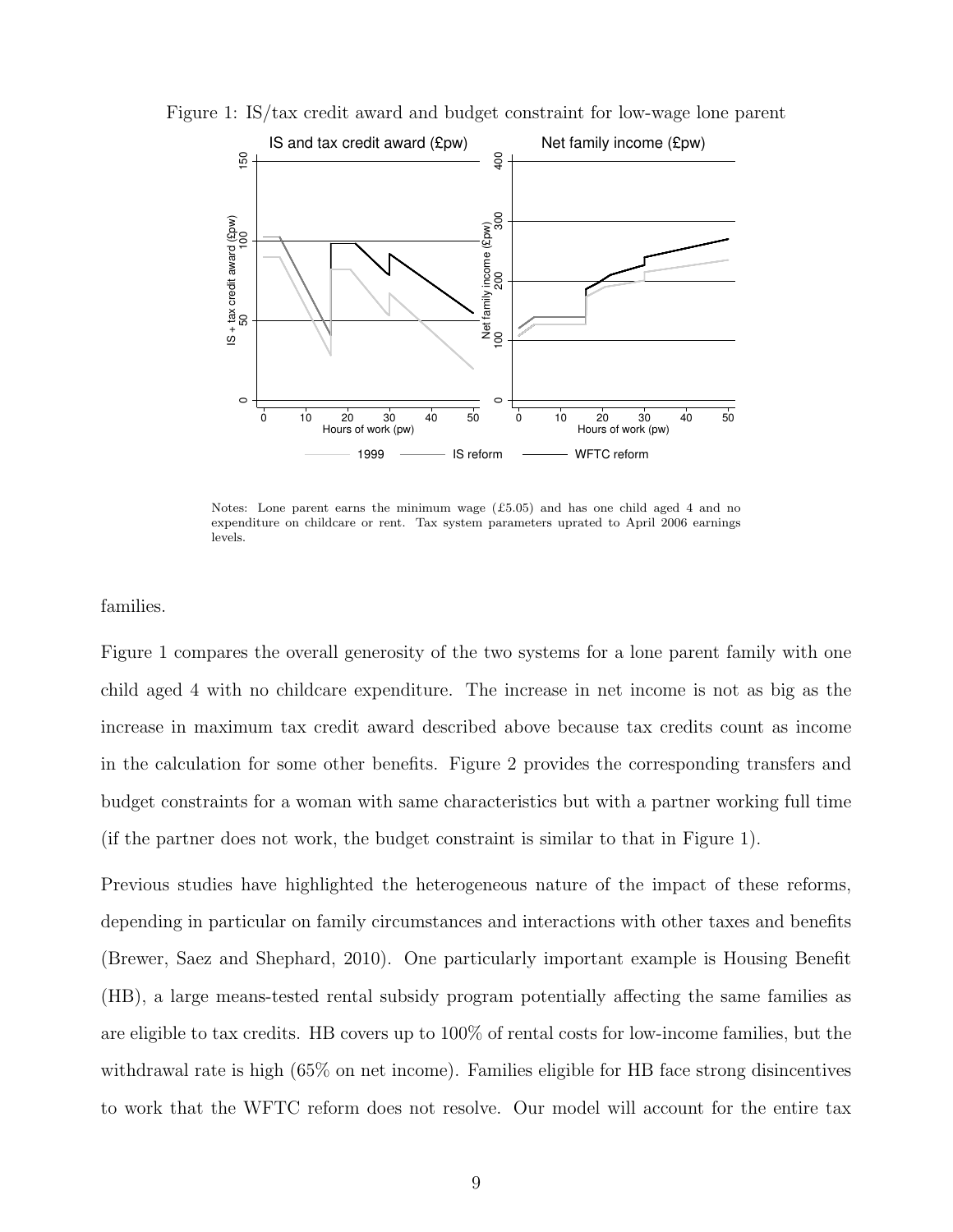Figure 1: IS/tax credit award and budget constraint for low-wage lone parent

Notes: Lone parent earns the minimum wage (£5.05) and has one child aged 4 and no expenditure on childcare or rent. Tax system parameters uprated to April 2006 earnings levels.

families.

Figure 1 compares the overall generosity of the two systems for a lone parent family with one child aged 4 with no childcare expenditure. The increase in net income is not as big as the increase in maximum tax credit award described above because tax credits count as income in the calculation for some other benefits. Figure 2 provides the corresponding transfers and budget constraints for a woman with same characteristics but with a partner working full time (if the partner does not work, the budget constraint is similar to that in Figure 1).

Previous studies have highlighted the heterogeneous nature of the impact of these reforms, depending in particular on family circumstances and interactions with other taxes and benefits (Brewer, Saez and Shephard, 2010). One particularly important example is Housing Benefit (HB), a large means-tested rental subsidy program potentially affecting the same families as are eligible to tax credits. HB covers up to 100% of rental costs for low-income families, but the withdrawal rate is high (65% on net income). Families eligible for HB face strong disincentives to work that the WFTC reform does not resolve. Our model will account for the entire tax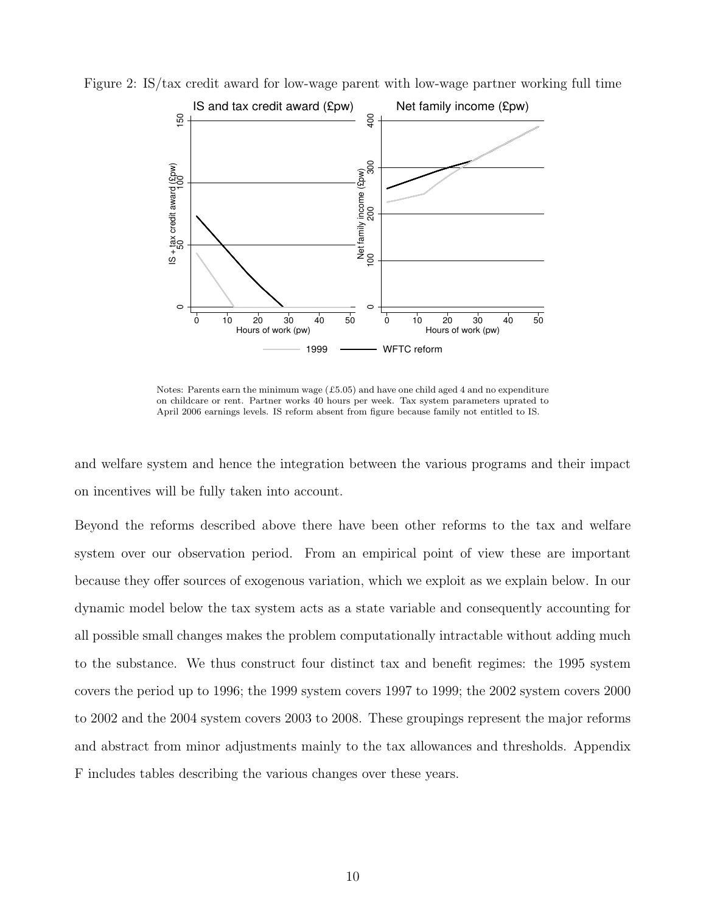Figure 2: IS/tax credit award for low-wage parent with low-wage partner working full time

Notes: Parents earn the minimum wage (£5.05) and have one child aged 4 and no expenditure on childcare or rent. Partner works 40 hours per week. Tax system parameters uprated to April 2006 earnings levels. IS reform absent from figure because family not entitled to IS.

and welfare system and hence the integration between the various programs and their impact on incentives will be fully taken into account.

Beyond the reforms described above there have been other reforms to the tax and welfare system over our observation period. From an empirical point of view these are important because they offer sources of exogenous variation, which we exploit as we explain below. In our dynamic model below the tax system acts as a state variable and consequently accounting for all possible small changes makes the problem computationally intractable without adding much to the substance. We thus construct four distinct tax and benefit regimes: the 1995 system covers the period up to 1996; the 1999 system covers 1997 to 1999; the 2002 system covers 2000 to 2002 and the 2004 system covers 2003 to 2008. These groupings represent the major reforms and abstract from minor adjustments mainly to the tax allowances and thresholds. Appendix F includes tables describing the various changes over these years.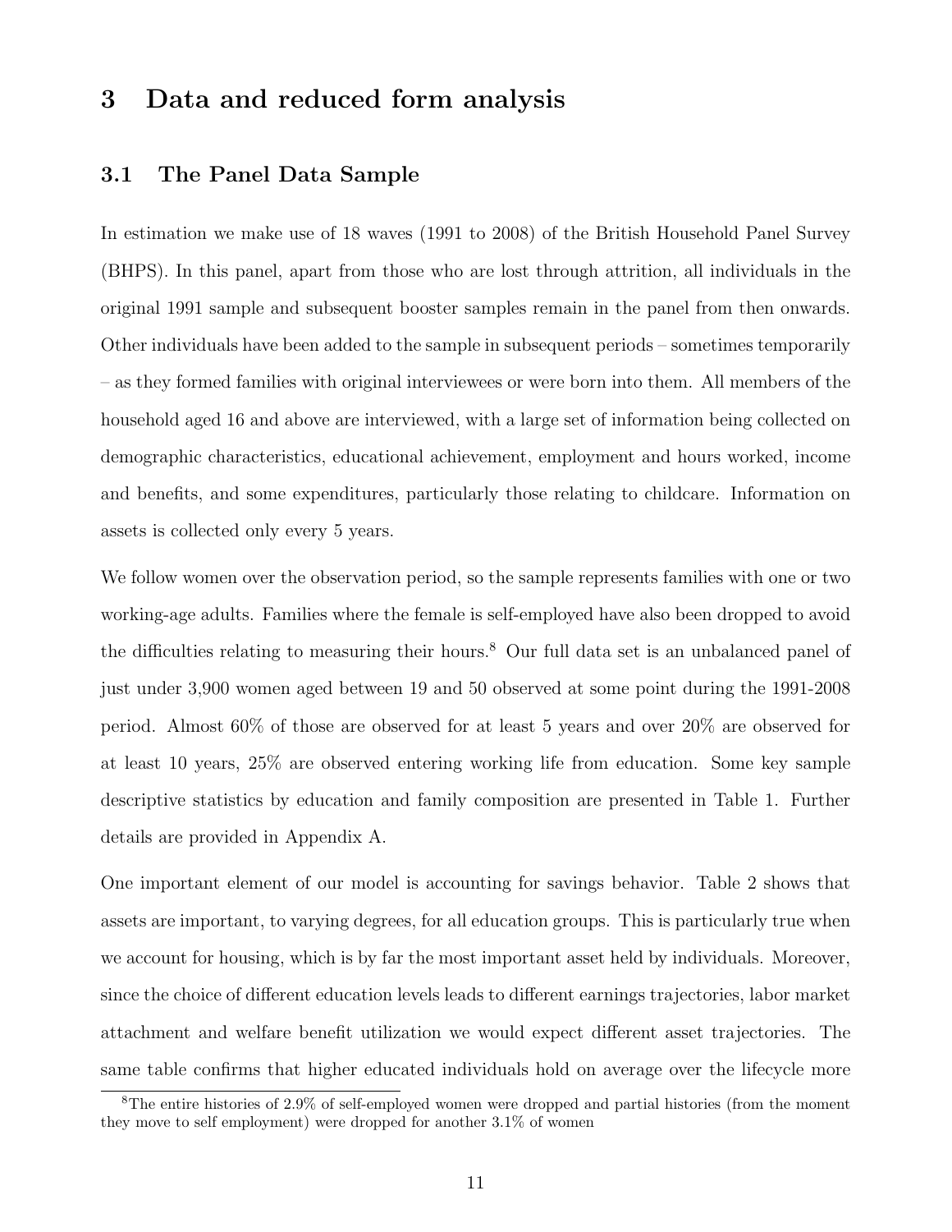# 3 Data and reduced form analysis

## 3.1 The Panel Data Sample

In estimation we make use of 18 waves (1991 to 2008) of the British Household Panel Survey (BHPS). In this panel, apart from those who are lost through attrition, all individuals in the original 1991 sample and subsequent booster samples remain in the panel from then onwards. Other individuals have been added to the sample in subsequent periods – sometimes temporarily – as they formed families with original interviewees or were born into them. All members of the household aged 16 and above are interviewed, with a large set of information being collected on demographic characteristics, educational achievement, employment and hours worked, income and benefits, and some expenditures, particularly those relating to childcare. Information on assets is collected only every 5 years.

We follow women over the observation period, so the sample represents families with one or two working-age adults. Families where the female is self-employed have also been dropped to avoid the difficulties relating to measuring their hours.[8] Our full data set is an unbalanced panel of just under 3,900 women aged between 19 and 50 observed at some point during the 1991-2008 period. Almost 60% of those are observed for at least 5 years and over 20% are observed for at least 10 years, 25% are observed entering working life from education. Some key sample descriptive statistics by education and family composition are presented in Table 1. Further details are provided in Appendix A.

One important element of our model is accounting for savings behavior. Table 2 shows that assets are important, to varying degrees, for all education groups. This is particularly true when we account for housing, which is by far the most important asset held by individuals. Moreover, since the choice of different education levels leads to different earnings trajectories, labor market attachment and welfare benefit utilization we would expect different asset trajectories. The same table confirms that higher educated individuals hold on average over the lifecycle more

[8] The entire histories of 2.9% of self-employed women were dropped and partial histories (from the moment they move to self employment) were dropped for another 3.1% of women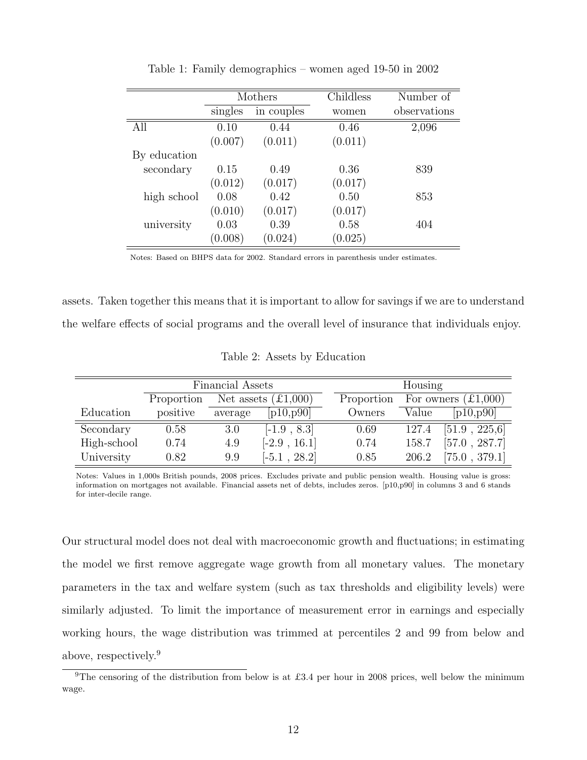Table 1: Family demographics – women aged 19-50 in 2002

| | Mothers | | Childless | Number of |
|---|---|---|---|---|
| | singles | in couples | women | observations |
| All | 0.10 | 0.44 | 0.46 | 2,096 |
| | (0.007) | (0.011) | (0.011) | |
| By education | | | | |
| secondary | 0.15 | 0.49 | 0.36 | 839 |
| | (0.012) | (0.017) | (0.017) | |
| high school | 0.08 | 0.42 | 0.50 | 853 |
| | (0.010) | (0.017) | (0.017) | |
| university | 0.03 | 0.39 | 0.58 | 404 |
| | (0.008) | (0.024) | (0.025) | |

Notes: Based on BHPS data for 2002. Standard errors in parenthesis under estimates.

assets. Taken together this means that it is important to allow for savings if we are to understand the welfare effects of social programs and the overall level of insurance that individuals enjoy.

Table 2: Assets by Education

| | Financial Assets | | | Housing | | |
|---|---|---|---|---|---|---|
| | Proportion | Net assets (£1,000) | | Proportion | For owners (£1,000) | |
| Education | positive | average | [p10,p90] | Owners | Value | [p10,p90] |
| Secondary | 0.58 | 3.0 | [-1.9 , 8.3] | 0.69 | 127.4 | [51.9 , 225,6] |
| High-school | 0.74 | 4.9 | [-2.9 , 16.1] | 0.74 | 158.7 | [57.0 , 287.7] |
| University | 0.82 | 9.9 | [-5.1 , 28.2] | 0.85 | 206.2 | [75.0 , 379.1] |

Notes: Values in 1,000s British pounds, 2008 prices. Excludes private and public pension wealth. Housing value is gross: information on mortgages not available. Financial assets net of debts, includes zeros. [p10,p90] in columns 3 and 6 stands for inter-decile range.

Our structural model does not deal with macroeconomic growth and fluctuations; in estimating the model we first remove aggregate wage growth from all monetary values. The monetary parameters in the tax and welfare system (such as tax thresholds and eligibility levels) were similarly adjusted. To limit the importance of measurement error in earnings and especially working hours, the wage distribution was trimmed at percentiles 2 and 99 from below and above, respectively.[9]

[9] The censoring of the distribution from below is at £3.4 per hour in 2008 prices, well below the minimum wage.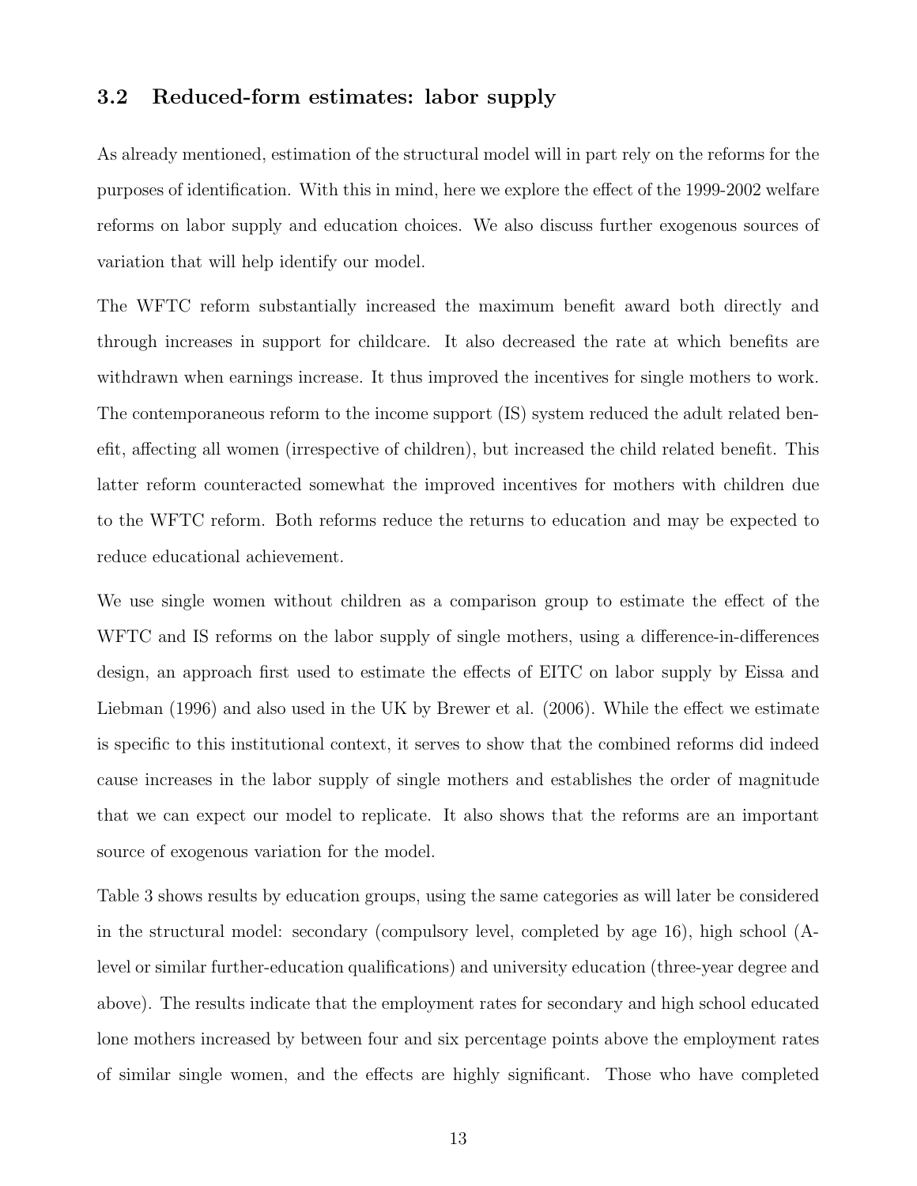### 3.2 Reduced-form estimates: labor supply

As already mentioned, estimation of the structural model will in part rely on the reforms for the purposes of identification. With this in mind, here we explore the effect of the 1999-2002 welfare reforms on labor supply and education choices. We also discuss further exogenous sources of variation that will help identify our model.

The WFTC reform substantially increased the maximum benefit award both directly and through increases in support for childcare. It also decreased the rate at which benefits are withdrawn when earnings increase. It thus improved the incentives for single mothers to work. The contemporaneous reform to the income support (IS) system reduced the adult related benefit, affecting all women (irrespective of children), but increased the child related benefit. This latter reform counteracted somewhat the improved incentives for mothers with children due to the WFTC reform. Both reforms reduce the returns to education and may be expected to reduce educational achievement.

We use single women without children as a comparison group to estimate the effect of the WFTC and IS reforms on the labor supply of single mothers, using a difference-in-differences design, an approach first used to estimate the effects of EITC on labor supply by Eissa and Liebman (1996) and also used in the UK by Brewer et al. (2006). While the effect we estimate is specific to this institutional context, it serves to show that the combined reforms did indeed cause increases in the labor supply of single mothers and establishes the order of magnitude that we can expect our model to replicate. It also shows that the reforms are an important source of exogenous variation for the model.

Table 3 shows results by education groups, using the same categories as will later be considered in the structural model: secondary (compulsory level, completed by age 16), high school (A-level or similar further-education qualifications) and university education (three-year degree and above). The results indicate that the employment rates for secondary and high school educated lone mothers increased by between four and six percentage points above the employment rates of similar single women, and the effects are highly significant. Those who have completed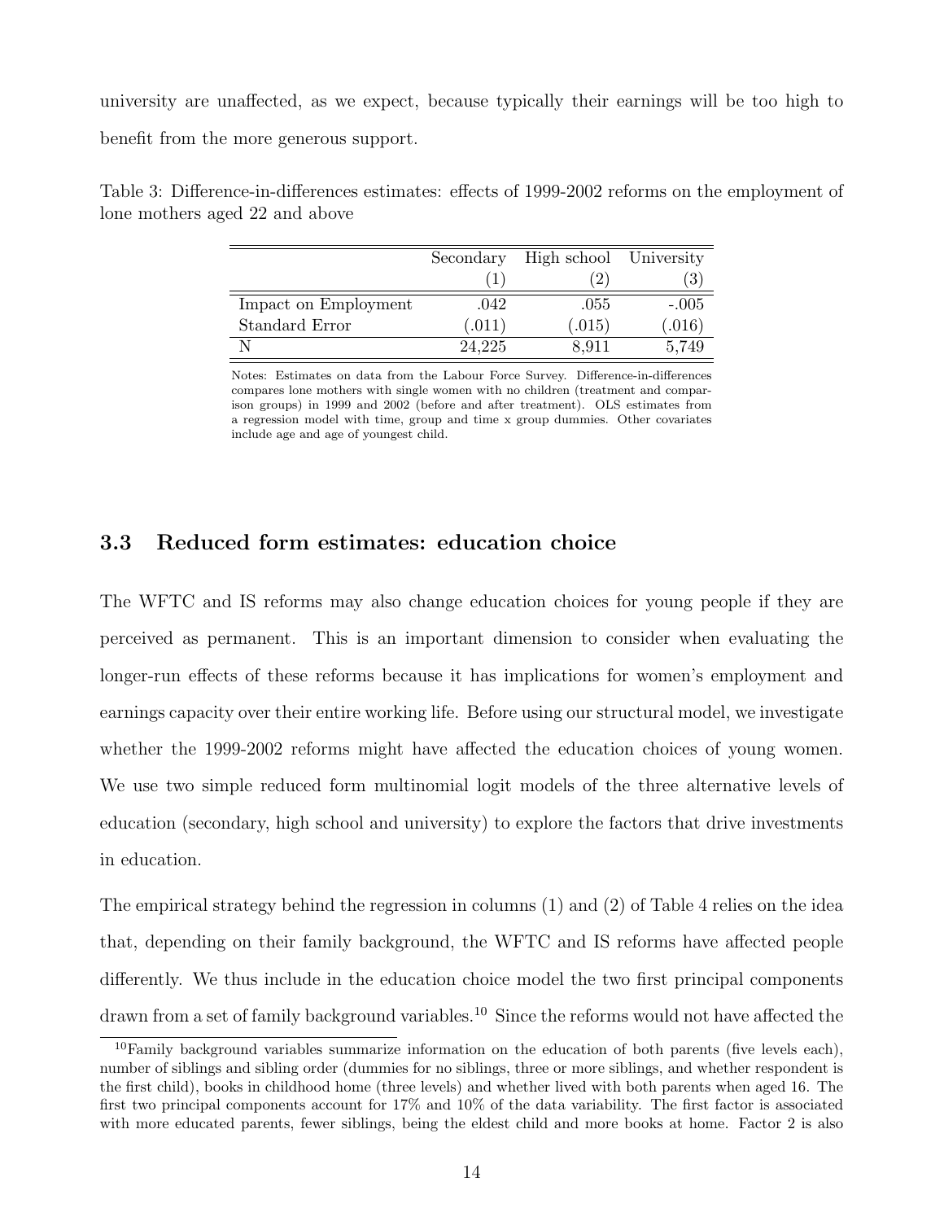university are unaffected, as we expect, because typically their earnings will be too high to benefit from the more generous support.

Table 3: Difference-in-differences estimates: effects of 1999-2002 reforms on the employment of lone mothers aged 22 and above

| | Secondary (1) | High school (2) | University (3) |
|---|---|---|---|
| Impact on Employment | .042 | .055 | -.005 |
| Standard Error | (.011) | (.015) | (.016) |
| N | 24,225 | 8,911 | 5,749 |

Notes: Estimates on data from the Labour Force Survey. Difference-in-differences compares lone mothers with single women with no children (treatment and comparison groups) in 1999 and 2002 (before and after treatment). OLS estimates from a regression model with time, group and time x group dummies. Other covariates include age and age of youngest child.

### 3.3 Reduced form estimates: education choice

The WFTC and IS reforms may also change education choices for young people if they are perceived as permanent. This is an important dimension to consider when evaluating the longer-run effects of these reforms because it has implications for women's employment and earnings capacity over their entire working life. Before using our structural model, we investigate whether the 1999-2002 reforms might have affected the education choices of young women. We use two simple reduced form multinomial logit models of the three alternative levels of education (secondary, high school and university) to explore the factors that drive investments in education.

The empirical strategy behind the regression in columns (1) and (2) of Table 4 relies on the idea that, depending on their family background, the WFTC and IS reforms have affected people differently. We thus include in the education choice model the two first principal components drawn from a set of family background variables.[10] Since the reforms would not have affected the

[10] Family background variables summarize information on the education of both parents (five levels each), number of siblings and sibling order (dummies for no siblings, three or more siblings, and whether respondent is the first child), books in childhood home (three levels) and whether lived with both parents when aged 16. The first two principal components account for 17% and 10% of the data variability. The first factor is associated with more educated parents, fewer siblings, being the eldest child and more books at home. Factor 2 is also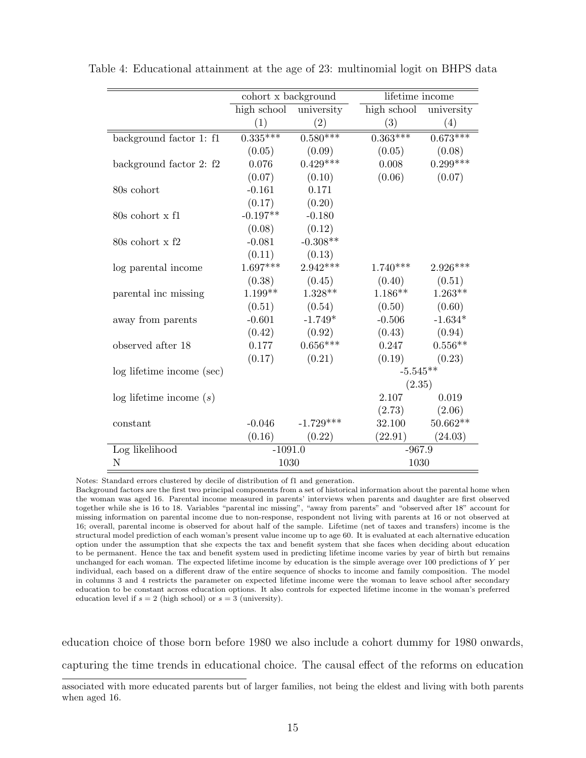Table 4: Educational attainment at the age of 23: multinomial logit on BHPS data

| | cohort x background | | lifetime income | |
|---|---|---|---|---|
| | high school | university | high school | university |
| | (1) | (2) | (3) | (4) |
| background factor 1: f1 | 0.335*** | 0.580*** | 0.363*** | 0.673*** |
| | (0.05) | (0.09) | (0.05) | (0.08) |
| background factor 2: f2 | 0.076 | 0.429*** | 0.008 | 0.299*** |
| | (0.07) | (0.10) | (0.06) | (0.07) |
| 80s cohort | -0.161 | 0.171 | | |
| | (0.17) | (0.20) | | |
| 80s cohort x f1 | -0.197** | -0.180 | | |
| | (0.08) | (0.12) | | |
| 80s cohort x f2 | -0.081 | -0.308** | | |
| | (0.11) | (0.13) | | |
| log parental income | 1.697*** | 2.942*** | 1.740*** | 2.926*** |
| | (0.38) | (0.45) | (0.40) | (0.51) |
| parental inc missing | 1.199** | 1.328** | 1.186** | 1.263** |
| | (0.51) | (0.54) | (0.50) | (0.60) |
| away from parents | -0.601 | -1.749* | -0.506 | -1.634* |
| | (0.42) | (0.92) | (0.43) | (0.94) |
| observed after 18 | 0.177 | 0.656*** | 0.247 | 0.556** |
| | (0.17) | (0.21) | (0.19) | (0.23) |
| log lifetime income (sec) | | | -5.545** | |
| | | | (2.35) | |
| log lifetime income ($s$) | | | 2.107 | 0.019 |
| | | | (2.73) | (2.06) |
| constant | -0.046 | -1.729*** | 32.100 | 50.662** |
| | (0.16) | (0.22) | (22.91) | (24.03) |
| Log likelihood | -1091.0 | | -967.9 | |
| N | 1030 | | 1030 | |

Notes: Standard errors clustered by decile of distribution of f1 and generation.
Background factors are the first two principal components from a set of historical information about the parental home when the woman was aged 16. Parental income measured in parents' interviews when parents and daughter are first observed together while she is 16 to 18. Variables "parental inc missing", "away from parents" and "observed after 18" account for missing information on parental income due to non-response, respondent not living with parents at 16 or not observed at 16; overall, parental income is observed for about half of the sample. Lifetime (net of taxes and transfers) income is the structural model prediction of each woman's present value income up to age 60. It is evaluated at each alternative education option under the assumption that she expects the tax and benefit system that she faces when deciding about education to be permanent. Hence the tax and benefit system used in predicting lifetime income varies by year of birth but remains unchanged for each woman. The expected lifetime income by education is the simple average over 100 predictions of $Y$ per individual, each based on a different draw of the entire sequence of shocks to income and family composition. The model in columns 3 and 4 restricts the parameter on expected lifetime income were the woman to leave school after secondary education to be constant across education options. It also controls for expected lifetime income in the woman's preferred education level if $s = 2$ (high school) or $s = 3$ (university).

education choice of those born before 1980 we also include a cohort dummy for 1980 onwards, capturing the time trends in educational choice. The causal effect of the reforms on education

associated with more educated parents but of larger families, not being the eldest and living with both parents when aged 16.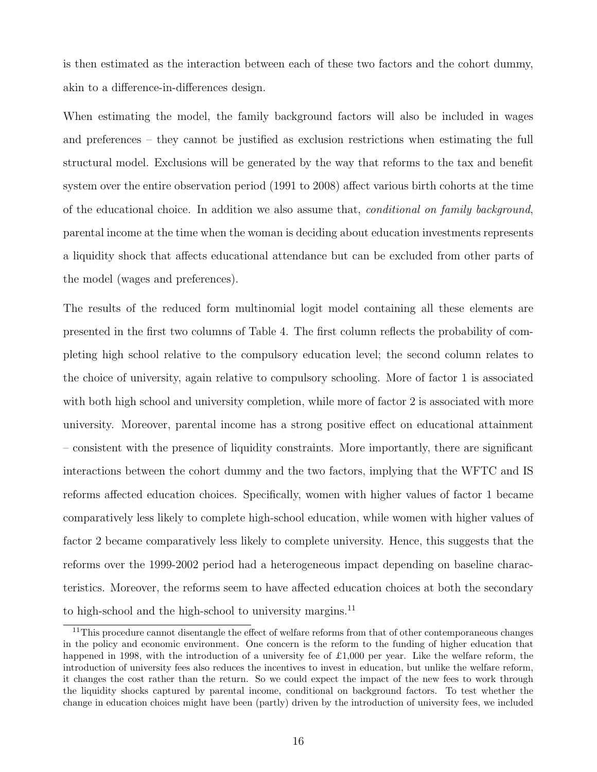is then estimated as the interaction between each of these two factors and the cohort dummy, akin to a difference-in-differences design.

When estimating the model, the family background factors will also be included in wages and preferences – they cannot be justified as exclusion restrictions when estimating the full structural model. Exclusions will be generated by the way that reforms to the tax and benefit system over the entire observation period (1991 to 2008) affect various birth cohorts at the time of the educational choice. In addition we also assume that, *conditional on family background*, parental income at the time when the woman is deciding about education investments represents a liquidity shock that affects educational attendance but can be excluded from other parts of the model (wages and preferences).

The results of the reduced form multinomial logit model containing all these elements are presented in the first two columns of Table 4. The first column reflects the probability of completing high school relative to the compulsory education level; the second column relates to the choice of university, again relative to compulsory schooling. More of factor 1 is associated with both high school and university completion, while more of factor 2 is associated with more university. Moreover, parental income has a strong positive effect on educational attainment – consistent with the presence of liquidity constraints. More importantly, there are significant interactions between the cohort dummy and the two factors, implying that the WFTC and IS reforms affected education choices. Specifically, women with higher values of factor 1 became comparatively less likely to complete high-school education, while women with higher values of factor 2 became comparatively less likely to complete university. Hence, this suggests that the reforms over the 1999-2002 period had a heterogeneous impact depending on baseline characteristics. Moreover, the reforms seem to have affected education choices at both the secondary to high-school and the high-school to university margins.[11]

[11] This procedure cannot disentangle the effect of welfare reforms from that of other contemporaneous changes in the policy and economic environment. One concern is the reform to the funding of higher education that happened in 1998, with the introduction of a university fee of £1,000 per year. Like the welfare reform, the introduction of university fees also reduces the incentives to invest in education, but unlike the welfare reform, it changes the cost rather than the return. So we could expect the impact of the new fees to work through the liquidity shocks captured by parental income, conditional on background factors. To test whether the change in education choices might have been (partly) driven by the introduction of university fees, we included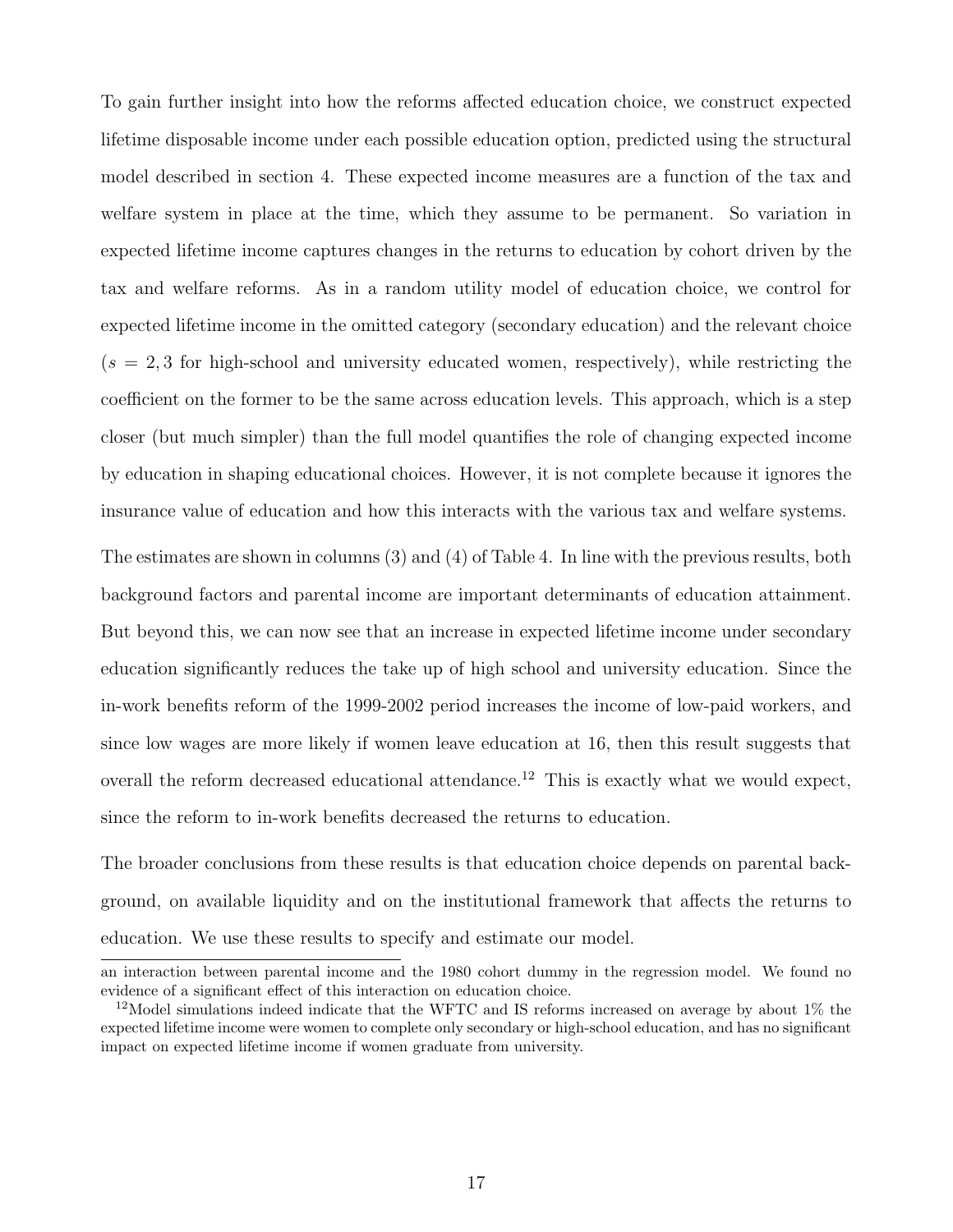To gain further insight into how the reforms affected education choice, we construct expected lifetime disposable income under each possible education option, predicted using the structural model described in section 4. These expected income measures are a function of the tax and welfare system in place at the time, which they assume to be permanent. So variation in expected lifetime income captures changes in the returns to education by cohort driven by the tax and welfare reforms. As in a random utility model of education choice, we control for expected lifetime income in the omitted category (secondary education) and the relevant choice ($s = 2, 3$ for high-school and university educated women, respectively), while restricting the coefficient on the former to be the same across education levels. This approach, which is a step closer (but much simpler) than the full model quantifies the role of changing expected income by education in shaping educational choices. However, it is not complete because it ignores the insurance value of education and how this interacts with the various tax and welfare systems.

The estimates are shown in columns (3) and (4) of Table 4. In line with the previous results, both background factors and parental income are important determinants of education attainment. But beyond this, we can now see that an increase in expected lifetime income under secondary education significantly reduces the take up of high school and university education. Since the in-work benefits reform of the 1999-2002 period increases the income of low-paid workers, and since low wages are more likely if women leave education at 16, then this result suggests that overall the reform decreased educational attendance.[12] This is exactly what we would expect, since the reform to in-work benefits decreased the returns to education.

The broader conclusions from these results is that education choice depends on parental background, on available liquidity and on the institutional framework that affects the returns to education. We use these results to specify and estimate our model.

an interaction between parental income and the 1980 cohort dummy in the regression model. We found no evidence of a significant effect of this interaction on education choice.

[12]Model simulations indeed indicate that the WFTC and IS reforms increased on average by about 1% the expected lifetime income were women to complete only secondary or high-school education, and has no significant impact on expected lifetime income if women graduate from university.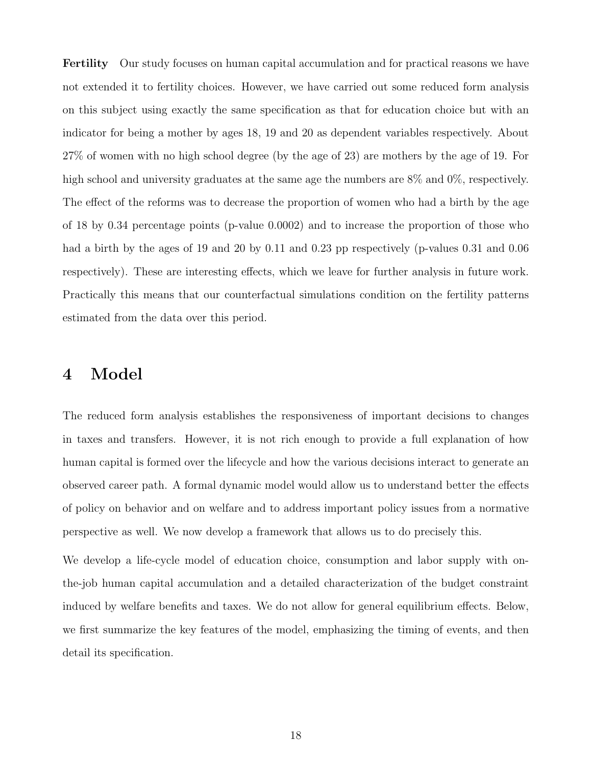**Fertility** Our study focuses on human capital accumulation and for practical reasons we have not extended it to fertility choices. However, we have carried out some reduced form analysis on this subject using exactly the same specification as that for education choice but with an indicator for being a mother by ages 18, 19 and 20 as dependent variables respectively. About 27% of women with no high school degree (by the age of 23) are mothers by the age of 19. For high school and university graduates at the same age the numbers are 8% and 0%, respectively. The effect of the reforms was to decrease the proportion of women who had a birth by the age of 18 by 0.34 percentage points (p-value 0.0002) and to increase the proportion of those who had a birth by the ages of 19 and 20 by 0.11 and 0.23 pp respectively (p-values 0.31 and 0.06 respectively). These are interesting effects, which we leave for further analysis in future work. Practically this means that our counterfactual simulations condition on the fertility patterns estimated from the data over this period.

# 4 Model

The reduced form analysis establishes the responsiveness of important decisions to changes in taxes and transfers. However, it is not rich enough to provide a full explanation of how human capital is formed over the lifecycle and how the various decisions interact to generate an observed career path. A formal dynamic model would allow us to understand better the effects of policy on behavior and on welfare and to address important policy issues from a normative perspective as well. We now develop a framework that allows us to do precisely this.

We develop a life-cycle model of education choice, consumption and labor supply with on-the-job human capital accumulation and a detailed characterization of the budget constraint induced by welfare benefits and taxes. We do not allow for general equilibrium effects. Below, we first summarize the key features of the model, emphasizing the timing of events, and then detail its specification.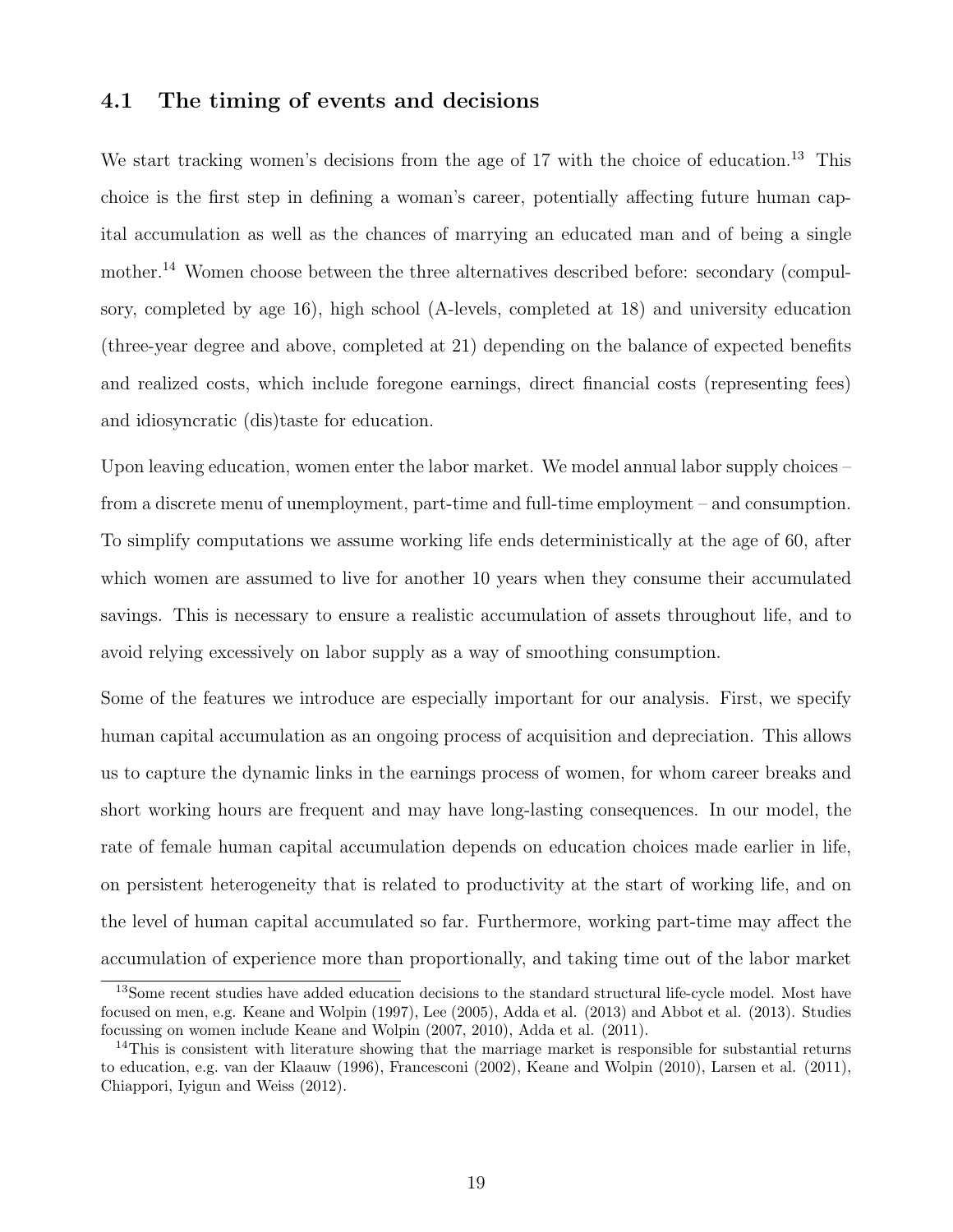### 4.1 The timing of events and decisions

We start tracking women's decisions from the age of 17 with the choice of education.[13] This choice is the first step in defining a woman's career, potentially affecting future human capital accumulation as well as the chances of marrying an educated man and of being a single mother.[14] Women choose between the three alternatives described before: secondary (compulsory, completed by age 16), high school (A-levels, completed at 18) and university education (three-year degree and above, completed at 21) depending on the balance of expected benefits and realized costs, which include foregone earnings, direct financial costs (representing fees) and idiosyncratic (dis)taste for education.

Upon leaving education, women enter the labor market. We model annual labor supply choices – from a discrete menu of unemployment, part-time and full-time employment – and consumption. To simplify computations we assume working life ends deterministically at the age of 60, after which women are assumed to live for another 10 years when they consume their accumulated savings. This is necessary to ensure a realistic accumulation of assets throughout life, and to avoid relying excessively on labor supply as a way of smoothing consumption.

Some of the features we introduce are especially important for our analysis. First, we specify human capital accumulation as an ongoing process of acquisition and depreciation. This allows us to capture the dynamic links in the earnings process of women, for whom career breaks and short working hours are frequent and may have long-lasting consequences. In our model, the rate of female human capital accumulation depends on education choices made earlier in life, on persistent heterogeneity that is related to productivity at the start of working life, and on the level of human capital accumulated so far. Furthermore, working part-time may affect the accumulation of experience more than proportionally, and taking time out of the labor market

[13] Some recent studies have added education decisions to the standard structural life-cycle model. Most have focused on men, e.g. Keane and Wolpin (1997), Lee (2005), Adda et al. (2013) and Abbot et al. (2013). Studies focussing on women include Keane and Wolpin (2007, 2010), Adda et al. (2011).

[14] This is consistent with literature showing that the marriage market is responsible for substantial returns to education, e.g. van der Klaauw (1996), Francesconi (2002), Keane and Wolpin (2010), Larsen et al. (2011), Chiappori, Iyigun and Weiss (2012).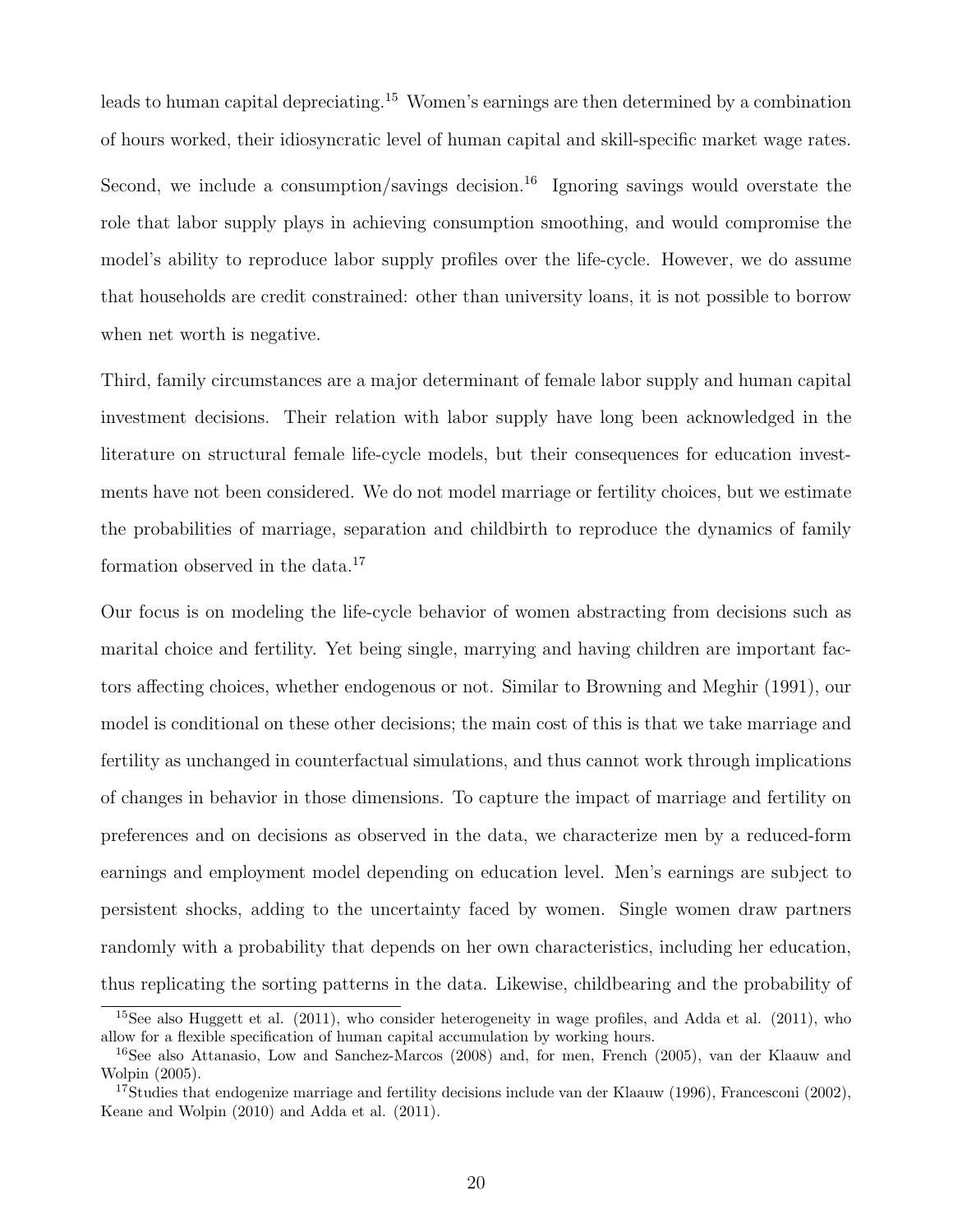leads to human capital depreciating.[15] Women's earnings are then determined by a combination of hours worked, their idiosyncratic level of human capital and skill-specific market wage rates.

Second, we include a consumption/savings decision.[16] Ignoring savings would overstate the role that labor supply plays in achieving consumption smoothing, and would compromise the model's ability to reproduce labor supply profiles over the life-cycle. However, we do assume that households are credit constrained: other than university loans, it is not possible to borrow when net worth is negative.

Third, family circumstances are a major determinant of female labor supply and human capital investment decisions. Their relation with labor supply have long been acknowledged in the literature on structural female life-cycle models, but their consequences for education investments have not been considered. We do not model marriage or fertility choices, but we estimate the probabilities of marriage, separation and childbirth to reproduce the dynamics of family formation observed in the data.[17]

Our focus is on modeling the life-cycle behavior of women abstracting from decisions such as marital choice and fertility. Yet being single, marrying and having children are important factors affecting choices, whether endogenous or not. Similar to Browning and Meghir (1991), our model is conditional on these other decisions; the main cost of this is that we take marriage and fertility as unchanged in counterfactual simulations, and thus cannot work through implications of changes in behavior in those dimensions. To capture the impact of marriage and fertility on preferences and on decisions as observed in the data, we characterize men by a reduced-form earnings and employment model depending on education level. Men's earnings are subject to persistent shocks, adding to the uncertainty faced by women. Single women draw partners randomly with a probability that depends on her own characteristics, including her education, thus replicating the sorting patterns in the data. Likewise, childbearing and the probability of

[15] See also Huggett et al. (2011), who consider heterogeneity in wage profiles, and Adda et al. (2011), who allow for a flexible specification of human capital accumulation by working hours.

[16] See also Attanasio, Low and Sanchez-Marcos (2008) and, for men, French (2005), van der Klaauw and Wolpin (2005).

[17] Studies that endogenize marriage and fertility decisions include van der Klaauw (1996), Francesconi (2002), Keane and Wolpin (2010) and Adda et al. (2011).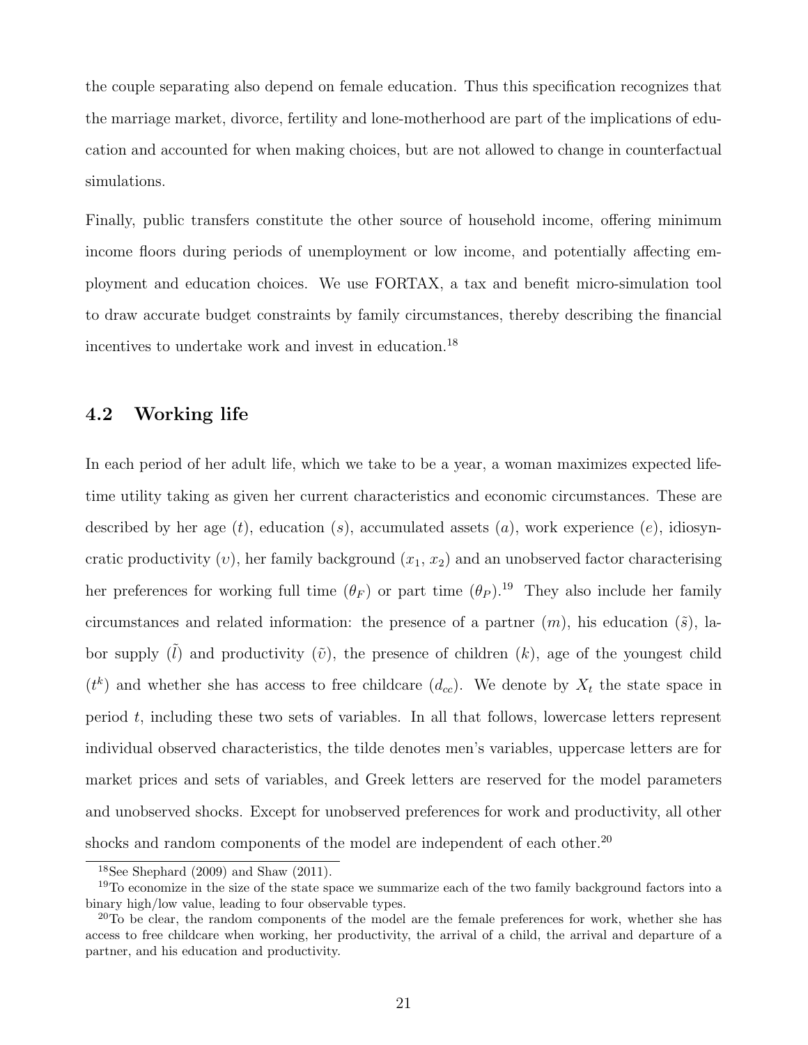the couple separating also depend on female education. Thus this specification recognizes that the marriage market, divorce, fertility and lone-motherhood are part of the implications of education and accounted for when making choices, but are not allowed to change in counterfactual simulations.

Finally, public transfers constitute the other source of household income, offering minimum income floors during periods of unemployment or low income, and potentially affecting employment and education choices. We use FORTAX, a tax and benefit micro-simulation tool to draw accurate budget constraints by family circumstances, thereby describing the financial incentives to undertake work and invest in education.[18]

### 4.2 Working life

In each period of her adult life, which we take to be a year, a woman maximizes expected lifetime utility taking as given her current characteristics and economic circumstances. These are described by her age ($t$), education ($s$), accumulated assets ($a$), work experience ($e$), idiosyncratic productivity ($\upsilon$), her family background ($x_1$, $x_2$) and an unobserved factor characterising her preferences for working full time ($\theta_F$) or part time ($\theta_P$).[19] They also include her family circumstances and related information: the presence of a partner ($m$), his education ($\tilde{s}$), labor supply ($\tilde{l}$) and productivity ($\tilde{\upsilon}$), the presence of children ($k$), age of the youngest child ($t^k$) and whether she has access to free childcare ($d_{cc}$). We denote by $X_t$ the state space in period $t$, including these two sets of variables. In all that follows, lowercase letters represent individual observed characteristics, the tilde denotes men's variables, uppercase letters are for market prices and sets of variables, and Greek letters are reserved for the model parameters and unobserved shocks. Except for unobserved preferences for work and productivity, all other shocks and random components of the model are independent of each other.[20]

[18] See Shephard (2009) and Shaw (2011).

[19] To economize in the size of the state space we summarize each of the two family background factors into a binary high/low value, leading to four observable types.

[20] To be clear, the random components of the model are the female preferences for work, whether she has access to free childcare when working, her productivity, the arrival of a child, the arrival and departure of a partner, and his education and productivity.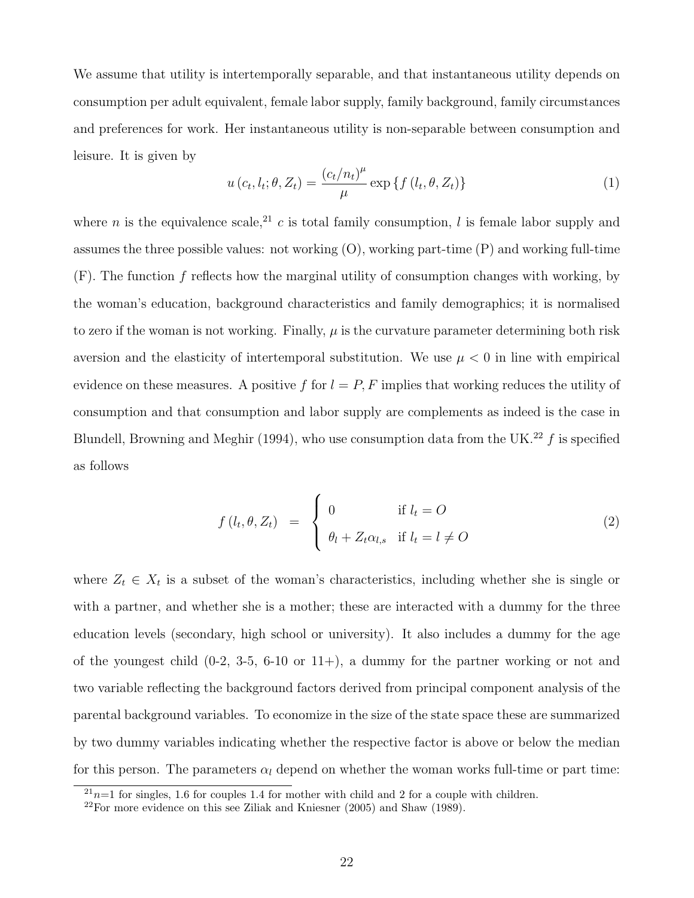We assume that utility is intertemporally separable, and that instantaneous utility depends on consumption per adult equivalent, female labor supply, family background, family circumstances and preferences for work. Her instantaneous utility is non-separable between consumption and leisure. It is given by

$$u(c_t, l_t; \theta, Z_t) = \frac{(c_t/n_t)^{\mu}}{\mu} \exp\{f(l_t, \theta, Z_t)\} \tag{1}$$

where $n$ is the equivalence scale,[21] $c$ is total family consumption, $l$ is female labor supply and assumes the three possible values: not working (O), working part-time (P) and working full-time (F). The function $f$ reflects how the marginal utility of consumption changes with working, by the woman's education, background characteristics and family demographics; it is normalised to zero if the woman is not working. Finally, $\mu$ is the curvature parameter determining both risk aversion and the elasticity of intertemporal substitution. We use $\mu < 0$ in line with empirical evidence on these measures. A positive $f$ for $l = P, F$ implies that working reduces the utility of consumption and that consumption and labor supply are complements as indeed is the case in Blundell, Browning and Meghir (1994), who use consumption data from the UK.[22] $f$ is specified as follows

$$f(l_t, \theta, Z_t) \;\; = \;\; \begin{cases} 0 & \text{if } l_t = O \\ \theta_l + Z_t \alpha_{l,s} & \text{if } l_t = l \neq O \end{cases} \tag{2}$$

where $Z_t \in X_t$ is a subset of the woman's characteristics, including whether she is single or with a partner, and whether she is a mother; these are interacted with a dummy for the three education levels (secondary, high school or university). It also includes a dummy for the age of the youngest child (0-2, 3-5, 6-10 or 11+), a dummy for the partner working or not and two variable reflecting the background factors derived from principal component analysis of the parental background variables. To economize in the size of the state space these are summarized by two dummy variables indicating whether the respective factor is above or below the median for this person. The parameters $\alpha_l$ depend on whether the woman works full-time or part time:

[21] $n$=1 for singles, 1.6 for couples 1.4 for mother with child and 2 for a couple with children.

[22] For more evidence on this see Ziliak and Kniesner (2005) and Shaw (1989).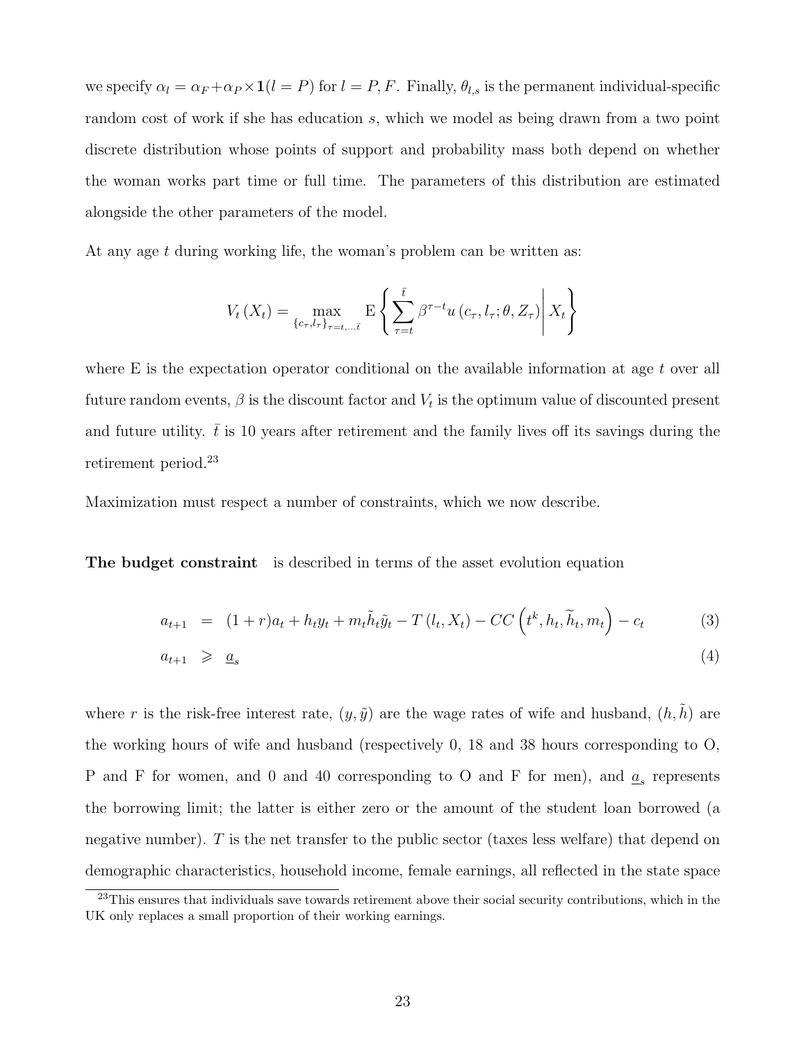we specify $\alpha_l = \alpha_F + \alpha_P \times \mathbf{1}(l = P)$ for $l = P, F$. Finally, $\theta_{l,s}$ is the permanent individual-specific random cost of work if she has education $s$, which we model as being drawn from a two point discrete distribution whose points of support and probability mass both depend on whether the woman works part time or full time. The parameters of this distribution are estimated alongside the other parameters of the model.

At any age $t$ during working life, the woman's problem can be written as:

$$V_t(X_t) = \max_{\{c_\tau, l_\tau\}_{\tau=t,\ldots\bar{t}}} \mathrm{E}\left\{ \sum_{\tau=t}^{\bar{t}} \beta^{\tau-t} u(c_\tau, l_\tau; \theta, Z_\tau) \middle| X_t \right\}$$

where E is the expectation operator conditional on the available information at age $t$ over all future random events, $\beta$ is the discount factor and $V_t$ is the optimum value of discounted present and future utility. $\bar{t}$ is 10 years after retirement and the family lives off its savings during the retirement period.[23]

Maximization must respect a number of constraints, which we now describe.

**The budget constraint** is described in terms of the asset evolution equation

$$a_{t+1} = (1+r)a_t + h_t y_t + m_t \tilde{h}_t \tilde{y}_t - T(l_t, X_t) - CC\left(t^k, h_t, \widetilde{h}_t, m_t\right) - c_t \tag{3}$$

$$a_{t+1} \geqslant \underline{a}_s \tag{4}$$

where $r$ is the risk-free interest rate, $(y, \tilde{y})$ are the wage rates of wife and husband, $(h, \tilde{h})$ are the working hours of wife and husband (respectively 0, 18 and 38 hours corresponding to O, P and F for women, and 0 and 40 corresponding to O and F for men), and $\underline{a}_s$ represents the borrowing limit; the latter is either zero or the amount of the student loan borrowed (a negative number). $T$ is the net transfer to the public sector (taxes less welfare) that depend on demographic characteristics, household income, female earnings, all reflected in the state space

[23] This ensures that individuals save towards retirement above their social security contributions, which in the UK only replaces a small proportion of their working earnings.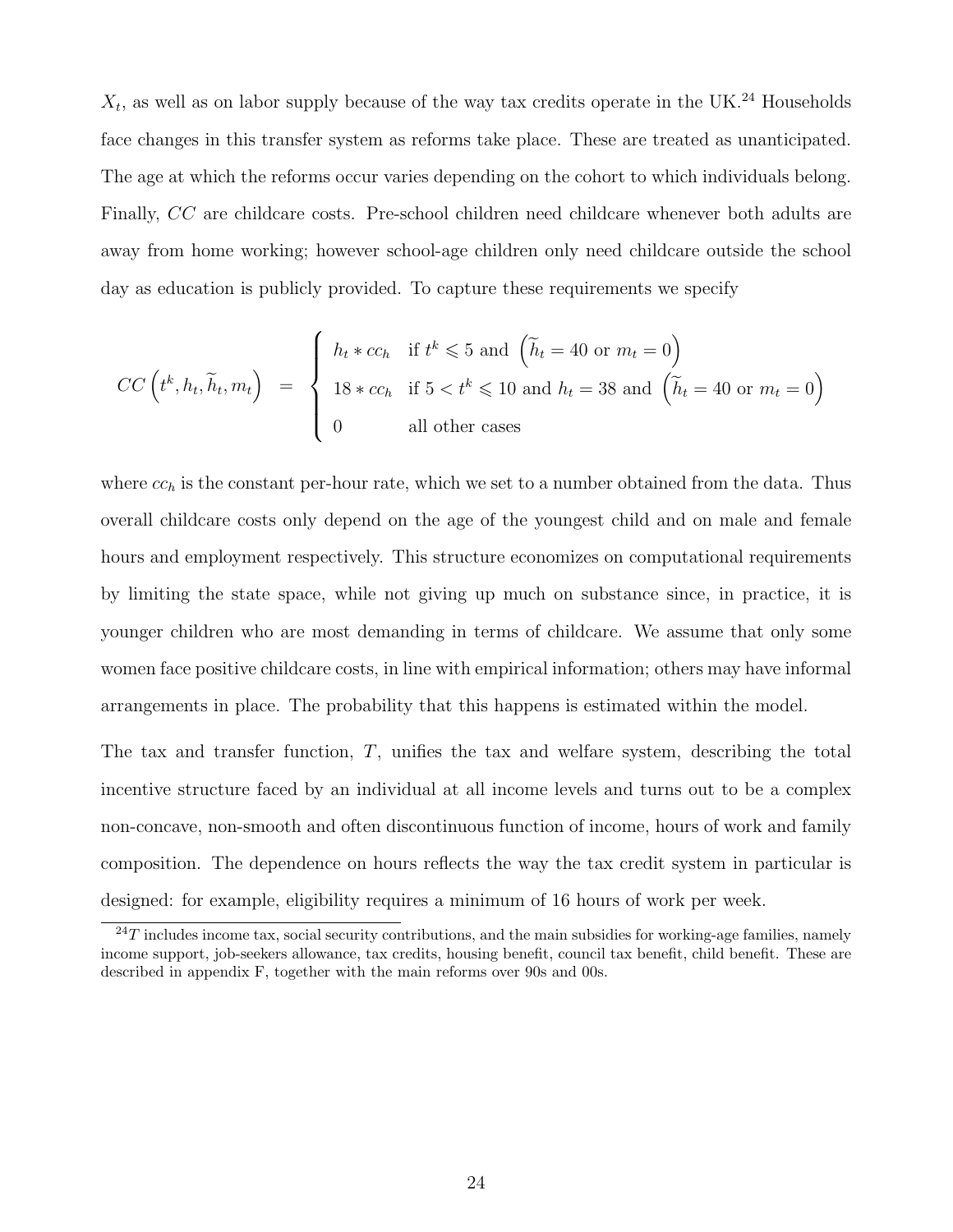$X_t$, as well as on labor supply because of the way tax credits operate in the UK.[24] Households face changes in this transfer system as reforms take place. These are treated as unanticipated. The age at which the reforms occur varies depending on the cohort to which individuals belong. Finally, $CC$ are childcare costs. Pre-school children need childcare whenever both adults are away from home working; however school-age children only need childcare outside the school day as education is publicly provided. To capture these requirements we specify

$$CC\left(t^k, h_t, \widetilde{h}_t, m_t\right) = \begin{cases} h_t * cc_h & \text{if } t^k \leqslant 5 \text{ and } \left(\widetilde{h}_t = 40 \text{ or } m_t = 0\right) \\ 18 * cc_h & \text{if } 5 < t^k \leqslant 10 \text{ and } h_t = 38 \text{ and } \left(\widetilde{h}_t = 40 \text{ or } m_t = 0\right) \\ 0 & \text{all other cases} \end{cases}$$

where $cc_h$ is the constant per-hour rate, which we set to a number obtained from the data. Thus overall childcare costs only depend on the age of the youngest child and on male and female hours and employment respectively. This structure economizes on computational requirements by limiting the state space, while not giving up much on substance since, in practice, it is younger children who are most demanding in terms of childcare. We assume that only some women face positive childcare costs, in line with empirical information; others may have informal arrangements in place. The probability that this happens is estimated within the model.

The tax and transfer function, $T$, unifies the tax and welfare system, describing the total incentive structure faced by an individual at all income levels and turns out to be a complex non-concave, non-smooth and often discontinuous function of income, hours of work and family composition. The dependence on hours reflects the way the tax credit system in particular is designed: for example, eligibility requires a minimum of 16 hours of work per week.

[24] $T$ includes income tax, social security contributions, and the main subsidies for working-age families, namely income support, job-seekers allowance, tax credits, housing benefit, council tax benefit, child benefit. These are described in appendix F, together with the main reforms over 90s and 00s.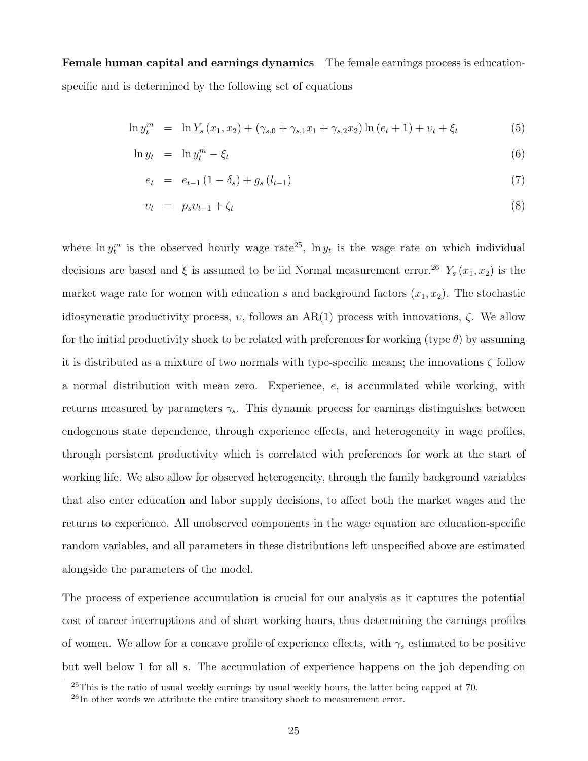**Female human capital and earnings dynamics** The female earnings process is education-specific and is determined by the following set of equations

$$
\begin{aligned}
\ln y_t^m &= \ln Y_s(x_1, x_2) + (\gamma_{s,0} + \gamma_{s,1}x_1 + \gamma_{s,2}x_2)\ln(e_t + 1) + \upsilon_t + \xi_t && (5)\\
\ln y_t &= \ln y_t^m - \xi_t && (6)\\
e_t &= e_{t-1}(1 - \delta_s) + g_s(l_{t-1}) && (7)\\
\upsilon_t &= \rho_s \upsilon_{t-1} + \zeta_t && (8)
\end{aligned}
$$

where $\ln y_t^m$ is the observed hourly wage rate[25], $\ln y_t$ is the wage rate on which individual decisions are based and $\xi$ is assumed to be iid Normal measurement error.[26] $Y_s(x_1, x_2)$ is the market wage rate for women with education $s$ and background factors $(x_1, x_2)$. The stochastic idiosyncratic productivity process, $\upsilon$, follows an AR(1) process with innovations, $\zeta$. We allow for the initial productivity shock to be related with preferences for working (type $\theta$) by assuming it is distributed as a mixture of two normals with type-specific means; the innovations $\zeta$ follow a normal distribution with mean zero. Experience, $e$, is accumulated while working, with returns measured by parameters $\gamma_s$. This dynamic process for earnings distinguishes between endogenous state dependence, through experience effects, and heterogeneity in wage profiles, through persistent productivity which is correlated with preferences for work at the start of working life. We also allow for observed heterogeneity, through the family background variables that also enter education and labor supply decisions, to affect both the market wages and the returns to experience. All unobserved components in the wage equation are education-specific random variables, and all parameters in these distributions left unspecified above are estimated alongside the parameters of the model.

The process of experience accumulation is crucial for our analysis as it captures the potential cost of career interruptions and of short working hours, thus determining the earnings profiles of women. We allow for a concave profile of experience effects, with $\gamma_s$ estimated to be positive but well below 1 for all $s$. The accumulation of experience happens on the job depending on

[25] This is the ratio of usual weekly earnings by usual weekly hours, the latter being capped at 70.

[26] In other words we attribute the entire transitory shock to measurement error.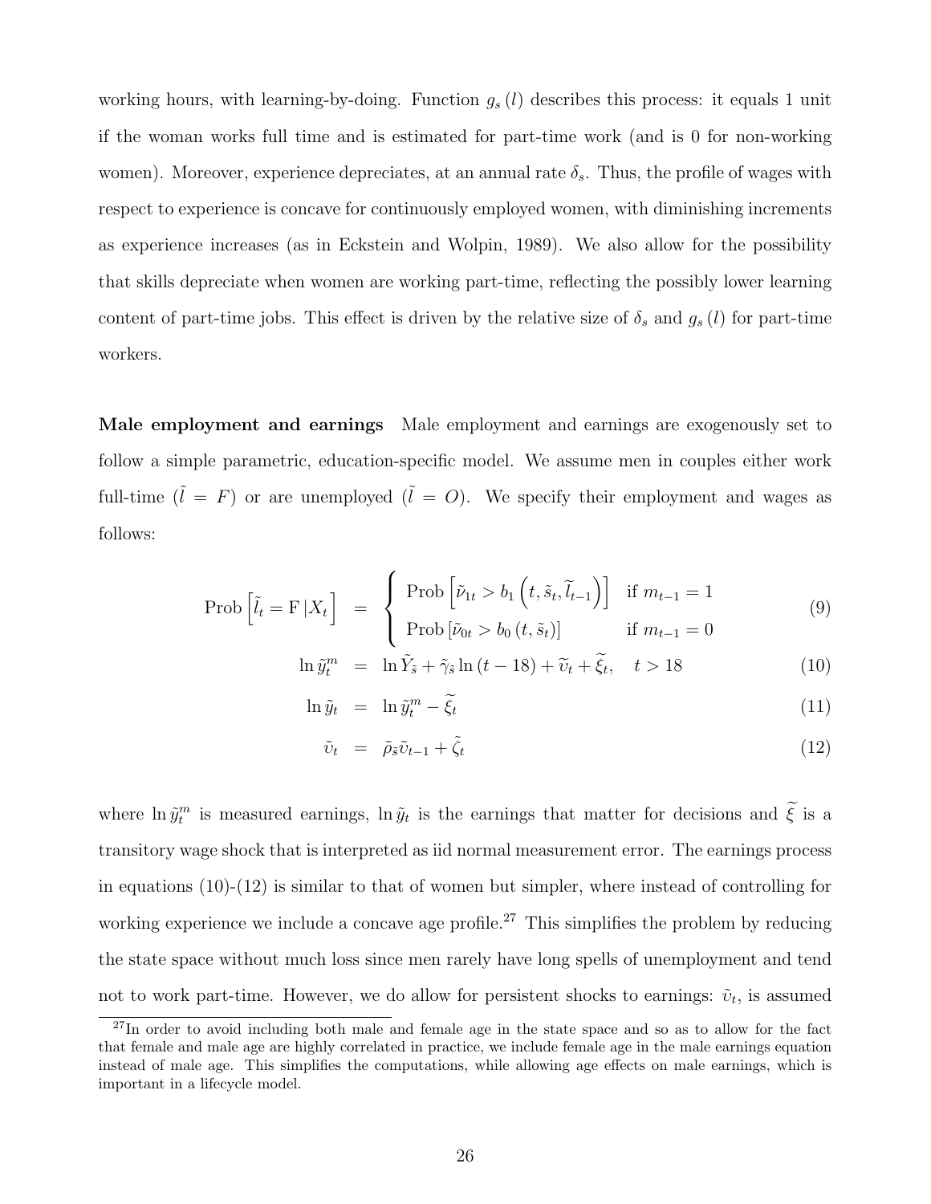working hours, with learning-by-doing. Function $g_s(l)$ describes this process: it equals 1 unit if the woman works full time and is estimated for part-time work (and is 0 for non-working women). Moreover, experience depreciates, at an annual rate $\delta_s$. Thus, the profile of wages with respect to experience is concave for continuously employed women, with diminishing increments as experience increases (as in Eckstein and Wolpin, 1989). We also allow for the possibility that skills depreciate when women are working part-time, reflecting the possibly lower learning content of part-time jobs. This effect is driven by the relative size of $\delta_s$ and $g_s(l)$ for part-time workers.

**Male employment and earnings** Male employment and earnings are exogenously set to follow a simple parametric, education-specific model. We assume men in couples either work full-time ($\tilde{l} = F$) or are unemployed ($\tilde{l} = O$). We specify their employment and wages as follows:

$$\text{Prob}\left[\tilde{l}_t = \text{F}\,|X_t\right] = \begin{cases} \text{Prob}\left[\tilde{\nu}_{1t} > b_1\left(t, \tilde{s}_t, \widetilde{l}_{t-1}\right)\right] & \text{if } m_{t-1} = 1 \\ \text{Prob}\left[\tilde{\nu}_{0t} > b_0\left(t, \tilde{s}_t\right)\right] & \text{if } m_{t-1} = 0 \end{cases} \tag{9}$$

$$\ln \tilde{y}^m_t = \ln \tilde{Y}_{\tilde{s}} + \tilde{\gamma}_{\tilde{s}} \ln(t-18) + \tilde{\upsilon}_t + \widetilde{\xi}_t, \quad t > 18 \tag{10}$$

$$\ln \tilde{y}_t = \ln \tilde{y}^m_t - \widetilde{\xi}_t \tag{11}$$

$$\tilde{\upsilon}_t = \tilde{\rho}_{\tilde{s}} \tilde{\upsilon}_{t-1} + \tilde{\zeta}_t \tag{12}$$

where $\ln \tilde{y}^m_t$ is measured earnings, $\ln \tilde{y}_t$ is the earnings that matter for decisions and $\widetilde{\xi}$ is a transitory wage shock that is interpreted as iid normal measurement error. The earnings process in equations (10)-(12) is similar to that of women but simpler, where instead of controlling for working experience we include a concave age profile.[27] This simplifies the problem by reducing the state space without much loss since men rarely have long spells of unemployment and tend not to work part-time. However, we do allow for persistent shocks to earnings: $\tilde{\upsilon}_t$, is assumed

[27] In order to avoid including both male and female age in the state space and so as to allow for the fact that female and male age are highly correlated in practice, we include female age in the male earnings equation instead of male age. This simplifies the computations, while allowing age effects on male earnings, which is important in a lifecycle model.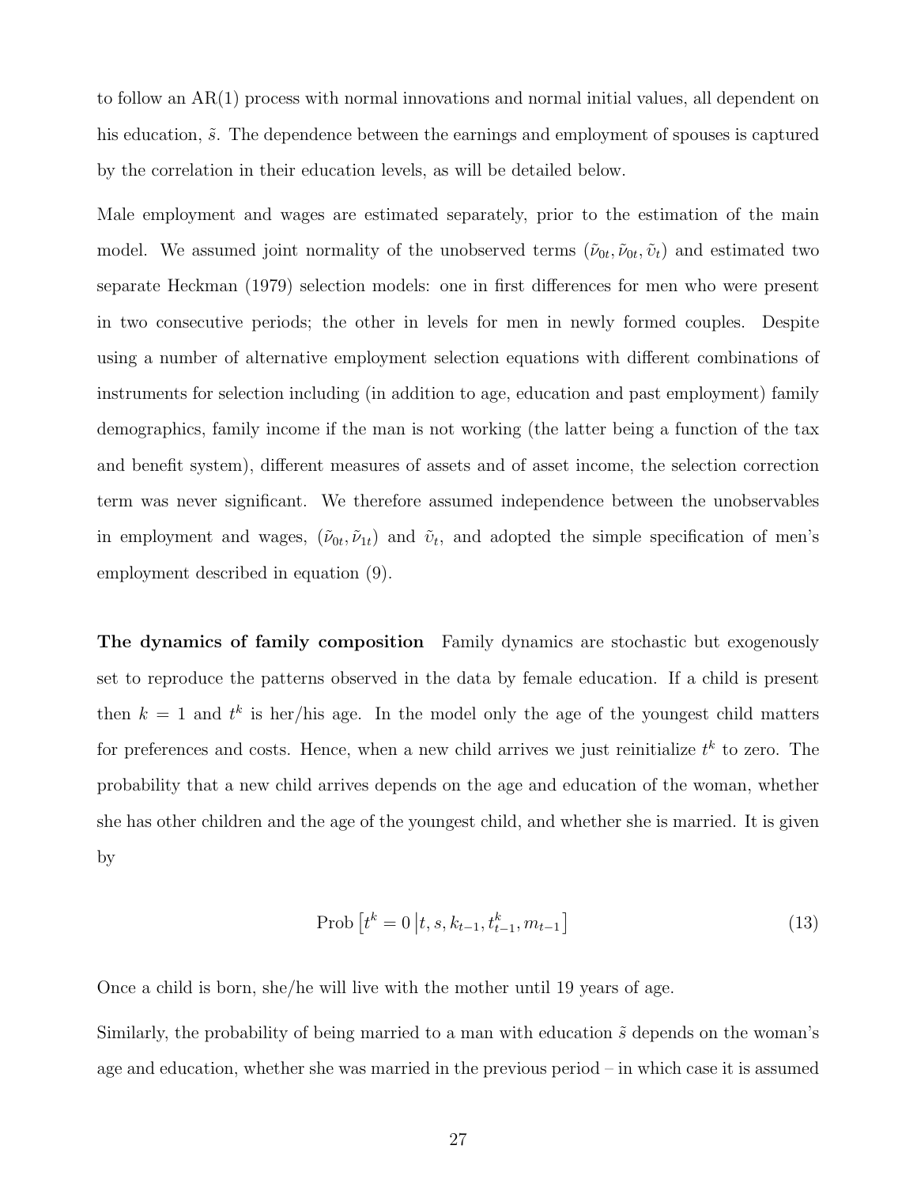to follow an AR(1) process with normal innovations and normal initial values, all dependent on his education, $\tilde{s}$. The dependence between the earnings and employment of spouses is captured by the correlation in their education levels, as will be detailed below.

Male employment and wages are estimated separately, prior to the estimation of the main model. We assumed joint normality of the unobserved terms $(\tilde{\nu}_{0t}, \tilde{\nu}_{0t}, \tilde{\upsilon}_t)$ and estimated two separate Heckman (1979) selection models: one in first differences for men who were present in two consecutive periods; the other in levels for men in newly formed couples. Despite using a number of alternative employment selection equations with different combinations of instruments for selection including (in addition to age, education and past employment) family demographics, family income if the man is not working (the latter being a function of the tax and benefit system), different measures of assets and of asset income, the selection correction term was never significant. We therefore assumed independence between the unobservables in employment and wages, $(\tilde{\nu}_{0t}, \tilde{\nu}_{1t})$ and $\tilde{\upsilon}_t$, and adopted the simple specification of men's employment described in equation (9).

**The dynamics of family composition** Family dynamics are stochastic but exogenously set to reproduce the patterns observed in the data by female education. If a child is present then $k = 1$ and $t^k$ is her/his age. In the model only the age of the youngest child matters for preferences and costs. Hence, when a new child arrives we just reinitialize $t^k$ to zero. The probability that a new child arrives depends on the age and education of the woman, whether she has other children and the age of the youngest child, and whether she is married. It is given by

$$\text{Prob}\left[t^k = 0 \left| t, s, k_{t-1}, t^k_{t-1}, m_{t-1}\right.\right] \tag{13}$$

Once a child is born, she/he will live with the mother until 19 years of age.

Similarly, the probability of being married to a man with education $\tilde{s}$ depends on the woman's age and education, whether she was married in the previous period – in which case it is assumed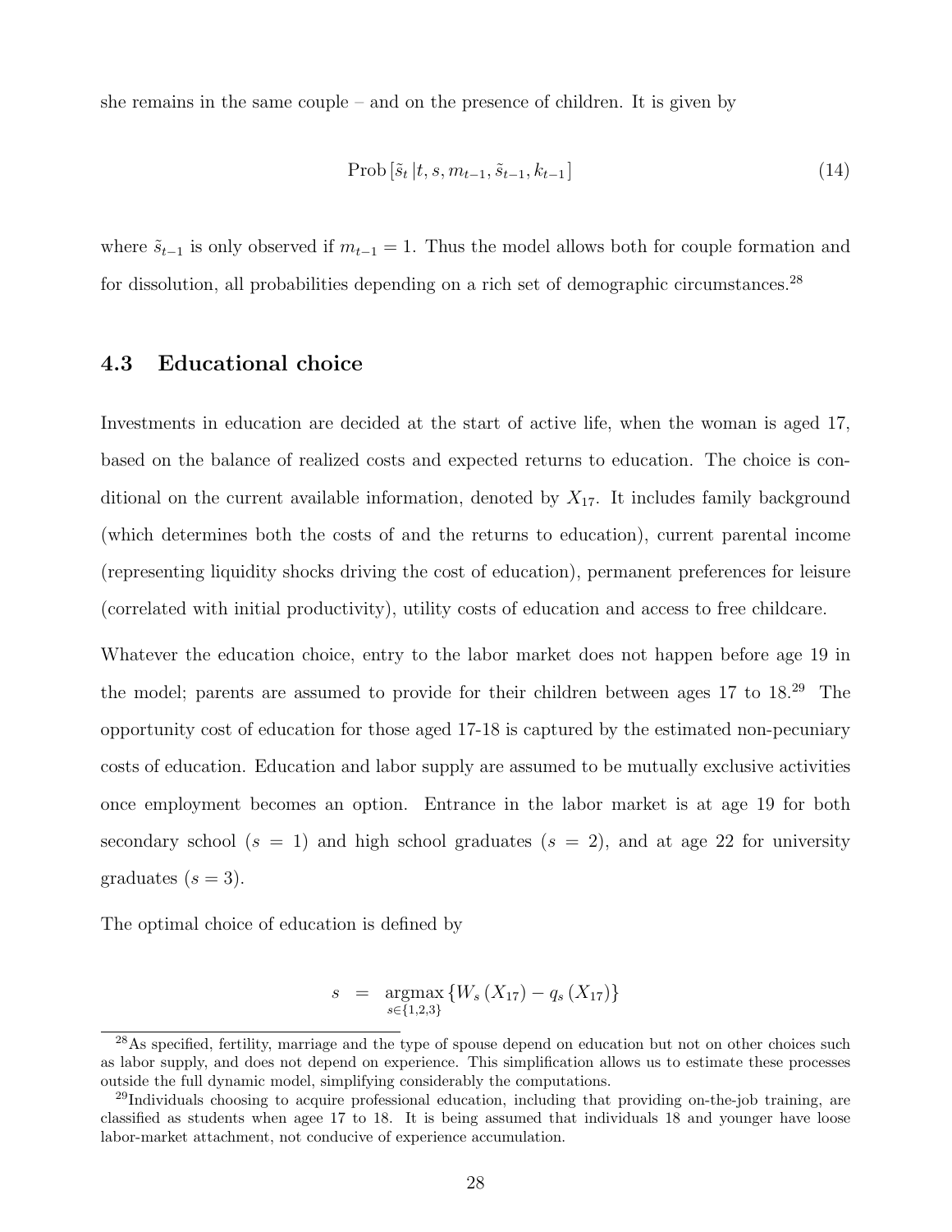she remains in the same couple – and on the presence of children. It is given by

$$\text{Prob}\left[\tilde{s}_t \left| t, s, m_{t-1}, \tilde{s}_{t-1}, k_{t-1}\right.\right] \tag{14}$$

where $\tilde{s}_{t-1}$ is only observed if $m_{t-1} = 1$. Thus the model allows both for couple formation and for dissolution, all probabilities depending on a rich set of demographic circumstances.[28]

## 4.3 Educational choice

Investments in education are decided at the start of active life, when the woman is aged 17, based on the balance of realized costs and expected returns to education. The choice is conditional on the current available information, denoted by $X_{17}$. It includes family background (which determines both the costs of and the returns to education), current parental income (representing liquidity shocks driving the cost of education), permanent preferences for leisure (correlated with initial productivity), utility costs of education and access to free childcare.

Whatever the education choice, entry to the labor market does not happen before age 19 in the model; parents are assumed to provide for their children between ages 17 to 18.[29] The opportunity cost of education for those aged 17-18 is captured by the estimated non-pecuniary costs of education. Education and labor supply are assumed to be mutually exclusive activities once employment becomes an option. Entrance in the labor market is at age 19 for both secondary school ($s = 1$) and high school graduates ($s = 2$), and at age 22 for university graduates ($s = 3$).

The optimal choice of education is defined by

$$s = \underset{s \in \{1,2,3\}}{\text{argmax}} \left\{ W_s\left(X_{17}\right) - q_s\left(X_{17}\right) \right\}$$

[28] As specified, fertility, marriage and the type of spouse depend on education but not on other choices such as labor supply, and does not depend on experience. This simplification allows us to estimate these processes outside the full dynamic model, simplifying considerably the computations.

[29] Individuals choosing to acquire professional education, including that providing on-the-job training, are classified as students when agee 17 to 18. It is being assumed that individuals 18 and younger have loose labor-market attachment, not conducive of experience accumulation.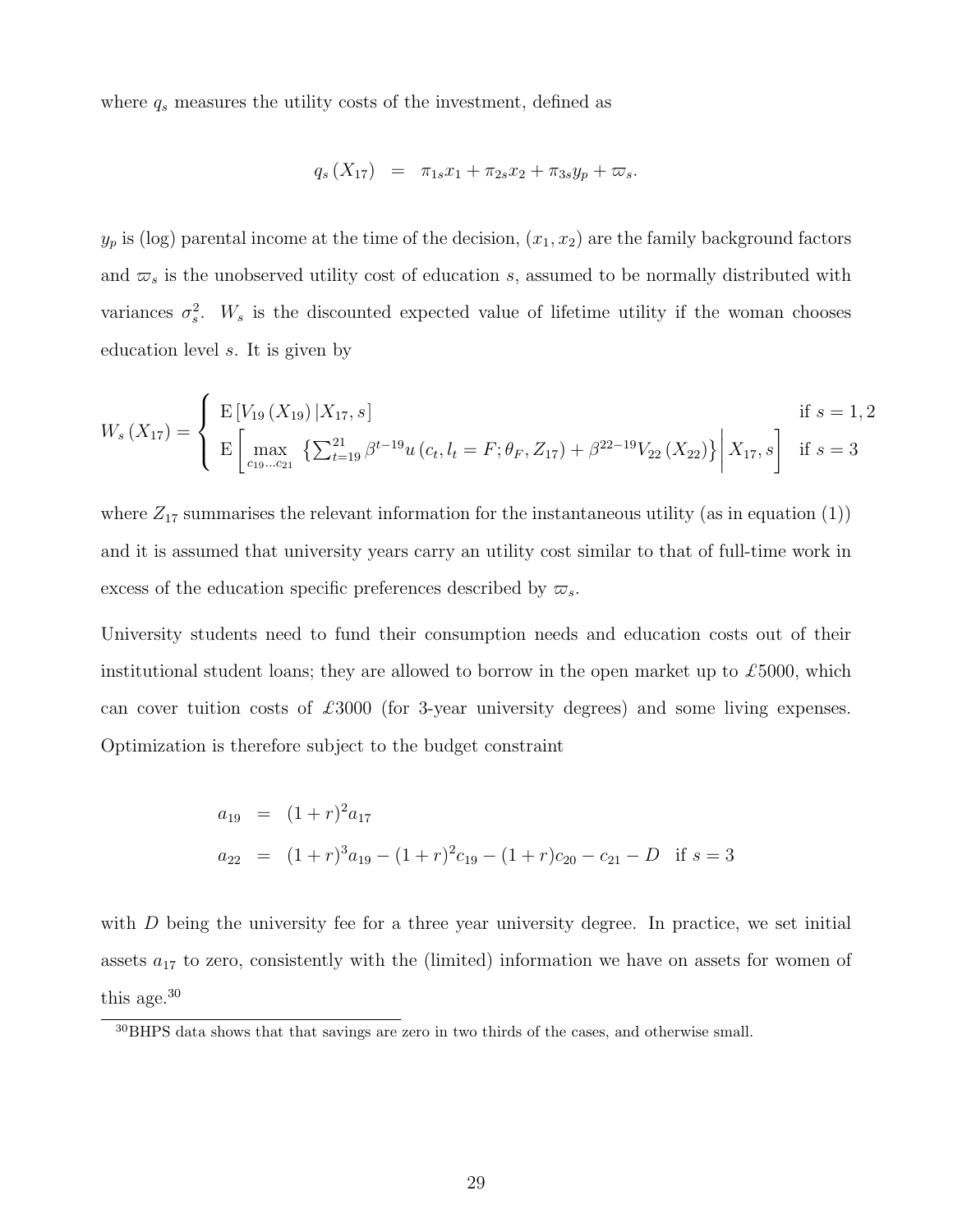where $q_s$ measures the utility costs of the investment, defined as

$$q_s(X_{17}) = \pi_{1s}x_1 + \pi_{2s}x_2 + \pi_{3s}y_p + \varpi_s.$$

$y_p$ is (log) parental income at the time of the decision, $(x_1, x_2)$ are the family background factors and $\varpi_s$ is the unobserved utility cost of education $s$, assumed to be normally distributed with variances $\sigma_s^2$. $W_s$ is the discounted expected value of lifetime utility if the woman chooses education level $s$. It is given by

$$W_s(X_{17}) = \begin{cases} \mathrm{E}\left[V_{19}(X_{19}) \,|X_{17}, s\right] & \text{if } s = 1, 2 \\ \mathrm{E}\left[\max\limits_{c_{19}\ldots c_{21}} \left\{\sum_{t=19}^{21} \beta^{t-19} u(c_t, l_t = F; \theta_F, Z_{17}) + \beta^{22-19} V_{22}(X_{22})\right\} \middle| X_{17}, s\right] & \text{if } s = 3 \end{cases}$$

where $Z_{17}$ summarises the relevant information for the instantaneous utility (as in equation (1)) and it is assumed that university years carry an utility cost similar to that of full-time work in excess of the education specific preferences described by $\varpi_s$.

University students need to fund their consumption needs and education costs out of their institutional student loans; they are allowed to borrow in the open market up to £5000, which can cover tuition costs of £3000 (for 3-year university degrees) and some living expenses. Optimization is therefore subject to the budget constraint

$$\begin{aligned} a_{19} &= (1+r)^2 a_{17} \\ a_{22} &= (1+r)^3 a_{19} - (1+r)^2 c_{19} - (1+r) c_{20} - c_{21} - D \quad \text{if } s = 3 \end{aligned}$$

with $D$ being the university fee for a three year university degree. In practice, we set initial assets $a_{17}$ to zero, consistently with the (limited) information we have on assets for women of this age.[30]

[30] BHPS data shows that that savings are zero in two thirds of the cases, and otherwise small.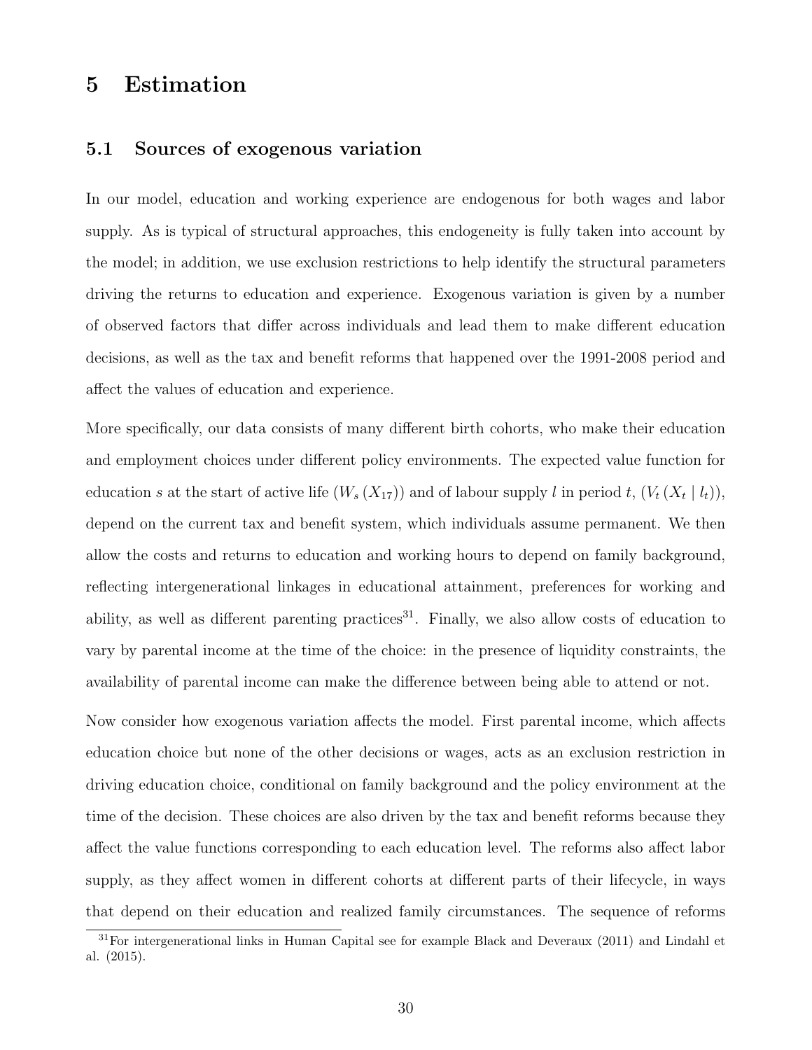# 5 Estimation

## 5.1 Sources of exogenous variation

In our model, education and working experience are endogenous for both wages and labor supply. As is typical of structural approaches, this endogeneity is fully taken into account by the model; in addition, we use exclusion restrictions to help identify the structural parameters driving the returns to education and experience. Exogenous variation is given by a number of observed factors that differ across individuals and lead them to make different education decisions, as well as the tax and benefit reforms that happened over the 1991-2008 period and affect the values of education and experience.

More specifically, our data consists of many different birth cohorts, who make their education and employment choices under different policy environments. The expected value function for education $s$ at the start of active life ($W_s(X_{17})$) and of labour supply $l$ in period $t$, ($V_t(X_t \mid l_t)$), depend on the current tax and benefit system, which individuals assume permanent. We then allow the costs and returns to education and working hours to depend on family background, reflecting intergenerational linkages in educational attainment, preferences for working and ability, as well as different parenting practices[31]. Finally, we also allow costs of education to vary by parental income at the time of the choice: in the presence of liquidity constraints, the availability of parental income can make the difference between being able to attend or not.

Now consider how exogenous variation affects the model. First parental income, which affects education choice but none of the other decisions or wages, acts as an exclusion restriction in driving education choice, conditional on family background and the policy environment at the time of the decision. These choices are also driven by the tax and benefit reforms because they affect the value functions corresponding to each education level. The reforms also affect labor supply, as they affect women in different cohorts at different parts of their lifecycle, in ways that depend on their education and realized family circumstances. The sequence of reforms

[31] For intergenerational links in Human Capital see for example Black and Deveraux (2011) and Lindahl et al. (2015).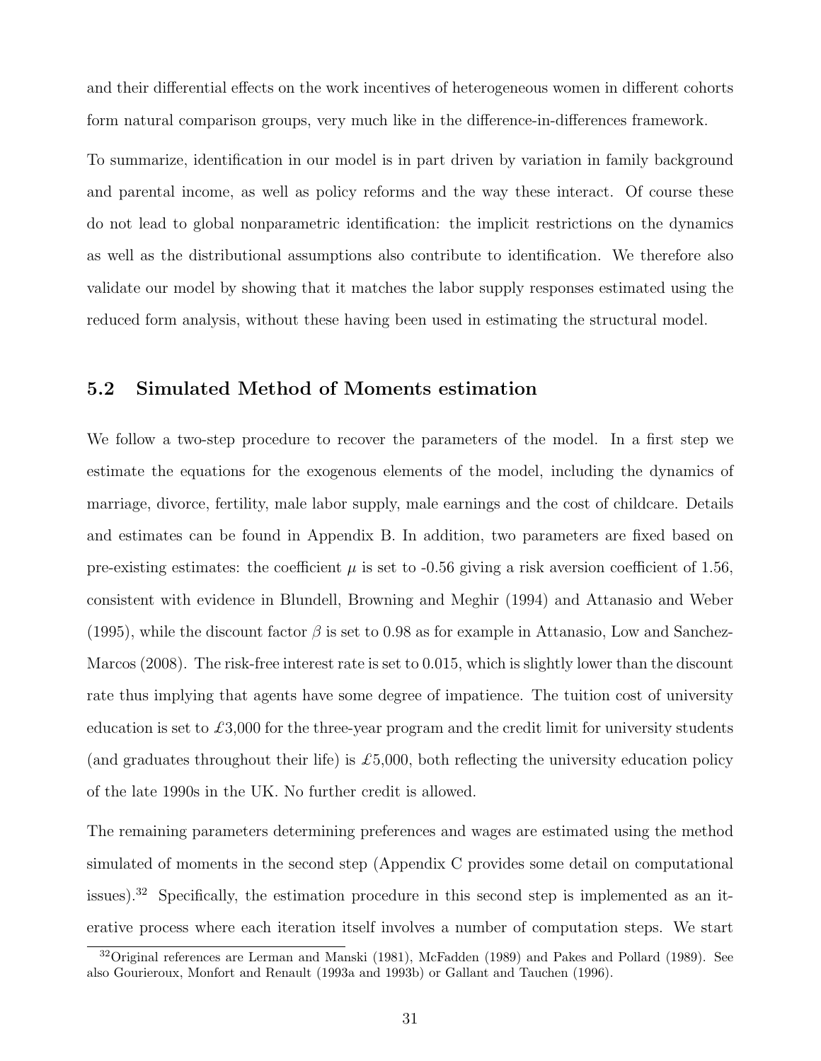and their differential effects on the work incentives of heterogeneous women in different cohorts form natural comparison groups, very much like in the difference-in-differences framework.

To summarize, identification in our model is in part driven by variation in family background and parental income, as well as policy reforms and the way these interact. Of course these do not lead to global nonparametric identification: the implicit restrictions on the dynamics as well as the distributional assumptions also contribute to identification. We therefore also validate our model by showing that it matches the labor supply responses estimated using the reduced form analysis, without these having been used in estimating the structural model.

## 5.2 Simulated Method of Moments estimation

We follow a two-step procedure to recover the parameters of the model. In a first step we estimate the equations for the exogenous elements of the model, including the dynamics of marriage, divorce, fertility, male labor supply, male earnings and the cost of childcare. Details and estimates can be found in Appendix B. In addition, two parameters are fixed based on pre-existing estimates: the coefficient $\mu$ is set to -0.56 giving a risk aversion coefficient of 1.56, consistent with evidence in Blundell, Browning and Meghir (1994) and Attanasio and Weber (1995), while the discount factor $\beta$ is set to 0.98 as for example in Attanasio, Low and Sanchez-Marcos (2008). The risk-free interest rate is set to 0.015, which is slightly lower than the discount rate thus implying that agents have some degree of impatience. The tuition cost of university education is set to £3,000 for the three-year program and the credit limit for university students (and graduates throughout their life) is £5,000, both reflecting the university education policy of the late 1990s in the UK. No further credit is allowed.

The remaining parameters determining preferences and wages are estimated using the method simulated of moments in the second step (Appendix C provides some detail on computational issues).[32] Specifically, the estimation procedure in this second step is implemented as an iterative process where each iteration itself involves a number of computation steps. We start

[32] Original references are Lerman and Manski (1981), McFadden (1989) and Pakes and Pollard (1989). See also Gourieroux, Monfort and Renault (1993a and 1993b) or Gallant and Tauchen (1996).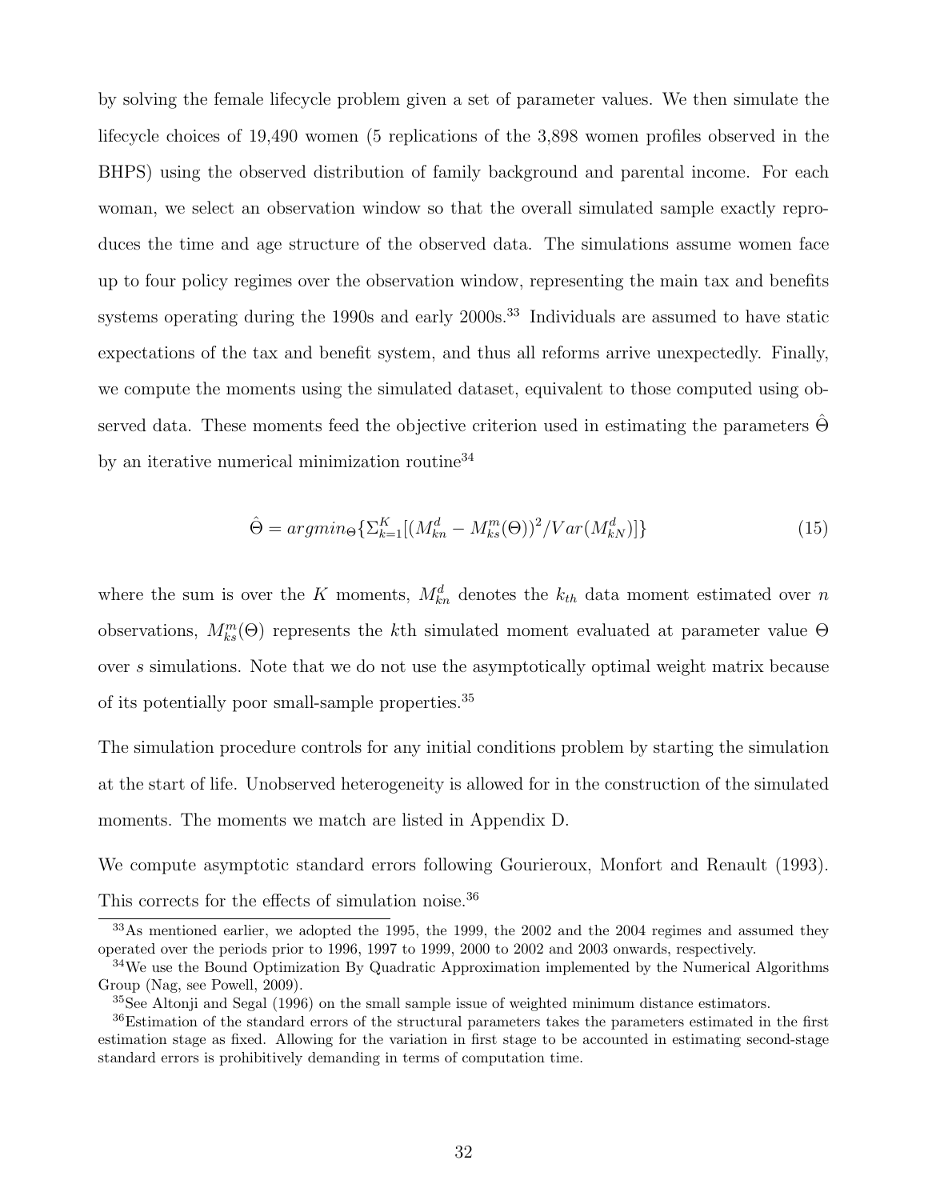by solving the female lifecycle problem given a set of parameter values. We then simulate the lifecycle choices of 19,490 women (5 replications of the 3,898 women profiles observed in the BHPS) using the observed distribution of family background and parental income. For each woman, we select an observation window so that the overall simulated sample exactly reproduces the time and age structure of the observed data. The simulations assume women face up to four policy regimes over the observation window, representing the main tax and benefits systems operating during the 1990s and early 2000s.[33] Individuals are assumed to have static expectations of the tax and benefit system, and thus all reforms arrive unexpectedly. Finally, we compute the moments using the simulated dataset, equivalent to those computed using observed data. These moments feed the objective criterion used in estimating the parameters $\hat{\Theta}$ by an iterative numerical minimization routine[34]

$$\hat{\Theta} = argmin_{\Theta}\{\Sigma_{k=1}^{K}[(M_{kn}^{d} - M_{ks}^{m}(\Theta))^2/Var(M_{kN}^{d})]\} \tag{15}$$

where the sum is over the $K$ moments, $M_{kn}^{d}$ denotes the $k_{th}$ data moment estimated over $n$ observations, $M_{ks}^{m}(\Theta)$ represents the $k$th simulated moment evaluated at parameter value $\Theta$ over $s$ simulations. Note that we do not use the asymptotically optimal weight matrix because of its potentially poor small-sample properties.[35]

The simulation procedure controls for any initial conditions problem by starting the simulation at the start of life. Unobserved heterogeneity is allowed for in the construction of the simulated moments. The moments we match are listed in Appendix D.

We compute asymptotic standard errors following Gourieroux, Monfort and Renault (1993). This corrects for the effects of simulation noise.[36]

[33] As mentioned earlier, we adopted the 1995, the 1999, the 2002 and the 2004 regimes and assumed they operated over the periods prior to 1996, 1997 to 1999, 2000 to 2002 and 2003 onwards, respectively.

[34] We use the Bound Optimization By Quadratic Approximation implemented by the Numerical Algorithms Group (Nag, see Powell, 2009).

[35] See Altonji and Segal (1996) on the small sample issue of weighted minimum distance estimators.

[36] Estimation of the standard errors of the structural parameters takes the parameters estimated in the first estimation stage as fixed. Allowing for the variation in first stage to be accounted in estimating second-stage standard errors is prohibitively demanding in terms of computation time.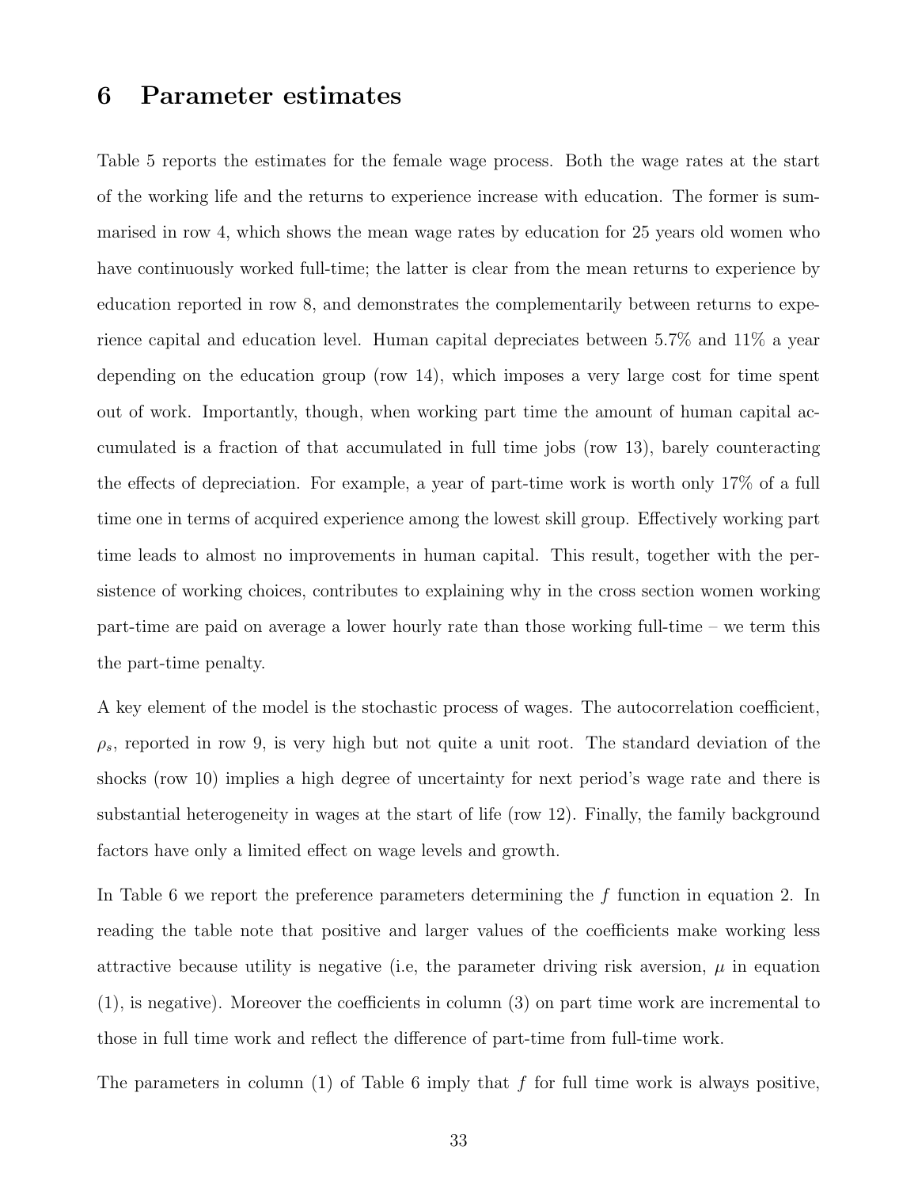# 6 Parameter estimates

Table 5 reports the estimates for the female wage process. Both the wage rates at the start of the working life and the returns to experience increase with education. The former is summarised in row 4, which shows the mean wage rates by education for 25 years old women who have continuously worked full-time; the latter is clear from the mean returns to experience by education reported in row 8, and demonstrates the complementarily between returns to experience capital and education level. Human capital depreciates between 5.7% and 11% a year depending on the education group (row 14), which imposes a very large cost for time spent out of work. Importantly, though, when working part time the amount of human capital accumulated is a fraction of that accumulated in full time jobs (row 13), barely counteracting the effects of depreciation. For example, a year of part-time work is worth only 17% of a full time one in terms of acquired experience among the lowest skill group. Effectively working part time leads to almost no improvements in human capital. This result, together with the persistence of working choices, contributes to explaining why in the cross section women working part-time are paid on average a lower hourly rate than those working full-time – we term this the part-time penalty.

A key element of the model is the stochastic process of wages. The autocorrelation coefficient, $\rho_s$, reported in row 9, is very high but not quite a unit root. The standard deviation of the shocks (row 10) implies a high degree of uncertainty for next period's wage rate and there is substantial heterogeneity in wages at the start of life (row 12). Finally, the family background factors have only a limited effect on wage levels and growth.

In Table 6 we report the preference parameters determining the $f$ function in equation 2. In reading the table note that positive and larger values of the coefficients make working less attractive because utility is negative (i.e, the parameter driving risk aversion, $\mu$ in equation (1), is negative). Moreover the coefficients in column (3) on part time work are incremental to those in full time work and reflect the difference of part-time from full-time work.

The parameters in column (1) of Table 6 imply that $f$ for full time work is always positive,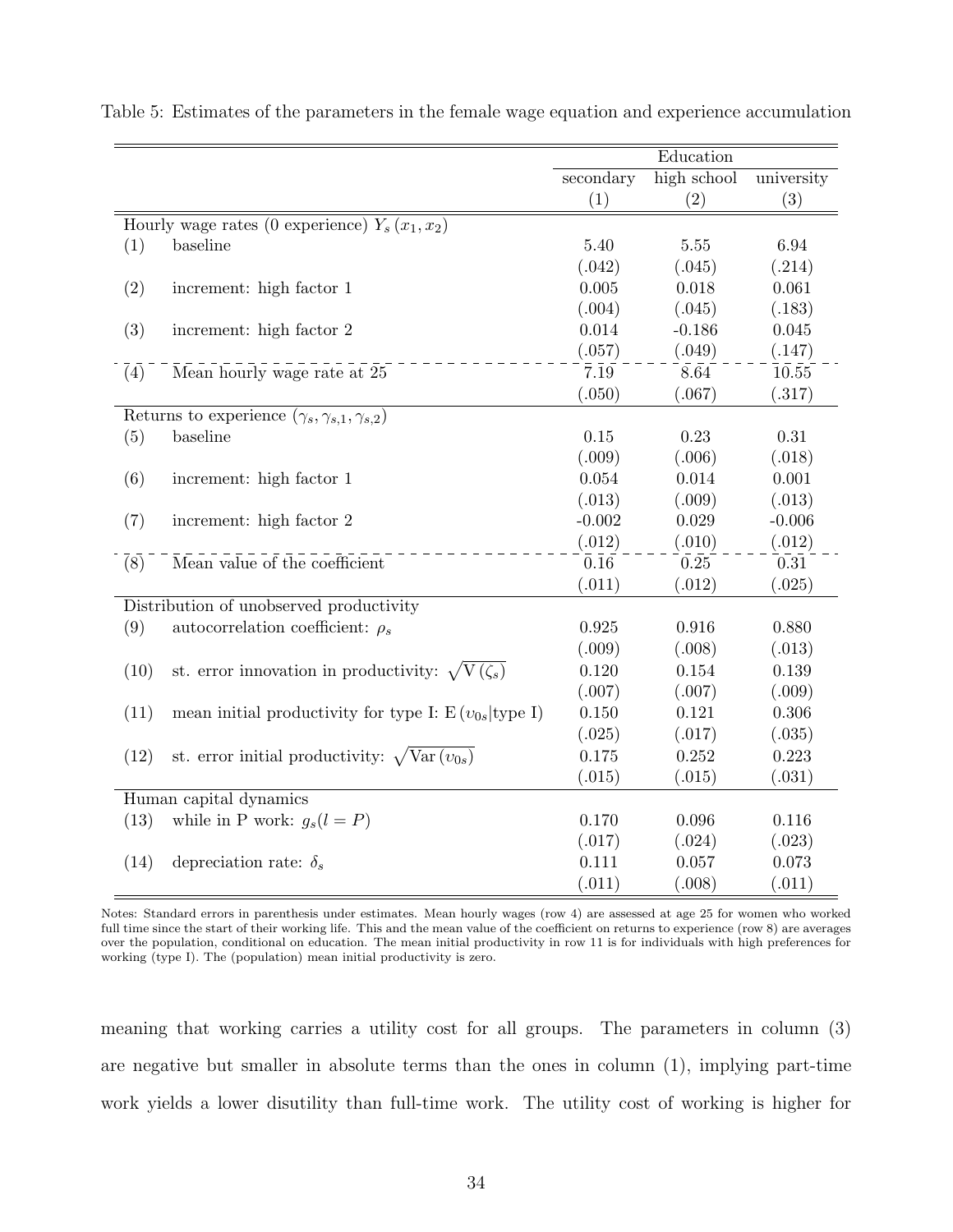Table 5: Estimates of the parameters in the female wage equation and experience accumulation

| | | Education | | |
|---|---|---|---|---|
| | | secondary | high school | university |
| | | (1) | (2) | (3) |
| Hourly wage rates (0 experience) $Y_s(x_1, x_2)$ | | | | |
| (1) | baseline | 5.40 | 5.55 | 6.94 |
| | | (.042) | (.045) | (.214) |
| (2) | increment: high factor 1 | 0.005 | 0.018 | 0.061 |
| | | (.004) | (.045) | (.183) |
| (3) | increment: high factor 2 | 0.014 | -0.186 | 0.045 |
| | | (.057) | (.049) | (.147) |
| (4) | Mean hourly wage rate at 25 | 7.19 | 8.64 | 10.55 |
| | | (.050) | (.067) | (.317) |
| Returns to experience $(\gamma_s, \gamma_{s,1}, \gamma_{s,2})$ | | | | |
| (5) | baseline | 0.15 | 0.23 | 0.31 |
| | | (.009) | (.006) | (.018) |
| (6) | increment: high factor 1 | 0.054 | 0.014 | 0.001 |
| | | (.013) | (.009) | (.013) |
| (7) | increment: high factor 2 | -0.002 | 0.029 | -0.006 |
| | | (.012) | (.010) | (.012) |
| (8) | Mean value of the coefficient | 0.16 | 0.25 | 0.31 |
| | | (.011) | (.012) | (.025) |
| Distribution of unobserved productivity | | | | |
| (9) | autocorrelation coefficient: $\rho_s$ | 0.925 | 0.916 | 0.880 |
| | | (.009) | (.008) | (.013) |
| (10) | st. error innovation in productivity: $\sqrt{\mathrm{V}(\zeta_s)}$ | 0.120 | 0.154 | 0.139 |
| | | (.007) | (.007) | (.009) |
| (11) | mean initial productivity for type I: $\mathrm{E}(\upsilon_{0s}\vert\text{type I})$ | 0.150 | 0.121 | 0.306 |
| | | (.025) | (.017) | (.035) |
| (12) | st. error initial productivity: $\sqrt{\mathrm{Var}(\upsilon_{0s})}$ | 0.175 | 0.252 | 0.223 |
| | | (.015) | (.015) | (.031) |
| Human capital dynamics | | | | |
| (13) | while in P work: $g_s(l = P)$ | 0.170 | 0.096 | 0.116 |
| | | (.017) | (.024) | (.023) |
| (14) | depreciation rate: $\delta_s$ | 0.111 | 0.057 | 0.073 |
| | | (.011) | (.008) | (.011) |

Notes: Standard errors in parenthesis under estimates. Mean hourly wages (row 4) are assessed at age 25 for women who worked full time since the start of their working life. This and the mean value of the coefficient on returns to experience (row 8) are averages over the population, conditional on education. The mean initial productivity in row 11 is for individuals with high preferences for working (type I). The (population) mean initial productivity is zero.

meaning that working carries a utility cost for all groups. The parameters in column (3) are negative but smaller in absolute terms than the ones in column (1), implying part-time work yields a lower disutility than full-time work. The utility cost of working is higher for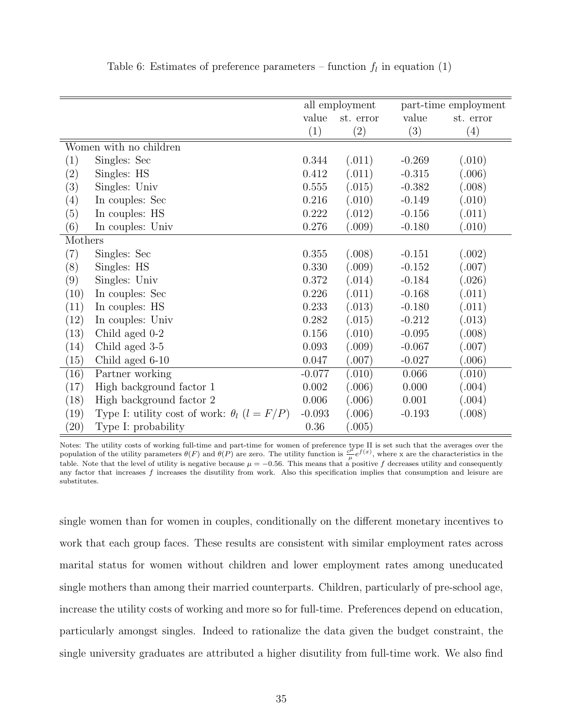Table 6: Estimates of preference parameters – function $f_l$ in equation (1)

| | | all employment | | part-time employment | |
|---|---|---|---|---|---|
| | | value | st. error | value | st. error |
| | | (1) | (2) | (3) | (4) |
| Women with no children | | | | | |
| (1) | Singles: Sec | 0.344 | (.011) | -0.269 | (.010) |
| (2) | Singles: HS | 0.412 | (.011) | -0.315 | (.006) |
| (3) | Singles: Univ | 0.555 | (.015) | -0.382 | (.008) |
| (4) | In couples: Sec | 0.216 | (.010) | -0.149 | (.010) |
| (5) | In couples: HS | 0.222 | (.012) | -0.156 | (.011) |
| (6) | In couples: Univ | 0.276 | (.009) | -0.180 | (.010) |
| Mothers | | | | | |
| (7) | Singles: Sec | 0.355 | (.008) | -0.151 | (.002) |
| (8) | Singles: HS | 0.330 | (.009) | -0.152 | (.007) |
| (9) | Singles: Univ | 0.372 | (.014) | -0.184 | (.026) |
| (10) | In couples: Sec | 0.226 | (.011) | -0.168 | (.011) |
| (11) | In couples: HS | 0.233 | (.013) | -0.180 | (.011) |
| (12) | In couples: Univ | 0.282 | (.015) | -0.212 | (.013) |
| (13) | Child aged 0-2 | 0.156 | (.010) | -0.095 | (.008) |
| (14) | Child aged 3-5 | 0.093 | (.009) | -0.067 | (.007) |
| (15) | Child aged 6-10 | 0.047 | (.007) | -0.027 | (.006) |
| (16) | Partner working | -0.077 | (.010) | 0.066 | (.010) |
| (17) | High background factor 1 | 0.002 | (.006) | 0.000 | (.004) |
| (18) | High background factor 2 | 0.006 | (.006) | 0.001 | (.004) |
| (19) | Type I: utility cost of work: $\theta_l$ ($l = F/P$) | -0.093 | (.006) | -0.193 | (.008) |
| (20) | Type I: probability | 0.36 | (.005) | | |

Notes: The utility costs of working full-time and part-time for women of preference type II is set such that the averages over the population of the utility parameters $\theta(F)$ and $\theta(P)$ are zero. The utility function is $\frac{c^{\mu}}{\mu}e^{f(x)}$, where x are the characteristics in the table. Note that the level of utility is negative because $\mu = -0.56$. This means that a positive $f$ decreases utility and consequently any factor that increases $f$ increases the disutility from work. Also this specification implies that consumption and leisure are substitutes.

single women than for women in couples, conditionally on the different monetary incentives to work that each group faces. These results are consistent with similar employment rates across marital status for women without children and lower employment rates among uneducated single mothers than among their married counterparts. Children, particularly of pre-school age, increase the utility costs of working and more so for full-time. Preferences depend on education, particularly amongst singles. Indeed to rationalize the data given the budget constraint, the single university graduates are attributed a higher disutility from full-time work. We also find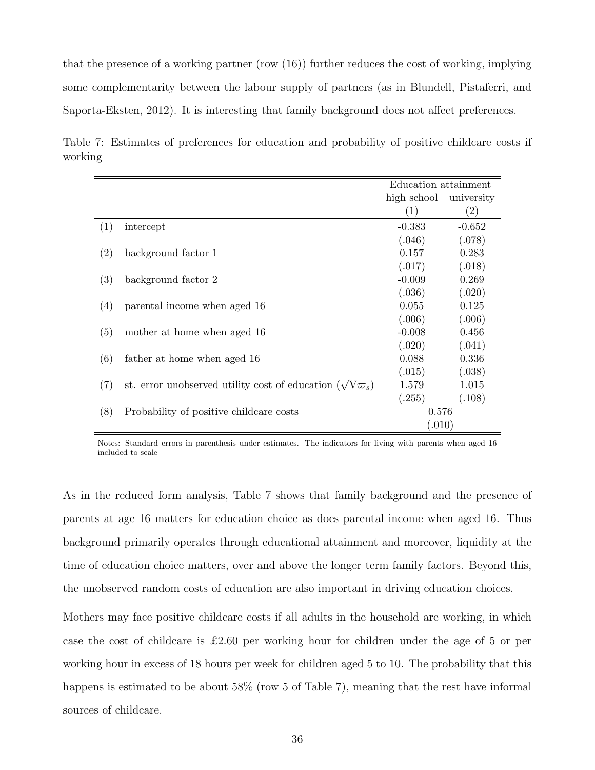that the presence of a working partner (row (16)) further reduces the cost of working, implying some complementarity between the labour supply of partners (as in Blundell, Pistaferri, and Saporta-Eksten, 2012). It is interesting that family background does not affect preferences.

Table 7: Estimates of preferences for education and probability of positive childcare costs if working

| | | Education attainment | |
|---|---|---|---|
| | | high school | university |
| | | (1) | (2) |
| (1) | intercept | -0.383 | -0.652 |
| | | (.046) | (.078) |
| (2) | background factor 1 | 0.157 | 0.283 |
| | | (.017) | (.018) |
| (3) | background factor 2 | -0.009 | 0.269 |
| | | (.036) | (.020) |
| (4) | parental income when aged 16 | 0.055 | 0.125 |
| | | (.006) | (.006) |
| (5) | mother at home when aged 16 | -0.008 | 0.456 |
| | | (.020) | (.041) |
| (6) | father at home when aged 16 | 0.088 | 0.336 |
| | | (.015) | (.038) |
| (7) | st. error unobserved utility cost of education ($\sqrt{V\varpi_s}$) | 1.579 | 1.015 |
| | | (.255) | (.108) |
| (8) | Probability of positive childcare costs | 0.576 | |
| | | (.010) | |

Notes: Standard errors in parenthesis under estimates. The indicators for living with parents when aged 16 included to scale

As in the reduced form analysis, Table 7 shows that family background and the presence of parents at age 16 matters for education choice as does parental income when aged 16. Thus background primarily operates through educational attainment and moreover, liquidity at the time of education choice matters, over and above the longer term family factors. Beyond this, the unobserved random costs of education are also important in driving education choices.

Mothers may face positive childcare costs if all adults in the household are working, in which case the cost of childcare is £2.60 per working hour for children under the age of 5 or per working hour in excess of 18 hours per week for children aged 5 to 10. The probability that this happens is estimated to be about 58% (row 5 of Table 7), meaning that the rest have informal sources of childcare.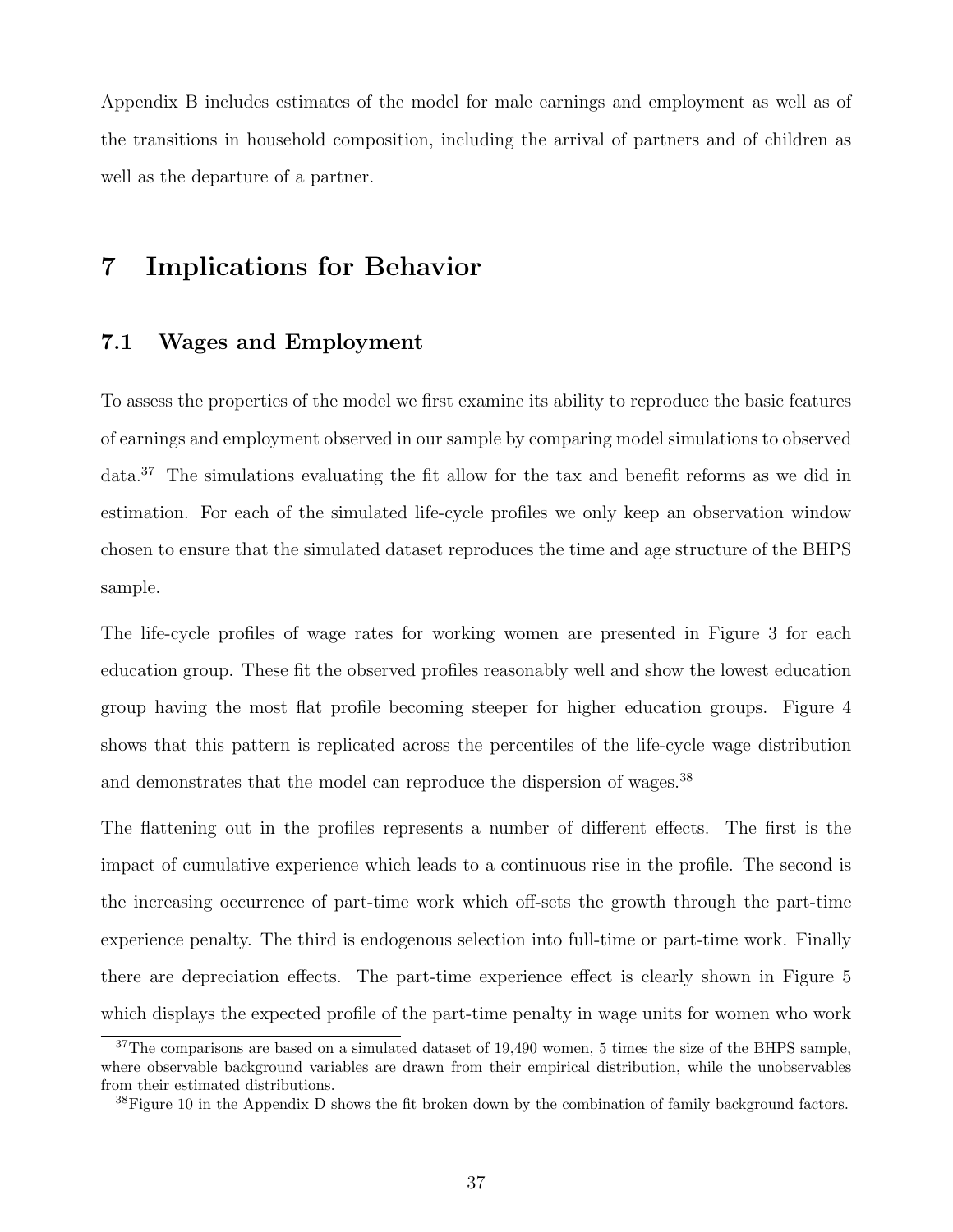Appendix B includes estimates of the model for male earnings and employment as well as of the transitions in household composition, including the arrival of partners and of children as well as the departure of a partner.

# 7 Implications for Behavior

## 7.1 Wages and Employment

To assess the properties of the model we first examine its ability to reproduce the basic features of earnings and employment observed in our sample by comparing model simulations to observed data.[37] The simulations evaluating the fit allow for the tax and benefit reforms as we did in estimation. For each of the simulated life-cycle profiles we only keep an observation window chosen to ensure that the simulated dataset reproduces the time and age structure of the BHPS sample.

The life-cycle profiles of wage rates for working women are presented in Figure 3 for each education group. These fit the observed profiles reasonably well and show the lowest education group having the most flat profile becoming steeper for higher education groups. Figure 4 shows that this pattern is replicated across the percentiles of the life-cycle wage distribution and demonstrates that the model can reproduce the dispersion of wages.[38]

The flattening out in the profiles represents a number of different effects. The first is the impact of cumulative experience which leads to a continuous rise in the profile. The second is the increasing occurrence of part-time work which off-sets the growth through the part-time experience penalty. The third is endogenous selection into full-time or part-time work. Finally there are depreciation effects. The part-time experience effect is clearly shown in Figure 5 which displays the expected profile of the part-time penalty in wage units for women who work

[37] The comparisons are based on a simulated dataset of 19,490 women, 5 times the size of the BHPS sample, where observable background variables are drawn from their empirical distribution, while the unobservables from their estimated distributions.

[38] Figure 10 in the Appendix D shows the fit broken down by the combination of family background factors.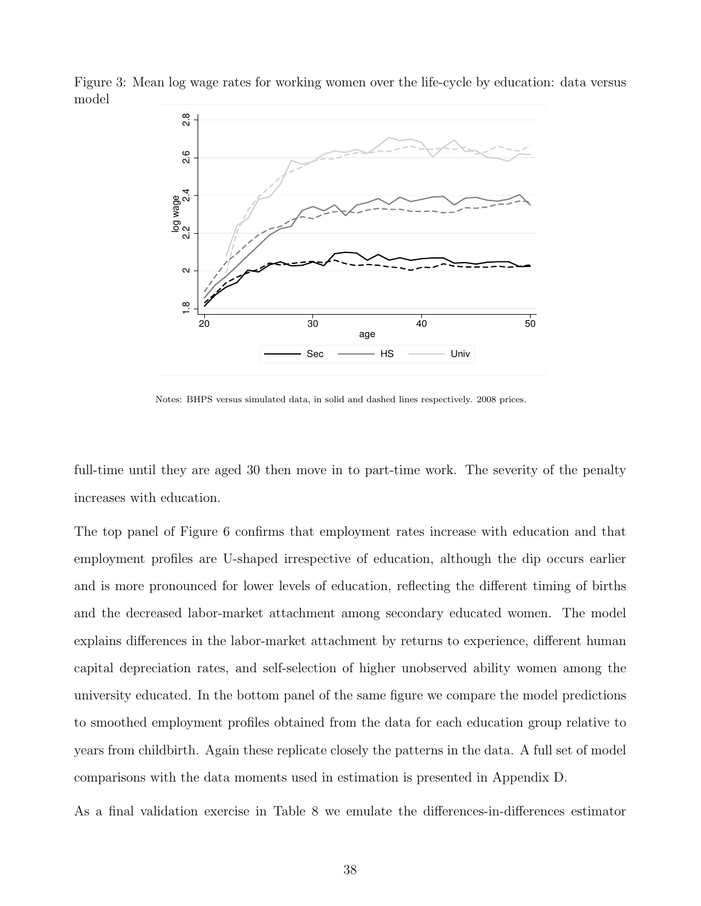Figure 3: Mean log wage rates for working women over the life-cycle by education: data versus model

Notes: BHPS versus simulated data, in solid and dashed lines respectively. 2008 prices.

full-time until they are aged 30 then move in to part-time work. The severity of the penalty increases with education.

The top panel of Figure 6 confirms that employment rates increase with education and that employment profiles are U-shaped irrespective of education, although the dip occurs earlier and is more pronounced for lower levels of education, reflecting the different timing of births and the decreased labor-market attachment among secondary educated women. The model explains differences in the labor-market attachment by returns to experience, different human capital depreciation rates, and self-selection of higher unobserved ability women among the university educated. In the bottom panel of the same figure we compare the model predictions to smoothed employment profiles obtained from the data for each education group relative to years from childbirth. Again these replicate closely the patterns in the data. A full set of model comparisons with the data moments used in estimation is presented in Appendix D.

As a final validation exercise in Table 8 we emulate the differences-in-differences estimator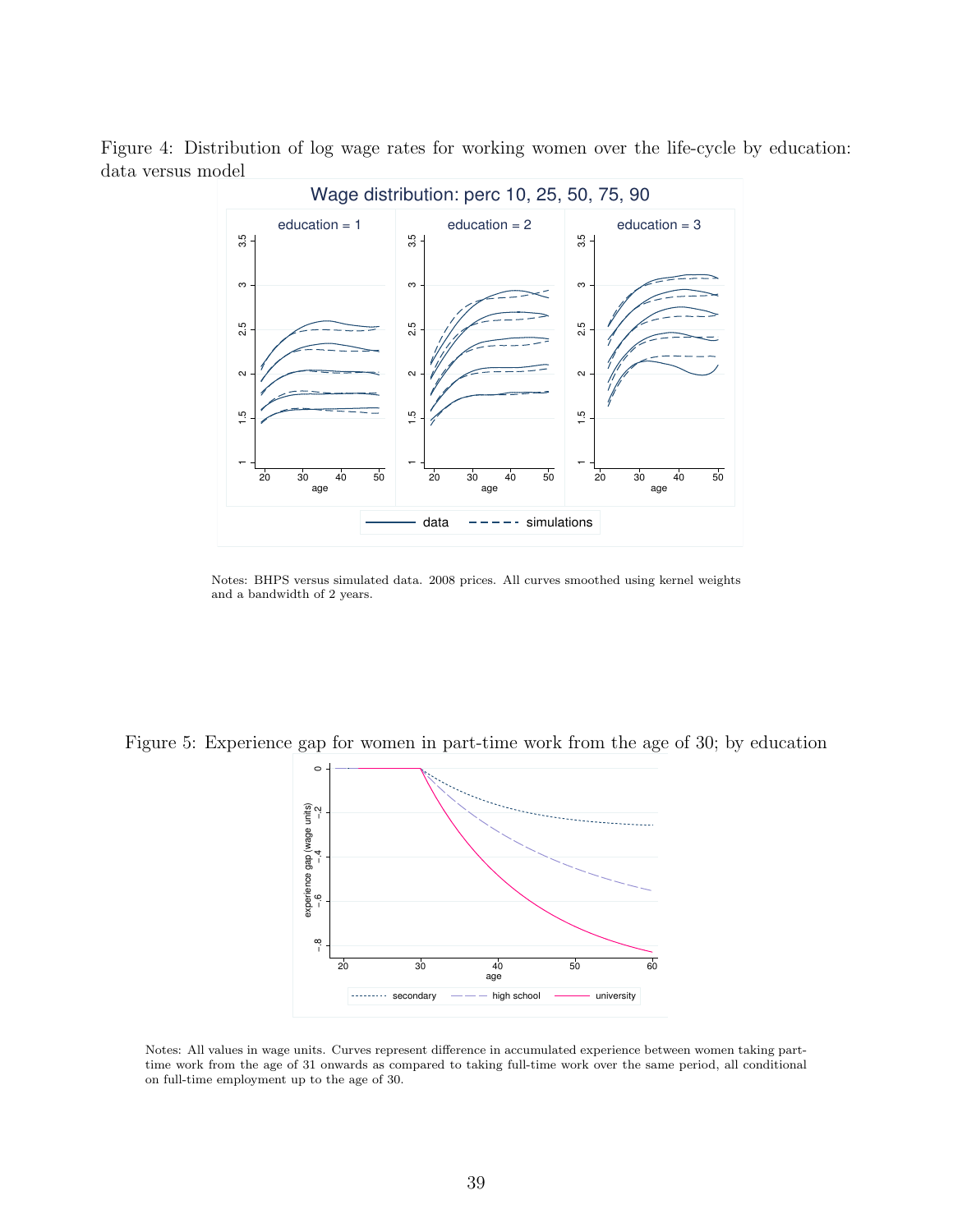Figure 4: Distribution of log wage rates for working women over the life-cycle by education: data versus model

Notes: BHPS versus simulated data. 2008 prices. All curves smoothed using kernel weights and a bandwidth of 2 years.

Figure 5: Experience gap for women in part-time work from the age of 30; by education

Notes: All values in wage units. Curves represent difference in accumulated experience between women taking part-time work from the age of 31 onwards as compared to taking full-time work over the same period, all conditional on full-time employment up to the age of 30.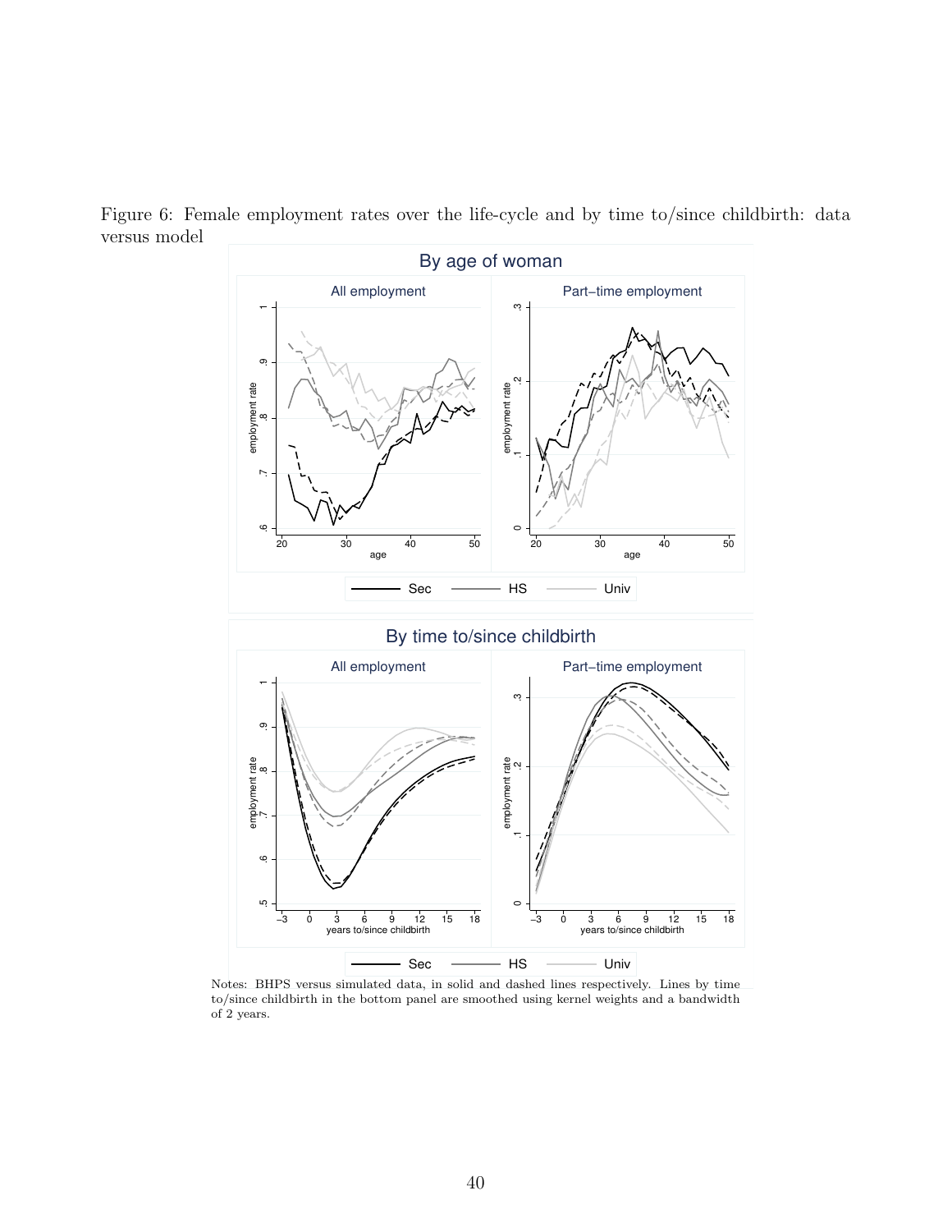Figure 6: Female employment rates over the life-cycle and by time to/since childbirth: data versus model

Notes: BHPS versus simulated data, in solid and dashed lines respectively. Lines by time to/since childbirth in the bottom panel are smoothed using kernel weights and a bandwidth of 2 years.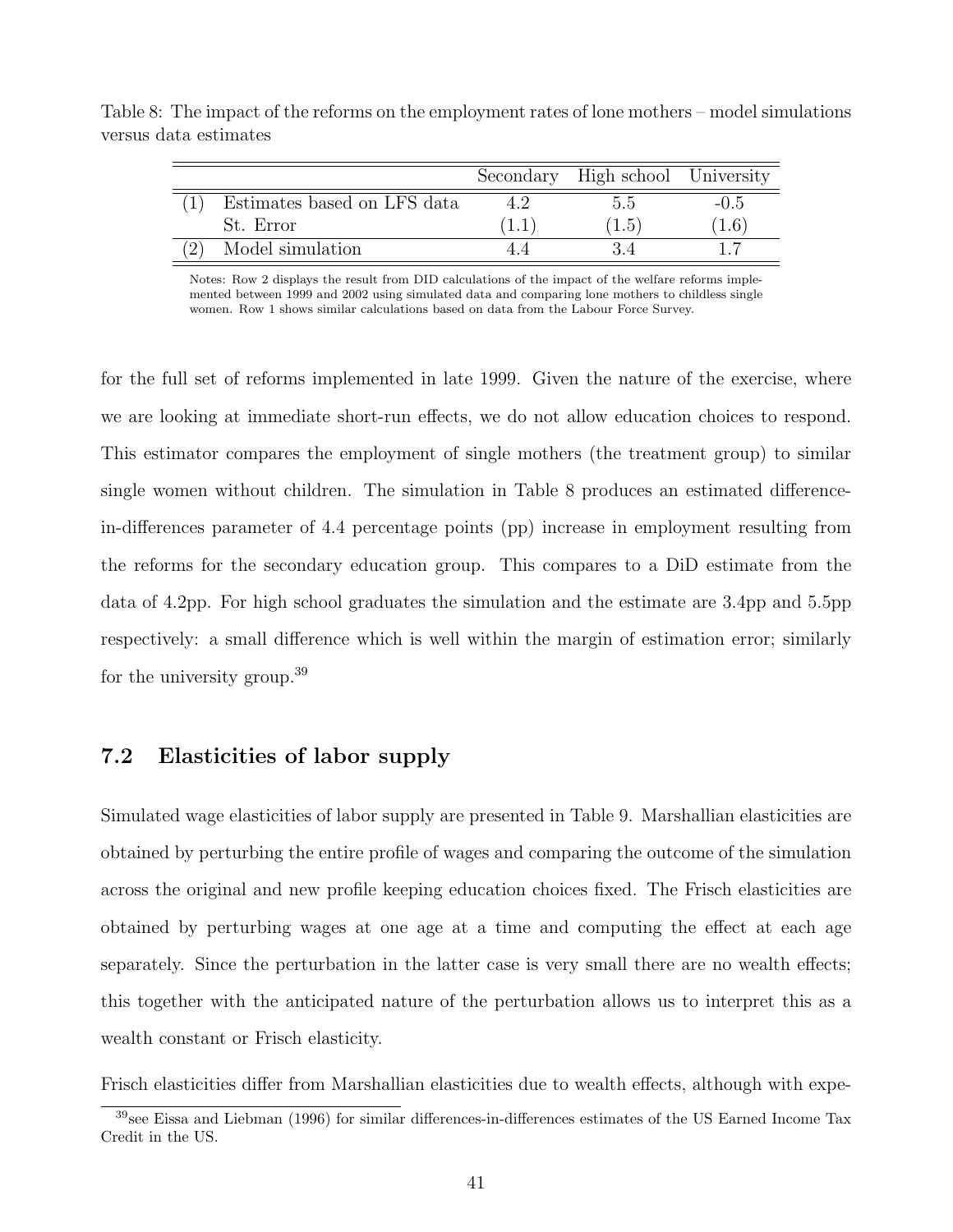Table 8: The impact of the reforms on the employment rates of lone mothers – model simulations versus data estimates

| | | Secondary | High school | University |
|---|---|---|---|---|
| (1) | Estimates based on LFS data | 4.2 | 5.5 | -0.5 |
| | St. Error | (1.1) | (1.5) | (1.6) |
| (2) | Model simulation | 4.4 | 3.4 | 1.7 |

Notes: Row 2 displays the result from DID calculations of the impact of the welfare reforms implemented between 1999 and 2002 using simulated data and comparing lone mothers to childless single women. Row 1 shows similar calculations based on data from the Labour Force Survey.

for the full set of reforms implemented in late 1999. Given the nature of the exercise, where we are looking at immediate short-run effects, we do not allow education choices to respond. This estimator compares the employment of single mothers (the treatment group) to similar single women without children. The simulation in Table 8 produces an estimated difference-in-differences parameter of 4.4 percentage points (pp) increase in employment resulting from the reforms for the secondary education group. This compares to a DiD estimate from the data of 4.2pp. For high school graduates the simulation and the estimate are 3.4pp and 5.5pp respectively: a small difference which is well within the margin of estimation error; similarly for the university group.[39]

## 7.2 Elasticities of labor supply

Simulated wage elasticities of labor supply are presented in Table 9. Marshallian elasticities are obtained by perturbing the entire profile of wages and comparing the outcome of the simulation across the original and new profile keeping education choices fixed. The Frisch elasticities are obtained by perturbing wages at one age at a time and computing the effect at each age separately. Since the perturbation in the latter case is very small there are no wealth effects; this together with the anticipated nature of the perturbation allows us to interpret this as a wealth constant or Frisch elasticity.

Frisch elasticities differ from Marshallian elasticities due to wealth effects, although with expe-

[39] see Eissa and Liebman (1996) for similar differences-in-differences estimates of the US Earned Income Tax Credit in the US.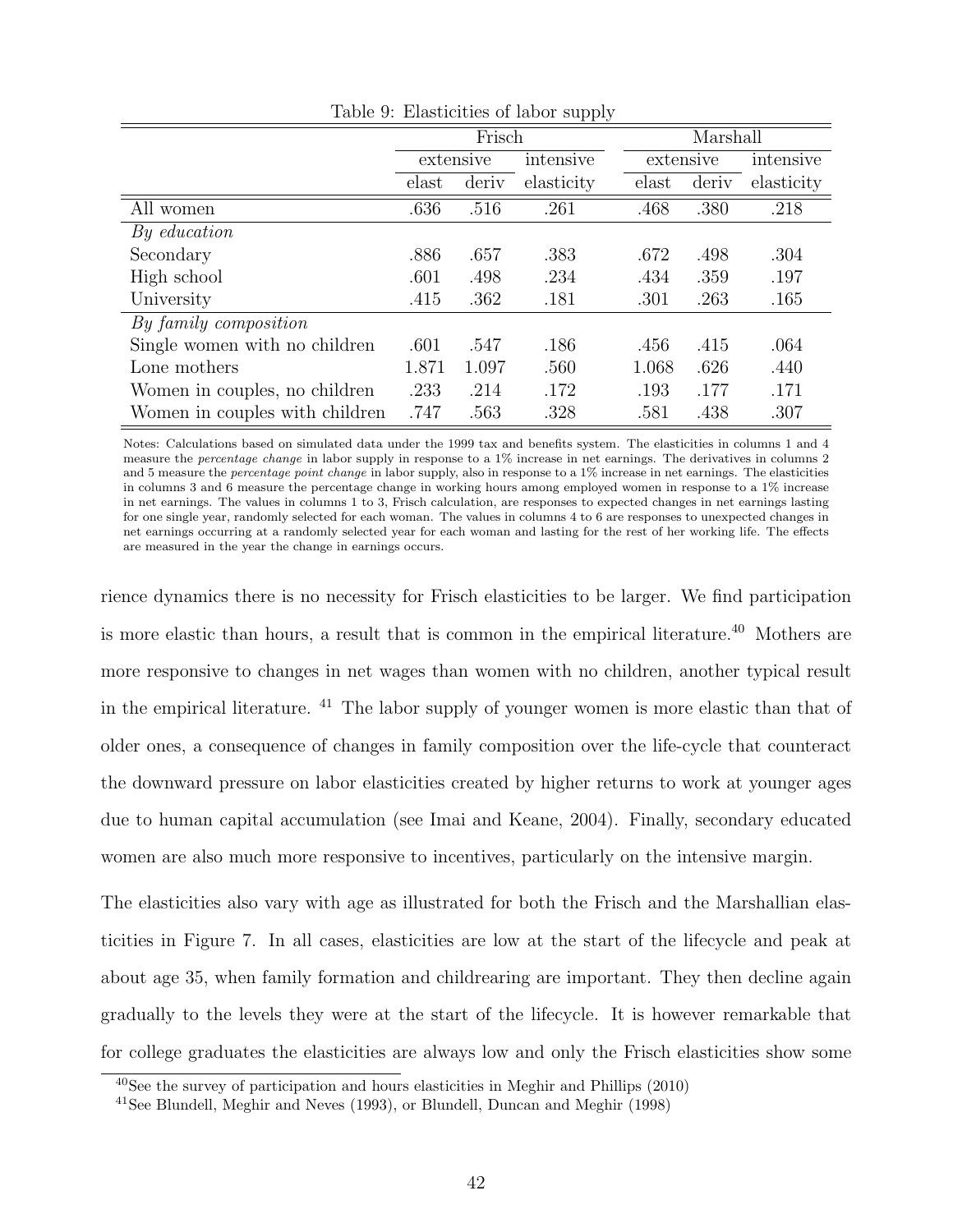Table 9: Elasticities of labor supply

| | Frisch | | | Marshall | | |
|---|---|---|---|---|---|---|
| | extensive | | intensive | extensive | | intensive |
| | elast | deriv | elasticity | elast | deriv | elasticity |
| All women | .636 | .516 | .261 | .468 | .380 | .218 |
| *By education* | | | | | | |
| Secondary | .886 | .657 | .383 | .672 | .498 | .304 |
| High school | .601 | .498 | .234 | .434 | .359 | .197 |
| University | .415 | .362 | .181 | .301 | .263 | .165 |
| *By family composition* | | | | | | |
| Single women with no children | .601 | .547 | .186 | .456 | .415 | .064 |
| Lone mothers | 1.871 | 1.097 | .560 | 1.068 | .626 | .440 |
| Women in couples, no children | .233 | .214 | .172 | .193 | .177 | .171 |
| Women in couples with children | .747 | .563 | .328 | .581 | .438 | .307 |

Notes: Calculations based on simulated data under the 1999 tax and benefits system. The elasticities in columns 1 and 4 measure the *percentage change* in labor supply in response to a 1% increase in net earnings. The derivatives in columns 2 and 5 measure the *percentage point change* in labor supply, also in response to a 1% increase in net earnings. The elasticities in columns 3 and 6 measure the percentage change in working hours among employed women in response to a 1% increase in net earnings. The values in columns 1 to 3, Frisch calculation, are responses to expected changes in net earnings lasting for one single year, randomly selected for each woman. The values in columns 4 to 6 are responses to unexpected changes in net earnings occurring at a randomly selected year for each woman and lasting for the rest of her working life. The effects are measured in the year the change in earnings occurs.

rience dynamics there is no necessity for Frisch elasticities to be larger. We find participation is more elastic than hours, a result that is common in the empirical literature.[40] Mothers are more responsive to changes in net wages than women with no children, another typical result in the empirical literature. [41] The labor supply of younger women is more elastic than that of older ones, a consequence of changes in family composition over the life-cycle that counteract the downward pressure on labor elasticities created by higher returns to work at younger ages due to human capital accumulation (see Imai and Keane, 2004). Finally, secondary educated women are also much more responsive to incentives, particularly on the intensive margin.

The elasticities also vary with age as illustrated for both the Frisch and the Marshallian elasticities in Figure 7. In all cases, elasticities are low at the start of the lifecycle and peak at about age 35, when family formation and childrearing are important. They then decline again gradually to the levels they were at the start of the lifecycle. It is however remarkable that for college graduates the elasticities are always low and only the Frisch elasticities show some

[40] See the survey of participation and hours elasticities in Meghir and Phillips (2010)

[41] See Blundell, Meghir and Neves (1993), or Blundell, Duncan and Meghir (1998)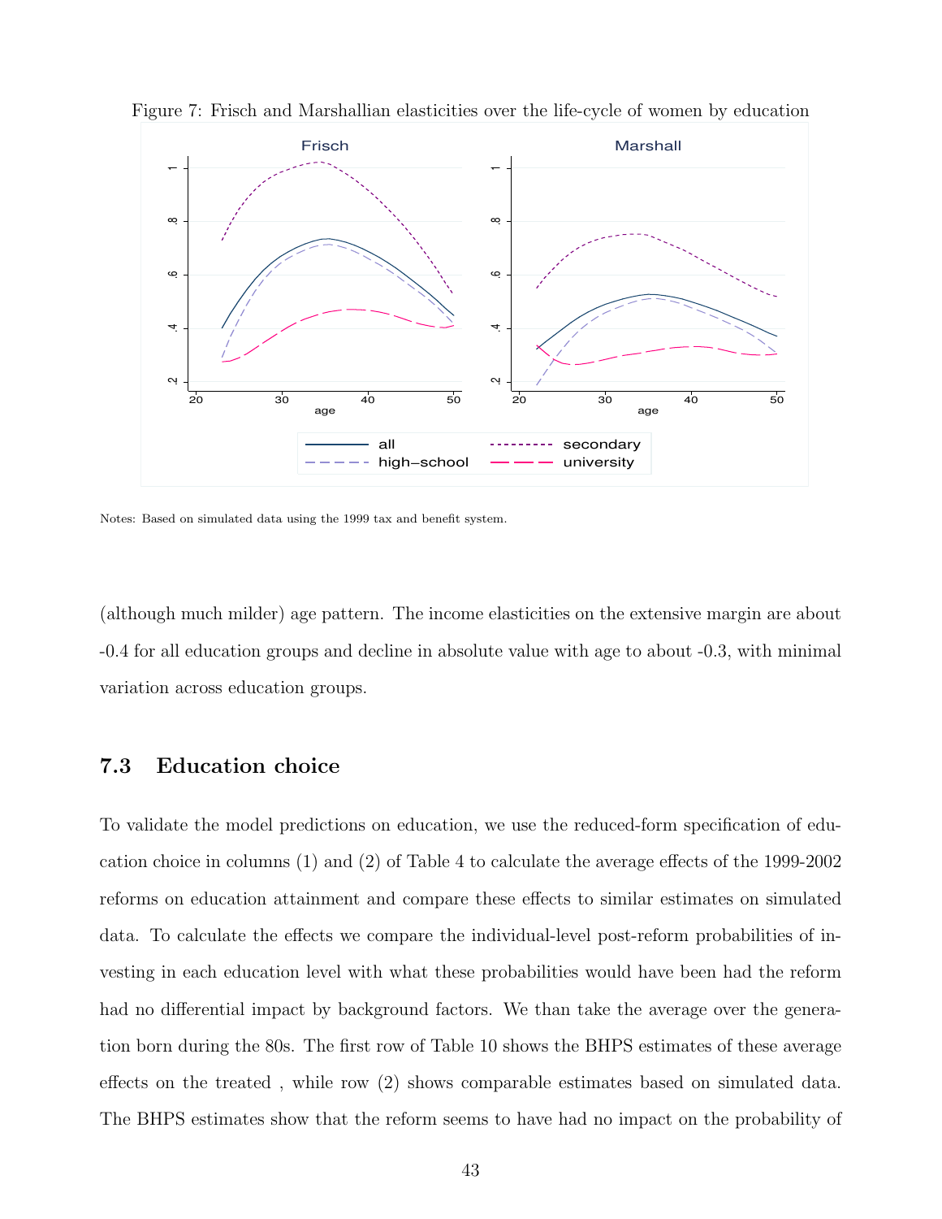Figure 7: Frisch and Marshallian elasticities over the life-cycle of women by education

Notes: Based on simulated data using the 1999 tax and benefit system.

(although much milder) age pattern. The income elasticities on the extensive margin are about -0.4 for all education groups and decline in absolute value with age to about -0.3, with minimal variation across education groups.

### 7.3 Education choice

To validate the model predictions on education, we use the reduced-form specification of education choice in columns (1) and (2) of Table 4 to calculate the average effects of the 1999-2002 reforms on education attainment and compare these effects to similar estimates on simulated data. To calculate the effects we compare the individual-level post-reform probabilities of investing in each education level with what these probabilities would have been had the reform had no differential impact by background factors. We than take the average over the generation born during the 80s. The first row of Table 10 shows the BHPS estimates of these average effects on the treated , while row (2) shows comparable estimates based on simulated data. The BHPS estimates show that the reform seems to have had no impact on the probability of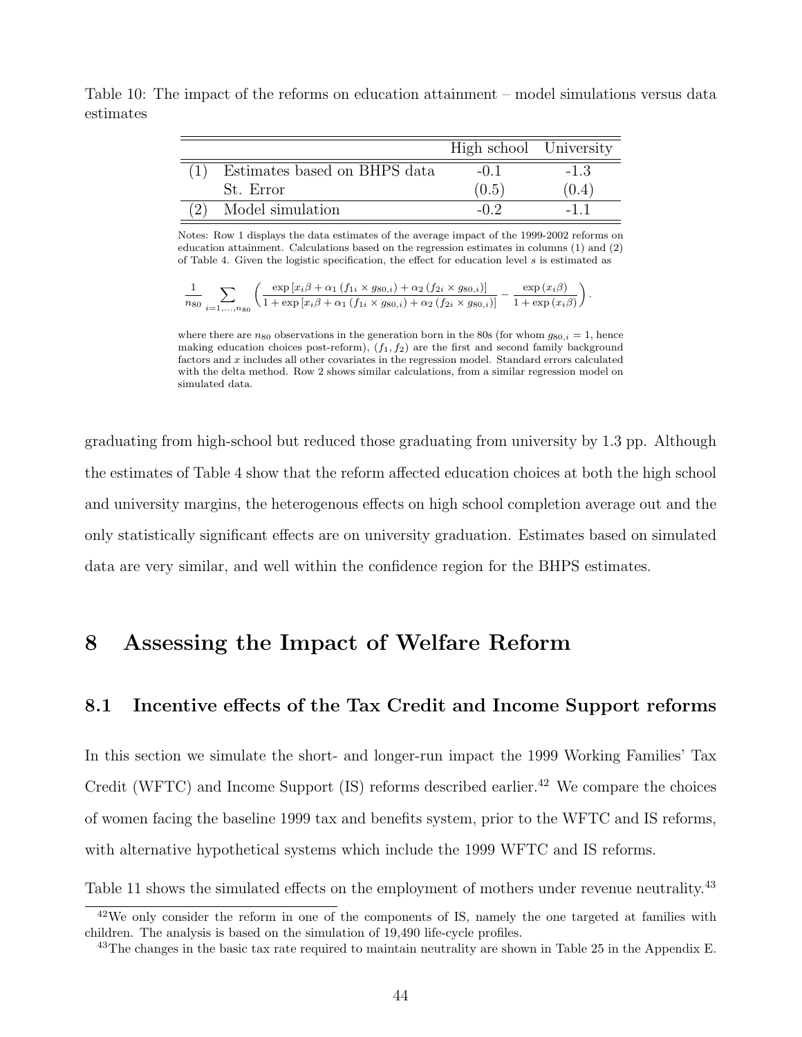Table 10: The impact of the reforms on education attainment – model simulations versus data estimates

| | | High school | University |
|---|---|---|---|
| (1) | Estimates based on BHPS data | -0.1 | -1.3 |
| | St. Error | (0.5) | (0.4) |
| (2) | Model simulation | -0.2 | -1.1 |

Notes: Row 1 displays the data estimates of the average impact of the 1999-2002 reforms on education attainment. Calculations based on the regression estimates in columns (1) and (2) of Table 4. Given the logistic specification, the effect for education level $s$ is estimated as

$$\frac{1}{n_{80}} \sum_{i=1,\dots,n_{80}} \left( \frac{\exp\left[x_i\beta + \alpha_1 \left(f_{1i} \times g_{80,i}\right) + \alpha_2 \left(f_{2i} \times g_{80,i}\right)\right]}{1 + \exp\left[x_i\beta + \alpha_1 \left(f_{1i} \times g_{80,i}\right) + \alpha_2 \left(f_{2i} \times g_{80,i}\right)\right]} - \frac{\exp\left(x_i\beta\right)}{1 + \exp\left(x_i\beta\right)} \right).$$

where there are $n_{80}$ observations in the generation born in the 80s (for whom $g_{80,i} = 1$, hence making education choices post-reform), $(f_1, f_2)$ are the first and second family background factors and $x$ includes all other covariates in the regression model. Standard errors calculated with the delta method. Row 2 shows similar calculations, from a similar regression model on simulated data.

graduating from high-school but reduced those graduating from university by 1.3 pp. Although the estimates of Table 4 show that the reform affected education choices at both the high school and university margins, the heterogenous effects on high school completion average out and the only statistically significant effects are on university graduation. Estimates based on simulated data are very similar, and well within the confidence region for the BHPS estimates.

# 8 Assessing the Impact of Welfare Reform

## 8.1 Incentive effects of the Tax Credit and Income Support reforms

In this section we simulate the short- and longer-run impact the 1999 Working Families' Tax Credit (WFTC) and Income Support (IS) reforms described earlier.[42] We compare the choices of women facing the baseline 1999 tax and benefits system, prior to the WFTC and IS reforms, with alternative hypothetical systems which include the 1999 WFTC and IS reforms.

Table 11 shows the simulated effects on the employment of mothers under revenue neutrality.[43]

[42] We only consider the reform in one of the components of IS, namely the one targeted at families with children. The analysis is based on the simulation of 19,490 life-cycle profiles.

[43] The changes in the basic tax rate required to maintain neutrality are shown in Table 25 in the Appendix E.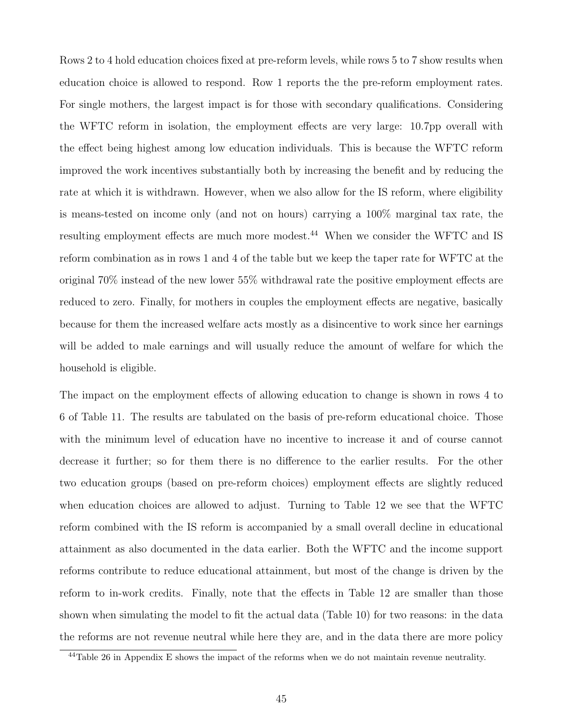Rows 2 to 4 hold education choices fixed at pre-reform levels, while rows 5 to 7 show results when education choice is allowed to respond. Row 1 reports the the pre-reform employment rates. For single mothers, the largest impact is for those with secondary qualifications. Considering the WFTC reform in isolation, the employment effects are very large: 10.7pp overall with the effect being highest among low education individuals. This is because the WFTC reform improved the work incentives substantially both by increasing the benefit and by reducing the rate at which it is withdrawn. However, when we also allow for the IS reform, where eligibility is means-tested on income only (and not on hours) carrying a 100% marginal tax rate, the resulting employment effects are much more modest.[44] When we consider the WFTC and IS reform combination as in rows 1 and 4 of the table but we keep the taper rate for WFTC at the original 70% instead of the new lower 55% withdrawal rate the positive employment effects are reduced to zero. Finally, for mothers in couples the employment effects are negative, basically because for them the increased welfare acts mostly as a disincentive to work since her earnings will be added to male earnings and will usually reduce the amount of welfare for which the household is eligible.

The impact on the employment effects of allowing education to change is shown in rows 4 to 6 of Table 11. The results are tabulated on the basis of pre-reform educational choice. Those with the minimum level of education have no incentive to increase it and of course cannot decrease it further; so for them there is no difference to the earlier results. For the other two education groups (based on pre-reform choices) employment effects are slightly reduced when education choices are allowed to adjust. Turning to Table 12 we see that the WFTC reform combined with the IS reform is accompanied by a small overall decline in educational attainment as also documented in the data earlier. Both the WFTC and the income support reforms contribute to reduce educational attainment, but most of the change is driven by the reform to in-work credits. Finally, note that the effects in Table 12 are smaller than those shown when simulating the model to fit the actual data (Table 10) for two reasons: in the data the reforms are not revenue neutral while here they are, and in the data there are more policy

[44] Table 26 in Appendix E shows the impact of the reforms when we do not maintain revenue neutrality.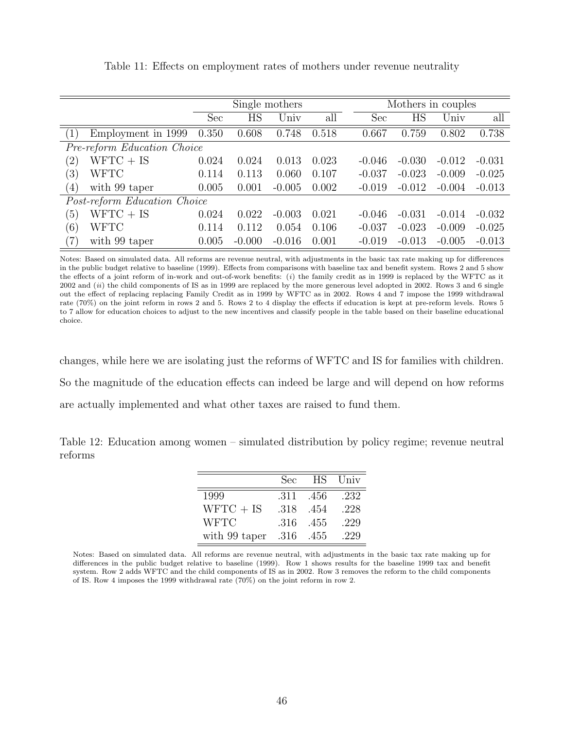Table 11: Effects on employment rates of mothers under revenue neutrality

| | | Single mothers | | | | Mothers in couples | | | |
|---|---|---|---|---|---|---|---|---|---|
| | | Sec | HS | Univ | all | Sec | HS | Univ | all |
| (1) | Employment in 1999 | 0.350 | 0.608 | 0.748 | 0.518 | 0.667 | 0.759 | 0.802 | 0.738 |
| *Pre-reform Education Choice* | | | | | | | | | |
| (2) | WFTC + IS | 0.024 | 0.024 | 0.013 | 0.023 | -0.046 | -0.030 | -0.012 | -0.031 |
| (3) | WFTC | 0.114 | 0.113 | 0.060 | 0.107 | -0.037 | -0.023 | -0.009 | -0.025 |
| (4) | with 99 taper | 0.005 | 0.001 | -0.005 | 0.002 | -0.019 | -0.012 | -0.004 | -0.013 |
| *Post-reform Education Choice* | | | | | | | | | |
| (5) | WFTC + IS | 0.024 | 0.022 | -0.003 | 0.021 | -0.046 | -0.031 | -0.014 | -0.032 |
| (6) | WFTC | 0.114 | 0.112 | 0.054 | 0.106 | -0.037 | -0.023 | -0.009 | -0.025 |
| (7) | with 99 taper | 0.005 | -0.000 | -0.016 | 0.001 | -0.019 | -0.013 | -0.005 | -0.013 |

Notes: Based on simulated data. All reforms are revenue neutral, with adjustments in the basic tax rate making up for differences in the public budget relative to baseline (1999). Effects from comparisons with baseline tax and benefit system. Rows 2 and 5 show the effects of a joint reform of in-work and out-of-work benefits: (*i*) the family credit as in 1999 is replaced by the WFTC as it 2002 and (*ii*) the child components of IS as in 1999 are replaced by the more generous level adopted in 2002. Rows 3 and 6 single out the effect of replacing replacing Family Credit as in 1999 by WFTC as in 2002. Rows 4 and 7 impose the 1999 withdrawal rate (70%) on the joint reform in rows 2 and 5. Rows 2 to 4 display the effects if education is kept at pre-reform levels. Rows 5 to 7 allow for education choices to adjust to the new incentives and classify people in the table based on their baseline educational choice.

changes, while here we are isolating just the reforms of WFTC and IS for families with children. So the magnitude of the education effects can indeed be large and will depend on how reforms are actually implemented and what other taxes are raised to fund them.

Table 12: Education among women – simulated distribution by policy regime; revenue neutral reforms

| | Sec | HS | Univ |
|---|---|---|---|
| 1999 | .311 | .456 | .232 |
| WFTC + IS | .318 | .454 | .228 |
| WFTC | .316 | .455 | .229 |
| with 99 taper | .316 | .455 | .229 |

Notes: Based on simulated data. All reforms are revenue neutral, with adjustments in the basic tax rate making up for differences in the public budget relative to baseline (1999). Row 1 shows results for the baseline 1999 tax and benefit system. Row 2 adds WFTC and the child components of IS as in 2002. Row 3 removes the reform to the child components of IS. Row 4 imposes the 1999 withdrawal rate (70%) on the joint reform in row 2.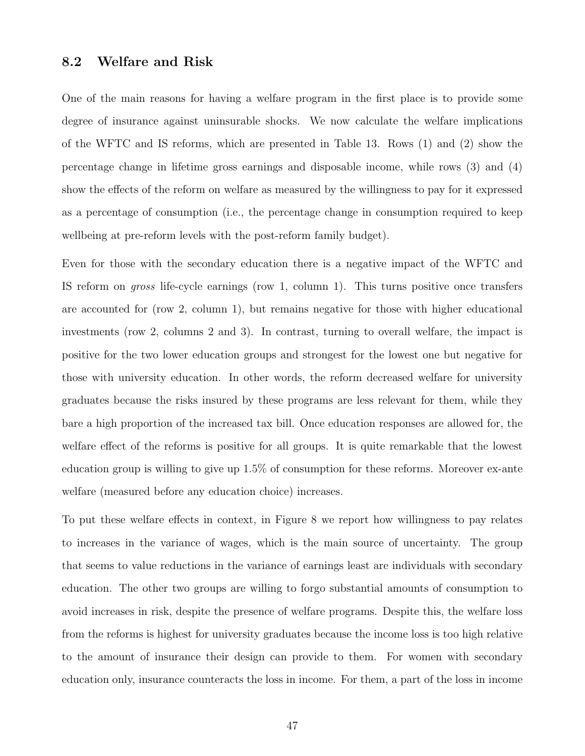### 8.2 Welfare and Risk

One of the main reasons for having a welfare program in the first place is to provide some degree of insurance against uninsurable shocks. We now calculate the welfare implications of the WFTC and IS reforms, which are presented in Table 13. Rows (1) and (2) show the percentage change in lifetime gross earnings and disposable income, while rows (3) and (4) show the effects of the reform on welfare as measured by the willingness to pay for it expressed as a percentage of consumption (i.e., the percentage change in consumption required to keep wellbeing at pre-reform levels with the post-reform family budget).

Even for those with the secondary education there is a negative impact of the WFTC and IS reform on *gross* life-cycle earnings (row 1, column 1). This turns positive once transfers are accounted for (row 2, column 1), but remains negative for those with higher educational investments (row 2, columns 2 and 3). In contrast, turning to overall welfare, the impact is positive for the two lower education groups and strongest for the lowest one but negative for those with university education. In other words, the reform decreased welfare for university graduates because the risks insured by these programs are less relevant for them, while they bare a high proportion of the increased tax bill. Once education responses are allowed for, the welfare effect of the reforms is positive for all groups. It is quite remarkable that the lowest education group is willing to give up 1.5% of consumption for these reforms. Moreover ex-ante welfare (measured before any education choice) increases.

To put these welfare effects in context, in Figure 8 we report how willingness to pay relates to increases in the variance of wages, which is the main source of uncertainty. The group that seems to value reductions in the variance of earnings least are individuals with secondary education. The other two groups are willing to forgo substantial amounts of consumption to avoid increases in risk, despite the presence of welfare programs. Despite this, the welfare loss from the reforms is highest for university graduates because the income loss is too high relative to the amount of insurance their design can provide to them. For women with secondary education only, insurance counteracts the loss in income. For them, a part of the loss in income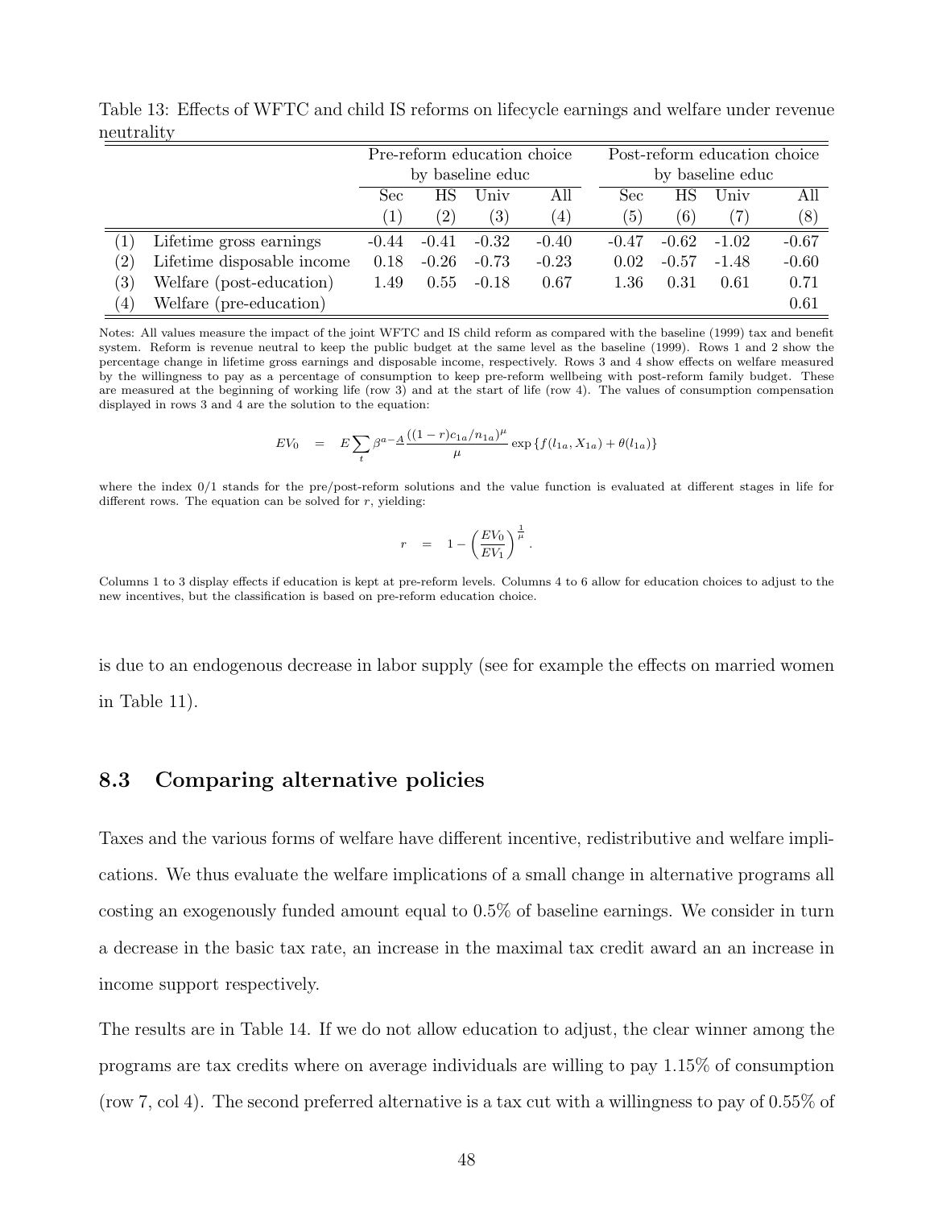Table 13: Effects of WFTC and child IS reforms on lifecycle earnings and welfare under revenue neutrality

| | | Pre-reform education choice by baseline educ | | | | Post-reform education choice by baseline educ | | | |
|---|---|---|---|---|---|---|---|---|---|
| | | Sec | HS | Univ | All | Sec | HS | Univ | All |
| | | (1) | (2) | (3) | (4) | (5) | (6) | (7) | (8) |
| (1) | Lifetime gross earnings | -0.44 | -0.41 | -0.32 | -0.40 | -0.47 | -0.62 | -1.02 | -0.67 |
| (2) | Lifetime disposable income | 0.18 | -0.26 | -0.73 | -0.23 | 0.02 | -0.57 | -1.48 | -0.60 |
| (3) | Welfare (post-education) | 1.49 | 0.55 | -0.18 | 0.67 | 1.36 | 0.31 | 0.61 | 0.71 |
| (4) | Welfare (pre-education) | | | | | | | | 0.61 |

Notes: All values measure the impact of the joint WFTC and IS child reform as compared with the baseline (1999) tax and benefit system. Reform is revenue neutral to keep the public budget at the same level as the baseline (1999). Rows 1 and 2 show the percentage change in lifetime gross earnings and disposable income, respectively. Rows 3 and 4 show effects on welfare measured by the willingness to pay as a percentage of consumption to keep pre-reform wellbeing with post-reform family budget. These are measured at the beginning of working life (row 3) and at the start of life (row 4). The values of consumption compensation displayed in rows 3 and 4 are the solution to the equation:

$$EV_0 \quad = \quad E \sum_t \beta^{a-\underline{A}} \frac{((1-r)c_{1a}/n_{1a})^{\mu}}{\mu} \exp\{f(l_{1a}, X_{1a}) + \theta(l_{1a})\}$$

where the index 0/1 stands for the pre/post-reform solutions and the value function is evaluated at different stages in life for different rows. The equation can be solved for $r$, yielding:

$$r \quad = \quad 1 - \left(\frac{EV_0}{EV_1}\right)^{\frac{1}{\mu}}.$$

Columns 1 to 3 display effects if education is kept at pre-reform levels. Columns 4 to 6 allow for education choices to adjust to the new incentives, but the classification is based on pre-reform education choice.

is due to an endogenous decrease in labor supply (see for example the effects on married women in Table 11).

## 8.3 Comparing alternative policies

Taxes and the various forms of welfare have different incentive, redistributive and welfare implications. We thus evaluate the welfare implications of a small change in alternative programs all costing an exogenously funded amount equal to 0.5% of baseline earnings. We consider in turn a decrease in the basic tax rate, an increase in the maximal tax credit award an an increase in income support respectively.

The results are in Table 14. If we do not allow education to adjust, the clear winner among the programs are tax credits where on average individuals are willing to pay 1.15% of consumption (row 7, col 4). The second preferred alternative is a tax cut with a willingness to pay of 0.55% of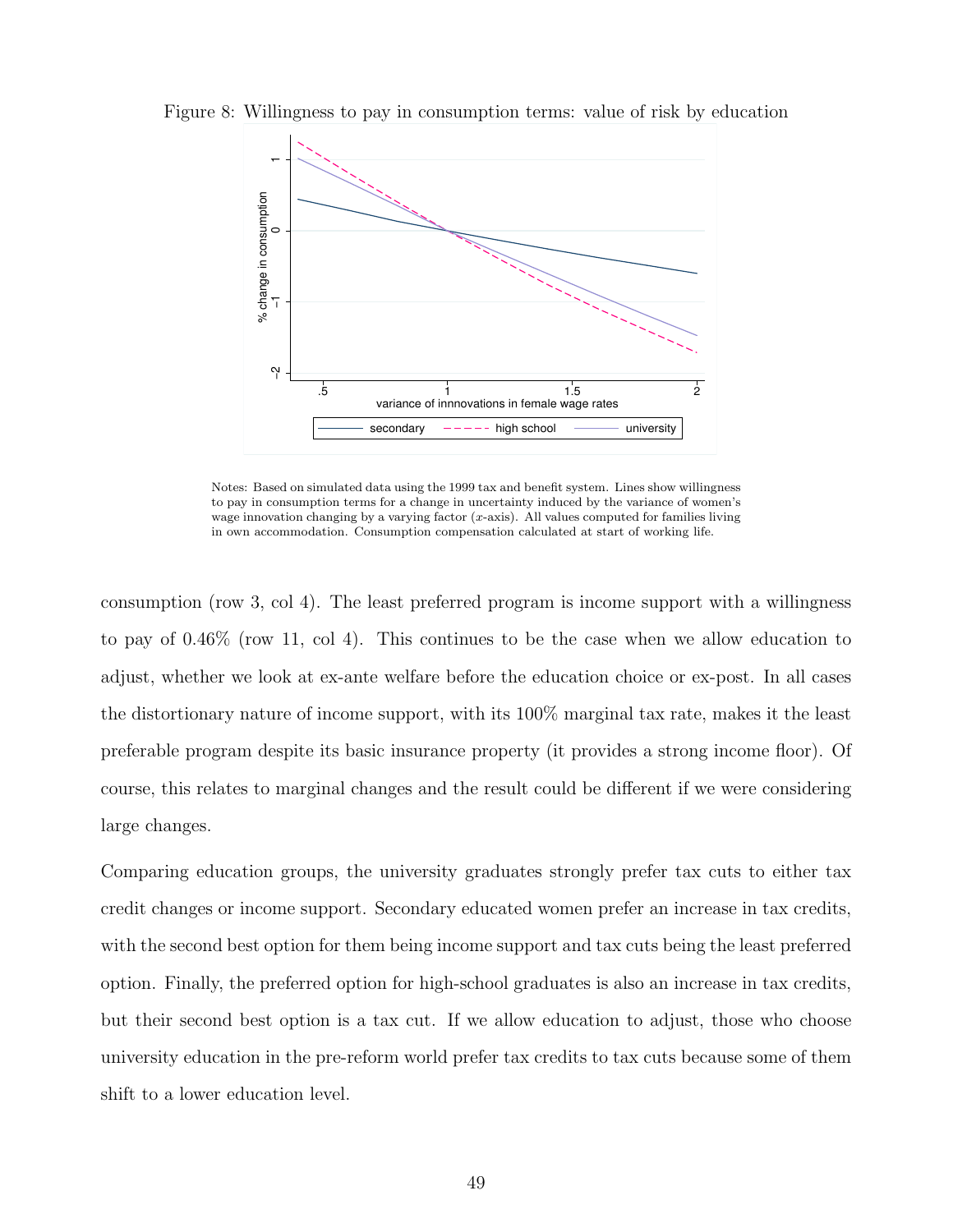Figure 8: Willingness to pay in consumption terms: value of risk by education

Notes: Based on simulated data using the 1999 tax and benefit system. Lines show willingness to pay in consumption terms for a change in uncertainty induced by the variance of women's wage innovation changing by a varying factor ($x$-axis). All values computed for families living in own accommodation. Consumption compensation calculated at start of working life.

consumption (row 3, col 4). The least preferred program is income support with a willingness to pay of 0.46% (row 11, col 4). This continues to be the case when we allow education to adjust, whether we look at ex-ante welfare before the education choice or ex-post. In all cases the distortionary nature of income support, with its 100% marginal tax rate, makes it the least preferable program despite its basic insurance property (it provides a strong income floor). Of course, this relates to marginal changes and the result could be different if we were considering large changes.

Comparing education groups, the university graduates strongly prefer tax cuts to either tax credit changes or income support. Secondary educated women prefer an increase in tax credits, with the second best option for them being income support and tax cuts being the least preferred option. Finally, the preferred option for high-school graduates is also an increase in tax credits, but their second best option is a tax cut. If we allow education to adjust, those who choose university education in the pre-reform world prefer tax credits to tax cuts because some of them shift to a lower education level.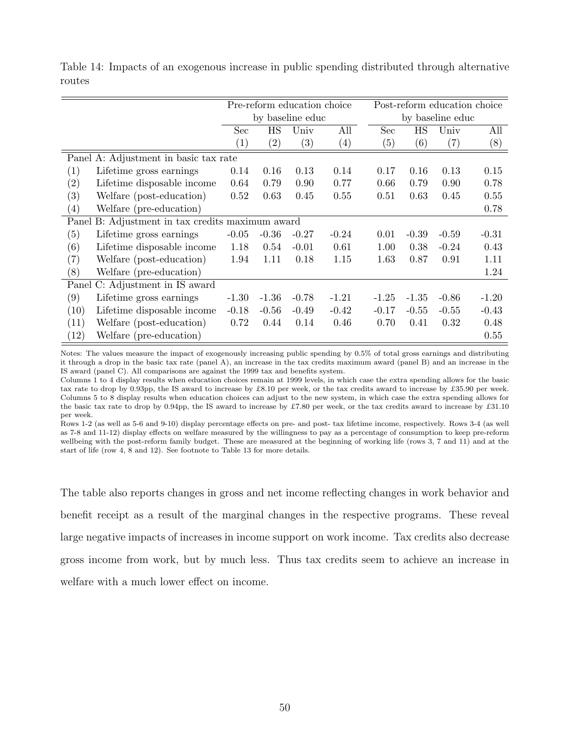Table 14: Impacts of an exogenous increase in public spending distributed through alternative routes

| | | Pre-reform education choice | | | | Post-reform education choice | | | |
|---|---|---|---|---|---|---|---|---|---|
| | | by baseline educ | | | | by baseline educ | | | |
| | | Sec | HS | Univ | All | Sec | HS | Univ | All |
| | | (1) | (2) | (3) | (4) | (5) | (6) | (7) | (8) |
| Panel A: Adjustment in basic tax rate | | | | | | | | | |
| (1) | Lifetime gross earnings | 0.14 | 0.16 | 0.13 | 0.14 | 0.17 | 0.16 | 0.13 | 0.15 |
| (2) | Lifetime disposable income | 0.64 | 0.79 | 0.90 | 0.77 | 0.66 | 0.79 | 0.90 | 0.78 |
| (3) | Welfare (post-education) | 0.52 | 0.63 | 0.45 | 0.55 | 0.51 | 0.63 | 0.45 | 0.55 |
| (4) | Welfare (pre-education) | | | | | | | | 0.78 |
| Panel B: Adjustment in tax credits maximum award | | | | | | | | | |
| (5) | Lifetime gross earnings | -0.05 | -0.36 | -0.27 | -0.24 | 0.01 | -0.39 | -0.59 | -0.31 |
| (6) | Lifetime disposable income | 1.18 | 0.54 | -0.01 | 0.61 | 1.00 | 0.38 | -0.24 | 0.43 |
| (7) | Welfare (post-education) | 1.94 | 1.11 | 0.18 | 1.15 | 1.63 | 0.87 | 0.91 | 1.11 |
| (8) | Welfare (pre-education) | | | | | | | | 1.24 |
| Panel C: Adjustment in IS award | | | | | | | | | |
| (9) | Lifetime gross earnings | -1.30 | -1.36 | -0.78 | -1.21 | -1.25 | -1.35 | -0.86 | -1.20 |
| (10) | Lifetime disposable income | -0.18 | -0.56 | -0.49 | -0.42 | -0.17 | -0.55 | -0.55 | -0.43 |
| (11) | Welfare (post-education) | 0.72 | 0.44 | 0.14 | 0.46 | 0.70 | 0.41 | 0.32 | 0.48 |
| (12) | Welfare (pre-education) | | | | | | | | 0.55 |

Notes: The values measure the impact of exogenously increasing public spending by 0.5% of total gross earnings and distributing it through a drop in the basic tax rate (panel A), an increase in the tax credits maximum award (panel B) and an increase in the IS award (panel C). All comparisons are against the 1999 tax and benefits system.
Columns 1 to 4 display results when education choices remain at 1999 levels, in which case the extra spending allows for the basic tax rate to drop by 0.93pp, the IS award to increase by £8.10 per week, or the tax credits award to increase by £35.90 per week. Columns 5 to 8 display results when education choices can adjust to the new system, in which case the extra spending allows for the basic tax rate to drop by 0.94pp, the IS award to increase by £7.80 per week, or the tax credits award to increase by £31.10 per week.
Rows 1-2 (as well as 5-6 and 9-10) display percentage effects on pre- and post- tax lifetime income, respectively. Rows 3-4 (as well as 7-8 and 11-12) display effects on welfare measured by the willingness to pay as a percentage of consumption to keep pre-reform wellbeing with the post-reform family budget. These are measured at the beginning of working life (rows 3, 7 and 11) and at the start of life (row 4, 8 and 12). See footnote to Table 13 for more details.

The table also reports changes in gross and net income reflecting changes in work behavior and benefit receipt as a result of the marginal changes in the respective programs. These reveal large negative impacts of increases in income support on work income. Tax credits also decrease gross income from work, but by much less. Thus tax credits seem to achieve an increase in welfare with a much lower effect on income.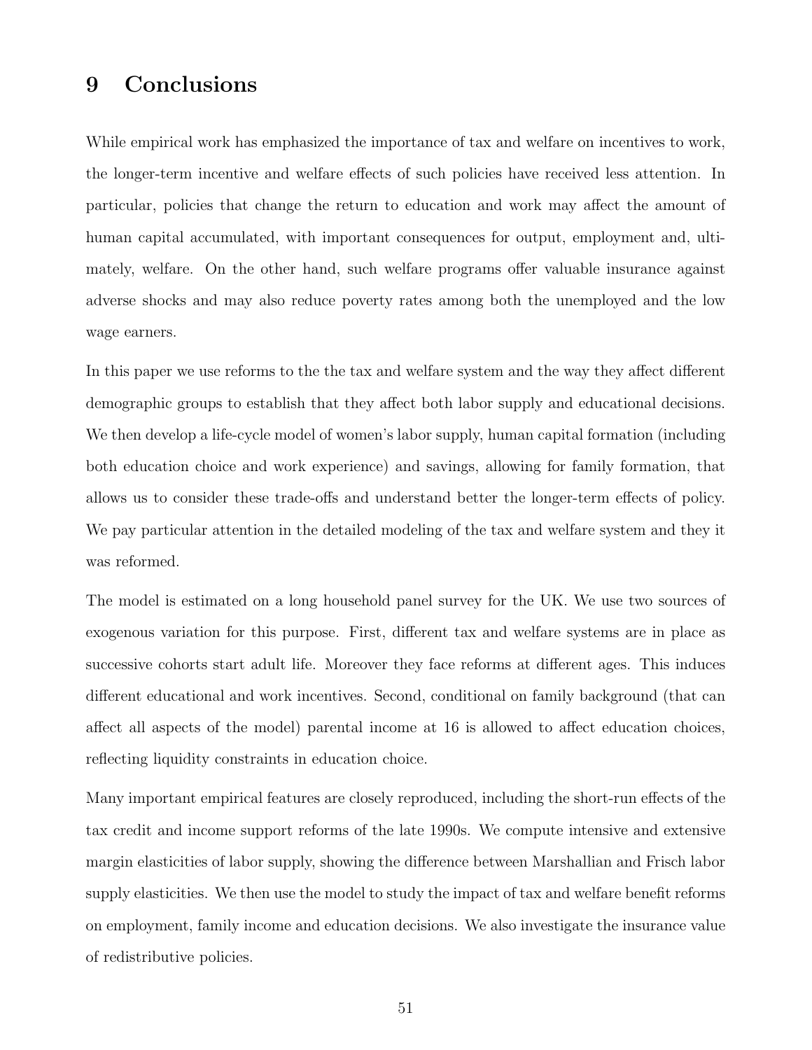# 9 Conclusions

While empirical work has emphasized the importance of tax and welfare on incentives to work, the longer-term incentive and welfare effects of such policies have received less attention. In particular, policies that change the return to education and work may affect the amount of human capital accumulated, with important consequences for output, employment and, ultimately, welfare. On the other hand, such welfare programs offer valuable insurance against adverse shocks and may also reduce poverty rates among both the unemployed and the low wage earners.

In this paper we use reforms to the the tax and welfare system and the way they affect different demographic groups to establish that they affect both labor supply and educational decisions. We then develop a life-cycle model of women's labor supply, human capital formation (including both education choice and work experience) and savings, allowing for family formation, that allows us to consider these trade-offs and understand better the longer-term effects of policy. We pay particular attention in the detailed modeling of the tax and welfare system and they it was reformed.

The model is estimated on a long household panel survey for the UK. We use two sources of exogenous variation for this purpose. First, different tax and welfare systems are in place as successive cohorts start adult life. Moreover they face reforms at different ages. This induces different educational and work incentives. Second, conditional on family background (that can affect all aspects of the model) parental income at 16 is allowed to affect education choices, reflecting liquidity constraints in education choice.

Many important empirical features are closely reproduced, including the short-run effects of the tax credit and income support reforms of the late 1990s. We compute intensive and extensive margin elasticities of labor supply, showing the difference between Marshallian and Frisch labor supply elasticities. We then use the model to study the impact of tax and welfare benefit reforms on employment, family income and education decisions. We also investigate the insurance value of redistributive policies.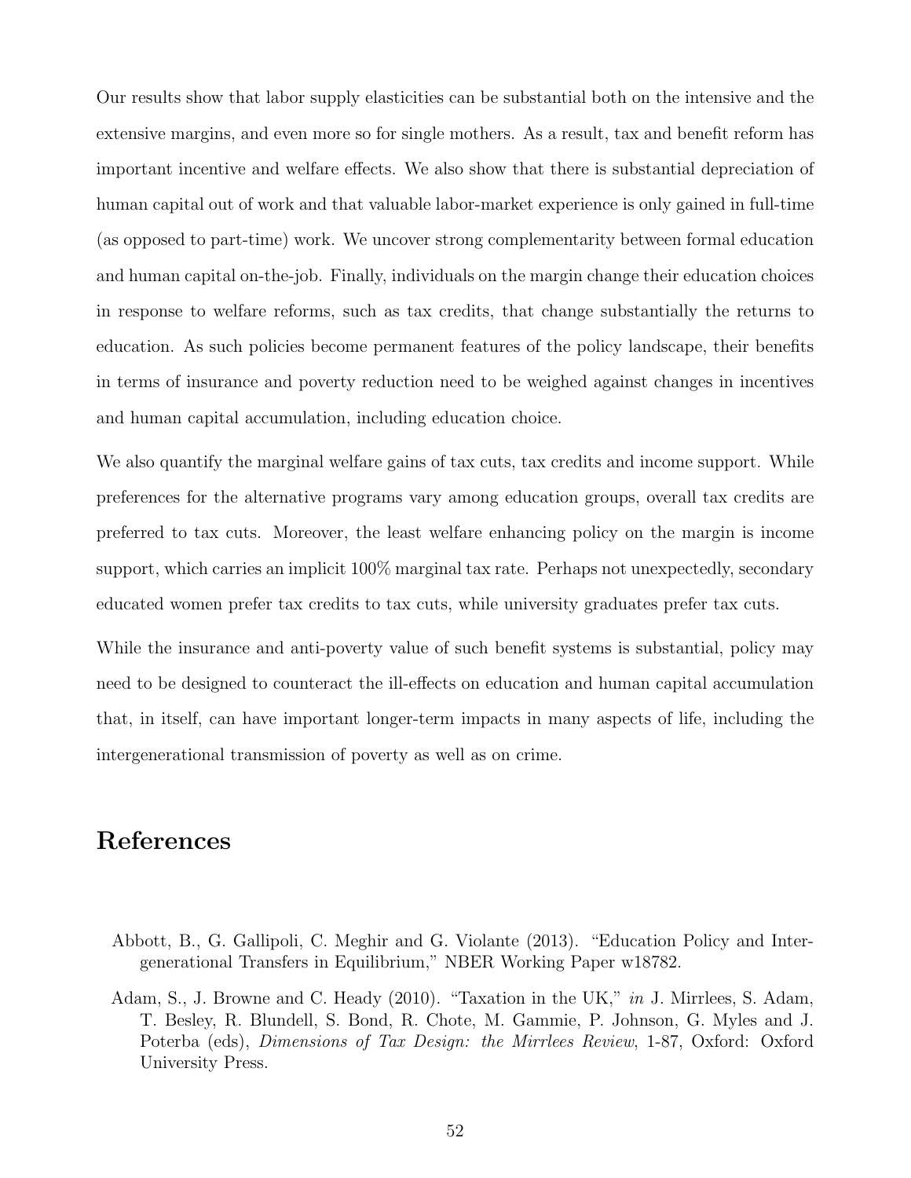Our results show that labor supply elasticities can be substantial both on the intensive and the extensive margins, and even more so for single mothers. As a result, tax and benefit reform has important incentive and welfare effects. We also show that there is substantial depreciation of human capital out of work and that valuable labor-market experience is only gained in full-time (as opposed to part-time) work. We uncover strong complementarity between formal education and human capital on-the-job. Finally, individuals on the margin change their education choices in response to welfare reforms, such as tax credits, that change substantially the returns to education. As such policies become permanent features of the policy landscape, their benefits in terms of insurance and poverty reduction need to be weighed against changes in incentives and human capital accumulation, including education choice.

We also quantify the marginal welfare gains of tax cuts, tax credits and income support. While preferences for the alternative programs vary among education groups, overall tax credits are preferred to tax cuts. Moreover, the least welfare enhancing policy on the margin is income support, which carries an implicit 100% marginal tax rate. Perhaps not unexpectedly, secondary educated women prefer tax credits to tax cuts, while university graduates prefer tax cuts.

While the insurance and anti-poverty value of such benefit systems is substantial, policy may need to be designed to counteract the ill-effects on education and human capital accumulation that, in itself, can have important longer-term impacts in many aspects of life, including the intergenerational transmission of poverty as well as on crime.

# References

Abbott, B., G. Gallipoli, C. Meghir and G. Violante (2013). "Education Policy and Intergenerational Transfers in Equilibrium," NBER Working Paper w18782.

Adam, S., J. Browne and C. Heady (2010). "Taxation in the UK," *in* J. Mirrlees, S. Adam, T. Besley, R. Blundell, S. Bond, R. Chote, M. Gammie, P. Johnson, G. Myles and J. Poterba (eds), *Dimensions of Tax Design: the Mirrlees Review*, 1-87, Oxford: Oxford University Press.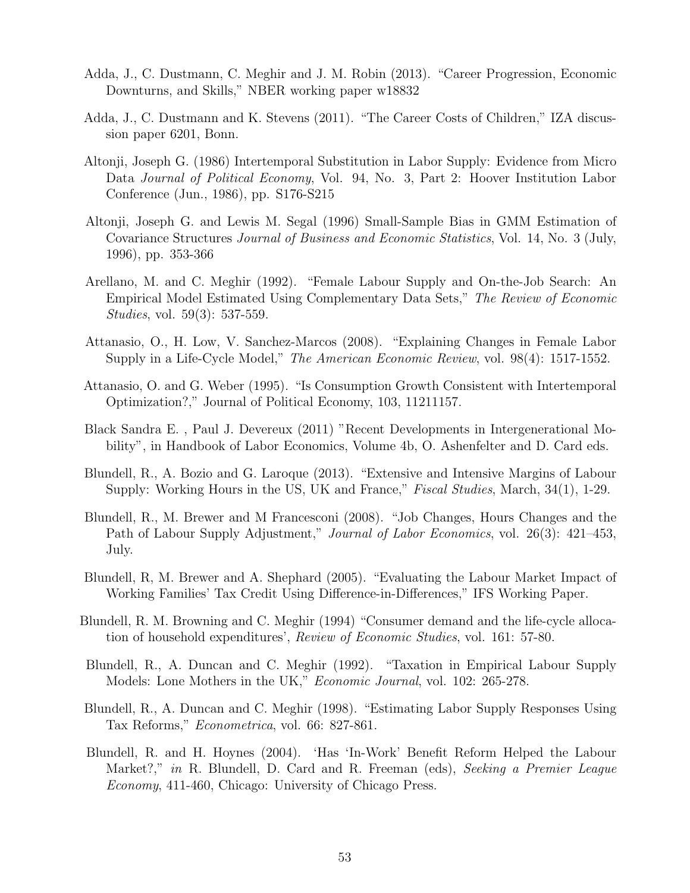Adda, J., C. Dustmann, C. Meghir and J. M. Robin (2013). "Career Progression, Economic Downturns, and Skills," NBER working paper w18832

Adda, J., C. Dustmann and K. Stevens (2011). "The Career Costs of Children," IZA discussion paper 6201, Bonn.

Altonji, Joseph G. (1986) Intertemporal Substitution in Labor Supply: Evidence from Micro Data *Journal of Political Economy*, Vol. 94, No. 3, Part 2: Hoover Institution Labor Conference (Jun., 1986), pp. S176-S215

Altonji, Joseph G. and Lewis M. Segal (1996) Small-Sample Bias in GMM Estimation of Covariance Structures *Journal of Business and Economic Statistics*, Vol. 14, No. 3 (July, 1996), pp. 353-366

Arellano, M. and C. Meghir (1992). "Female Labour Supply and On-the-Job Search: An Empirical Model Estimated Using Complementary Data Sets," *The Review of Economic Studies*, vol. 59(3): 537-559.

Attanasio, O., H. Low, V. Sanchez-Marcos (2008). "Explaining Changes in Female Labor Supply in a Life-Cycle Model," *The American Economic Review*, vol. 98(4): 1517-1552.

Attanasio, O. and G. Weber (1995). "Is Consumption Growth Consistent with Intertemporal Optimization?," Journal of Political Economy, 103, 11211157.

Black Sandra E. , Paul J. Devereux (2011) "Recent Developments in Intergenerational Mobility", in Handbook of Labor Economics, Volume 4b, O. Ashenfelter and D. Card eds.

Blundell, R., A. Bozio and G. Laroque (2013). "Extensive and Intensive Margins of Labour Supply: Working Hours in the US, UK and France," *Fiscal Studies*, March, 34(1), 1-29.

Blundell, R., M. Brewer and M Francesconi (2008). "Job Changes, Hours Changes and the Path of Labour Supply Adjustment," *Journal of Labor Economics*, vol. 26(3): 421–453, July.

Blundell, R, M. Brewer and A. Shephard (2005). "Evaluating the Labour Market Impact of Working Families' Tax Credit Using Difference-in-Differences," IFS Working Paper.

Blundell, R. M. Browning and C. Meghir (1994) "Consumer demand and the life-cycle allocation of household expenditures', *Review of Economic Studies*, vol. 161: 57-80.

Blundell, R., A. Duncan and C. Meghir (1992). "Taxation in Empirical Labour Supply Models: Lone Mothers in the UK," *Economic Journal*, vol. 102: 265-278.

Blundell, R., A. Duncan and C. Meghir (1998). "Estimating Labor Supply Responses Using Tax Reforms," *Econometrica*, vol. 66: 827-861.

Blundell, R. and H. Hoynes (2004). 'Has 'In-Work' Benefit Reform Helped the Labour Market?," *in* R. Blundell, D. Card and R. Freeman (eds), *Seeking a Premier League Economy*, 411-460, Chicago: University of Chicago Press.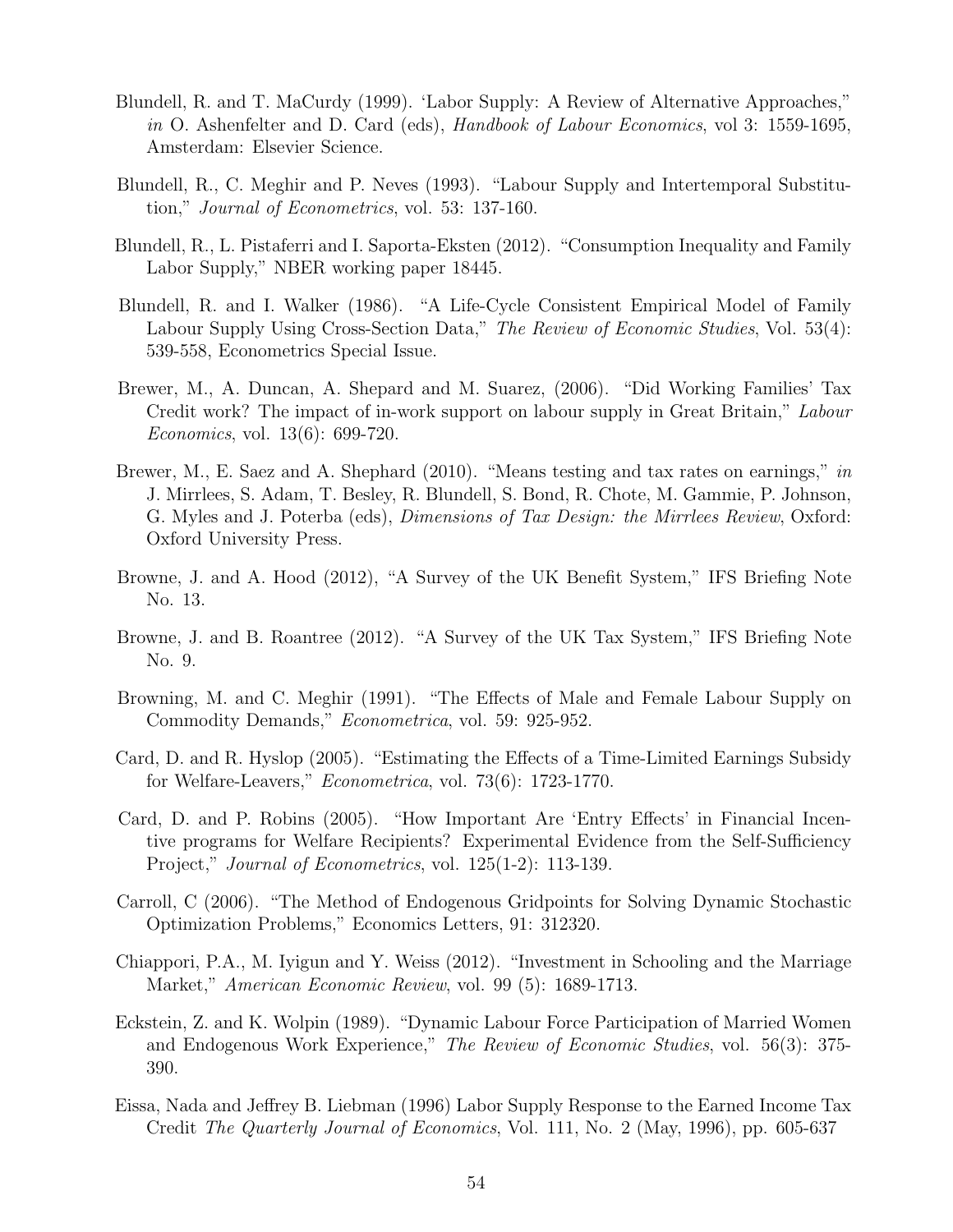Blundell, R. and T. MaCurdy (1999). 'Labor Supply: A Review of Alternative Approaches," *in* O. Ashenfelter and D. Card (eds), *Handbook of Labour Economics*, vol 3: 1559-1695, Amsterdam: Elsevier Science.

Blundell, R., C. Meghir and P. Neves (1993). "Labour Supply and Intertemporal Substitution," *Journal of Econometrics*, vol. 53: 137-160.

Blundell, R., L. Pistaferri and I. Saporta-Eksten (2012). "Consumption Inequality and Family Labor Supply," NBER working paper 18445.

Blundell, R. and I. Walker (1986). "A Life-Cycle Consistent Empirical Model of Family Labour Supply Using Cross-Section Data," *The Review of Economic Studies*, Vol. 53(4): 539-558, Econometrics Special Issue.

Brewer, M., A. Duncan, A. Shepard and M. Suarez, (2006). "Did Working Families' Tax Credit work? The impact of in-work support on labour supply in Great Britain," *Labour Economics*, vol. 13(6): 699-720.

Brewer, M., E. Saez and A. Shephard (2010). "Means testing and tax rates on earnings," *in* J. Mirrlees, S. Adam, T. Besley, R. Blundell, S. Bond, R. Chote, M. Gammie, P. Johnson, G. Myles and J. Poterba (eds), *Dimensions of Tax Design: the Mirrlees Review*, Oxford: Oxford University Press.

Browne, J. and A. Hood (2012), "A Survey of the UK Benefit System," IFS Briefing Note No. 13.

Browne, J. and B. Roantree (2012). "A Survey of the UK Tax System," IFS Briefing Note No. 9.

Browning, M. and C. Meghir (1991). "The Effects of Male and Female Labour Supply on Commodity Demands," *Econometrica*, vol. 59: 925-952.

Card, D. and R. Hyslop (2005). "Estimating the Effects of a Time-Limited Earnings Subsidy for Welfare-Leavers," *Econometrica*, vol. 73(6): 1723-1770.

Card, D. and P. Robins (2005). "How Important Are 'Entry Effects' in Financial Incentive programs for Welfare Recipients? Experimental Evidence from the Self-Sufficiency Project," *Journal of Econometrics*, vol. 125(1-2): 113-139.

Carroll, C (2006). "The Method of Endogenous Gridpoints for Solving Dynamic Stochastic Optimization Problems," Economics Letters, 91: 312320.

Chiappori, P.A., M. Iyigun and Y. Weiss (2012). "Investment in Schooling and the Marriage Market," *American Economic Review*, vol. 99 (5): 1689-1713.

Eckstein, Z. and K. Wolpin (1989). "Dynamic Labour Force Participation of Married Women and Endogenous Work Experience," *The Review of Economic Studies*, vol. 56(3): 375-390.

Eissa, Nada and Jeffrey B. Liebman (1996) Labor Supply Response to the Earned Income Tax Credit *The Quarterly Journal of Economics*, Vol. 111, No. 2 (May, 1996), pp. 605-637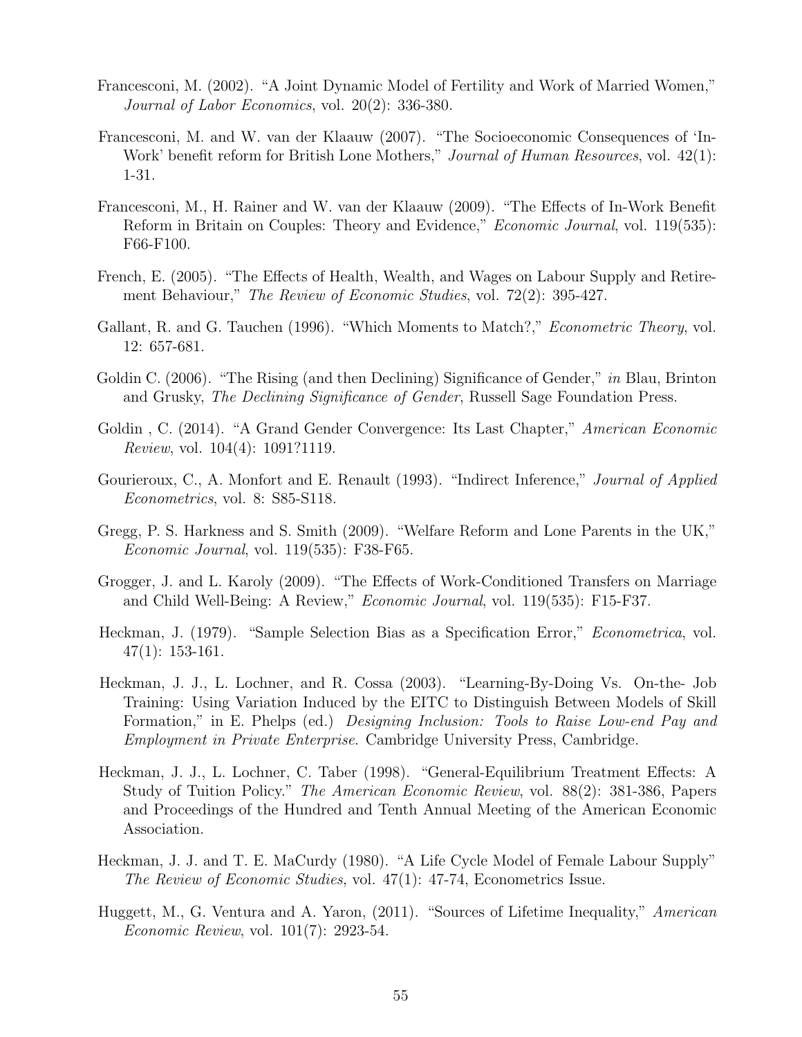Francesconi, M. (2002). "A Joint Dynamic Model of Fertility and Work of Married Women," *Journal of Labor Economics*, vol. 20(2): 336-380.

Francesconi, M. and W. van der Klaauw (2007). "The Socioeconomic Consequences of 'In-Work' benefit reform for British Lone Mothers," *Journal of Human Resources*, vol. 42(1): 1-31.

Francesconi, M., H. Rainer and W. van der Klaauw (2009). "The Effects of In-Work Benefit Reform in Britain on Couples: Theory and Evidence," *Economic Journal*, vol. 119(535): F66-F100.

French, E. (2005). "The Effects of Health, Wealth, and Wages on Labour Supply and Retirement Behaviour," *The Review of Economic Studies*, vol. 72(2): 395-427.

Gallant, R. and G. Tauchen (1996). "Which Moments to Match?," *Econometric Theory*, vol. 12: 657-681.

Goldin C. (2006). "The Rising (and then Declining) Significance of Gender," *in* Blau, Brinton and Grusky, *The Declining Significance of Gender*, Russell Sage Foundation Press.

Goldin , C. (2014). "A Grand Gender Convergence: Its Last Chapter," *American Economic Review*, vol. 104(4): 1091?1119.

Gourieroux, C., A. Monfort and E. Renault (1993). "Indirect Inference," *Journal of Applied Econometrics*, vol. 8: S85-S118.

Gregg, P. S. Harkness and S. Smith (2009). "Welfare Reform and Lone Parents in the UK," *Economic Journal*, vol. 119(535): F38-F65.

Grogger, J. and L. Karoly (2009). "The Effects of Work-Conditioned Transfers on Marriage and Child Well-Being: A Review," *Economic Journal*, vol. 119(535): F15-F37.

Heckman, J. (1979). "Sample Selection Bias as a Specification Error," *Econometrica*, vol. 47(1): 153-161.

Heckman, J. J., L. Lochner, and R. Cossa (2003). "Learning-By-Doing Vs. On-the- Job Training: Using Variation Induced by the EITC to Distinguish Between Models of Skill Formation," in E. Phelps (ed.) *Designing Inclusion: Tools to Raise Low-end Pay and Employment in Private Enterprise*. Cambridge University Press, Cambridge.

Heckman, J. J., L. Lochner, C. Taber (1998). "General-Equilibrium Treatment Effects: A Study of Tuition Policy." *The American Economic Review*, vol. 88(2): 381-386, Papers and Proceedings of the Hundred and Tenth Annual Meeting of the American Economic Association.

Heckman, J. J. and T. E. MaCurdy (1980). "A Life Cycle Model of Female Labour Supply" *The Review of Economic Studies*, vol. 47(1): 47-74, Econometrics Issue.

Huggett, M., G. Ventura and A. Yaron, (2011). "Sources of Lifetime Inequality," *American Economic Review*, vol. 101(7): 2923-54.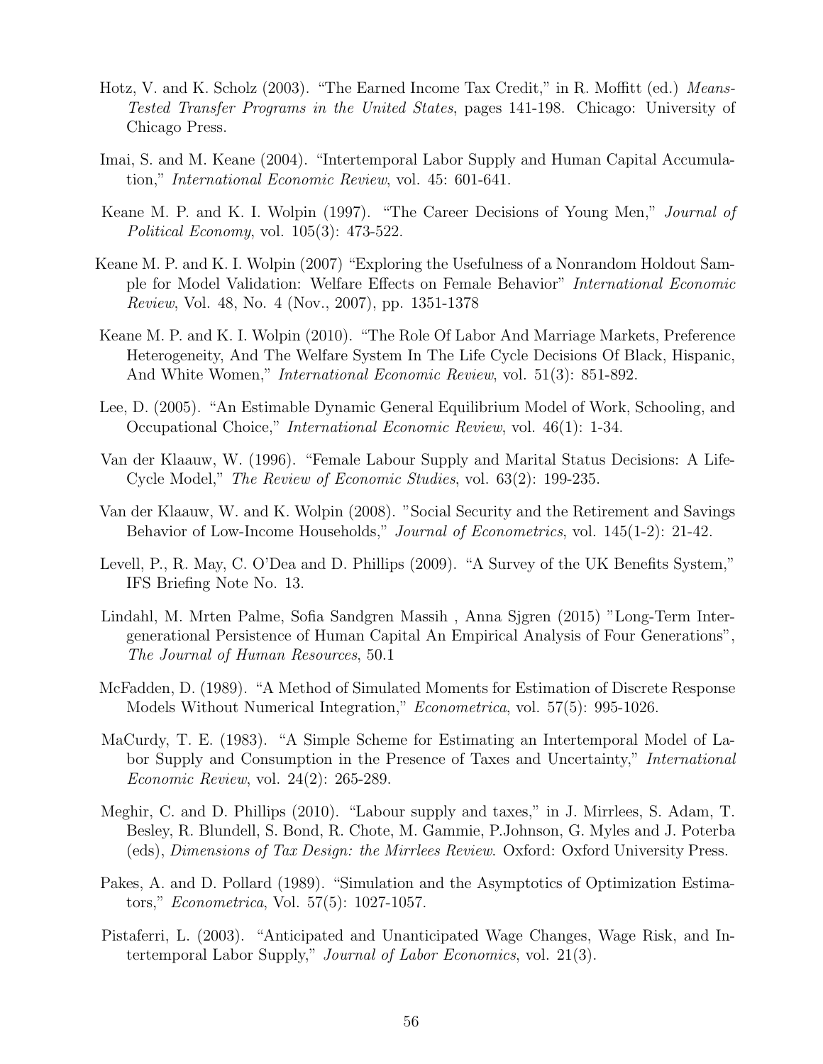Hotz, V. and K. Scholz (2003). "The Earned Income Tax Credit," in R. Moffitt (ed.) *Means-Tested Transfer Programs in the United States*, pages 141-198. Chicago: University of Chicago Press.

Imai, S. and M. Keane (2004). "Intertemporal Labor Supply and Human Capital Accumulation," *International Economic Review*, vol. 45: 601-641.

Keane M. P. and K. I. Wolpin (1997). "The Career Decisions of Young Men," *Journal of Political Economy*, vol. 105(3): 473-522.

Keane M. P. and K. I. Wolpin (2007) "Exploring the Usefulness of a Nonrandom Holdout Sample for Model Validation: Welfare Effects on Female Behavior" *International Economic Review*, Vol. 48, No. 4 (Nov., 2007), pp. 1351-1378

Keane M. P. and K. I. Wolpin (2010). "The Role Of Labor And Marriage Markets, Preference Heterogeneity, And The Welfare System In The Life Cycle Decisions Of Black, Hispanic, And White Women," *International Economic Review*, vol. 51(3): 851-892.

Lee, D. (2005). "An Estimable Dynamic General Equilibrium Model of Work, Schooling, and Occupational Choice," *International Economic Review*, vol. 46(1): 1-34.

Van der Klaauw, W. (1996). "Female Labour Supply and Marital Status Decisions: A Life-Cycle Model," *The Review of Economic Studies*, vol. 63(2): 199-235.

Van der Klaauw, W. and K. Wolpin (2008). "Social Security and the Retirement and Savings Behavior of Low-Income Households," *Journal of Econometrics*, vol. 145(1-2): 21-42.

Levell, P., R. May, C. O'Dea and D. Phillips (2009). "A Survey of the UK Benefits System," IFS Briefing Note No. 13.

Lindahl, M. Mrten Palme, Sofia Sandgren Massih , Anna Sjgren (2015) "Long-Term Intergenerational Persistence of Human Capital An Empirical Analysis of Four Generations", *The Journal of Human Resources*, 50.1

McFadden, D. (1989). "A Method of Simulated Moments for Estimation of Discrete Response Models Without Numerical Integration," *Econometrica*, vol. 57(5): 995-1026.

MaCurdy, T. E. (1983). "A Simple Scheme for Estimating an Intertemporal Model of Labor Supply and Consumption in the Presence of Taxes and Uncertainty," *International Economic Review*, vol. 24(2): 265-289.

Meghir, C. and D. Phillips (2010). "Labour supply and taxes," in J. Mirrlees, S. Adam, T. Besley, R. Blundell, S. Bond, R. Chote, M. Gammie, P.Johnson, G. Myles and J. Poterba (eds), *Dimensions of Tax Design: the Mirrlees Review*. Oxford: Oxford University Press.

Pakes, A. and D. Pollard (1989). "Simulation and the Asymptotics of Optimization Estimators," *Econometrica*, Vol. 57(5): 1027-1057.

Pistaferri, L. (2003). "Anticipated and Unanticipated Wage Changes, Wage Risk, and Intertemporal Labor Supply," *Journal of Labor Economics*, vol. 21(3).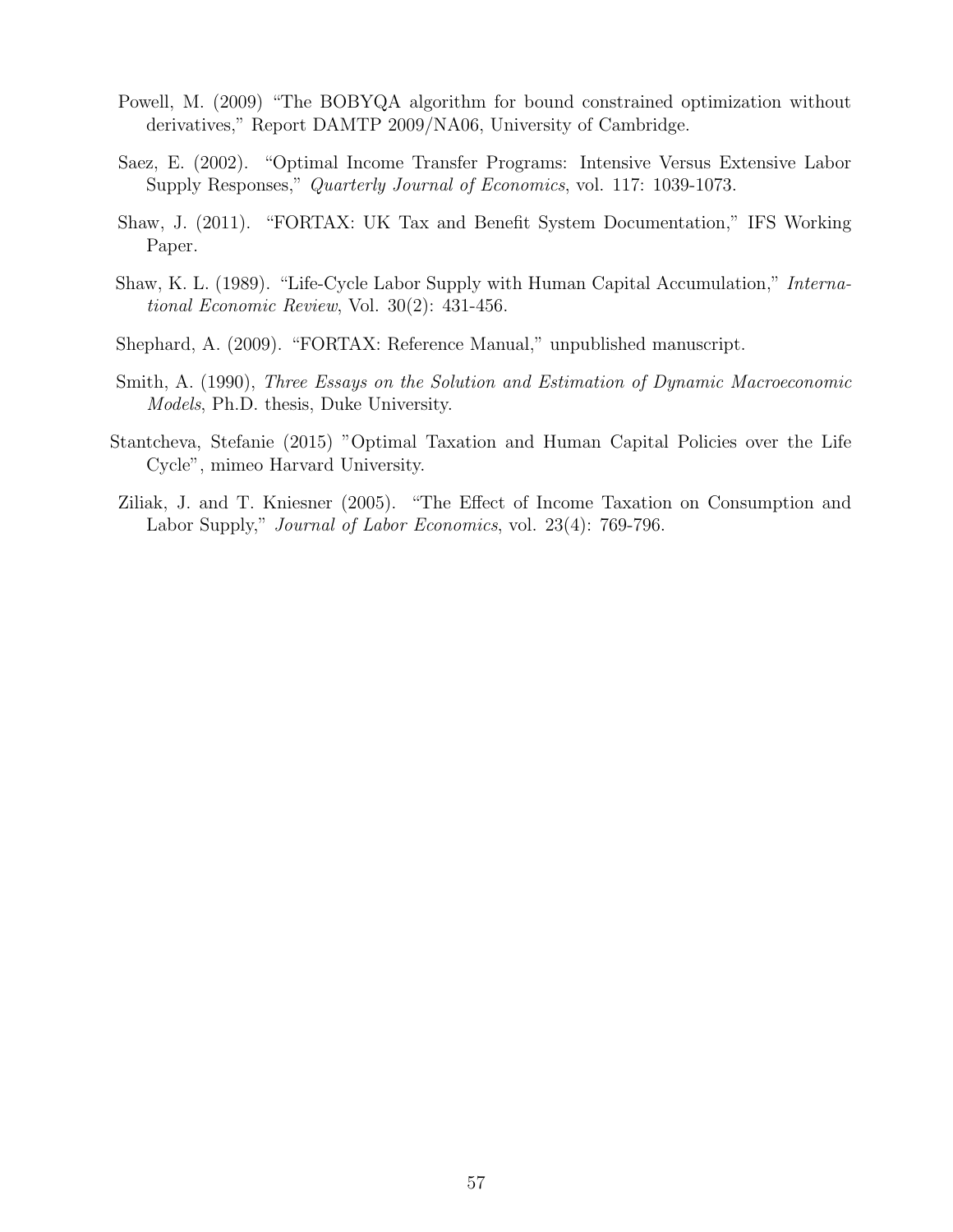Powell, M. (2009) "The BOBYQA algorithm for bound constrained optimization without derivatives," Report DAMTP 2009/NA06, University of Cambridge.

Saez, E. (2002). "Optimal Income Transfer Programs: Intensive Versus Extensive Labor Supply Responses," *Quarterly Journal of Economics*, vol. 117: 1039-1073.

Shaw, J. (2011). "FORTAX: UK Tax and Benefit System Documentation," IFS Working Paper.

Shaw, K. L. (1989). "Life-Cycle Labor Supply with Human Capital Accumulation," *International Economic Review*, Vol. 30(2): 431-456.

Shephard, A. (2009). "FORTAX: Reference Manual," unpublished manuscript.

Smith, A. (1990), *Three Essays on the Solution and Estimation of Dynamic Macroeconomic Models*, Ph.D. thesis, Duke University.

Stantcheva, Stefanie (2015) "Optimal Taxation and Human Capital Policies over the Life Cycle", mimeo Harvard University.

Ziliak, J. and T. Kniesner (2005). "The Effect of Income Taxation on Consumption and Labor Supply," *Journal of Labor Economics*, vol. 23(4): 769-796.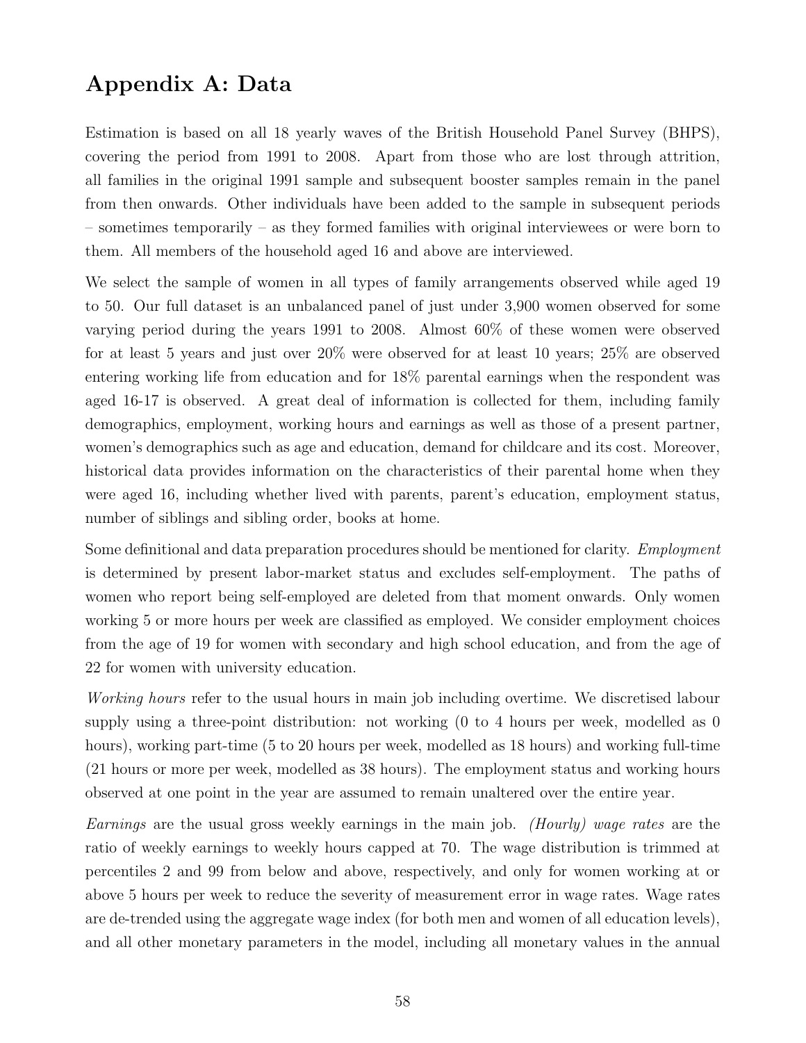# Appendix A: Data

Estimation is based on all 18 yearly waves of the British Household Panel Survey (BHPS), covering the period from 1991 to 2008. Apart from those who are lost through attrition, all families in the original 1991 sample and subsequent booster samples remain in the panel from then onwards. Other individuals have been added to the sample in subsequent periods – sometimes temporarily – as they formed families with original interviewees or were born to them. All members of the household aged 16 and above are interviewed.

We select the sample of women in all types of family arrangements observed while aged 19 to 50. Our full dataset is an unbalanced panel of just under 3,900 women observed for some varying period during the years 1991 to 2008. Almost 60% of these women were observed for at least 5 years and just over 20% were observed for at least 10 years; 25% are observed entering working life from education and for 18% parental earnings when the respondent was aged 16-17 is observed. A great deal of information is collected for them, including family demographics, employment, working hours and earnings as well as those of a present partner, women's demographics such as age and education, demand for childcare and its cost. Moreover, historical data provides information on the characteristics of their parental home when they were aged 16, including whether lived with parents, parent's education, employment status, number of siblings and sibling order, books at home.

Some definitional and data preparation procedures should be mentioned for clarity. *Employment* is determined by present labor-market status and excludes self-employment. The paths of women who report being self-employed are deleted from that moment onwards. Only women working 5 or more hours per week are classified as employed. We consider employment choices from the age of 19 for women with secondary and high school education, and from the age of 22 for women with university education.

*Working hours* refer to the usual hours in main job including overtime. We discretised labour supply using a three-point distribution: not working (0 to 4 hours per week, modelled as 0 hours), working part-time (5 to 20 hours per week, modelled as 18 hours) and working full-time (21 hours or more per week, modelled as 38 hours). The employment status and working hours observed at one point in the year are assumed to remain unaltered over the entire year.

*Earnings* are the usual gross weekly earnings in the main job. *(Hourly) wage rates* are the ratio of weekly earnings to weekly hours capped at 70. The wage distribution is trimmed at percentiles 2 and 99 from below and above, respectively, and only for women working at or above 5 hours per week to reduce the severity of measurement error in wage rates. Wage rates are de-trended using the aggregate wage index (for both men and women of all education levels), and all other monetary parameters in the model, including all monetary values in the annual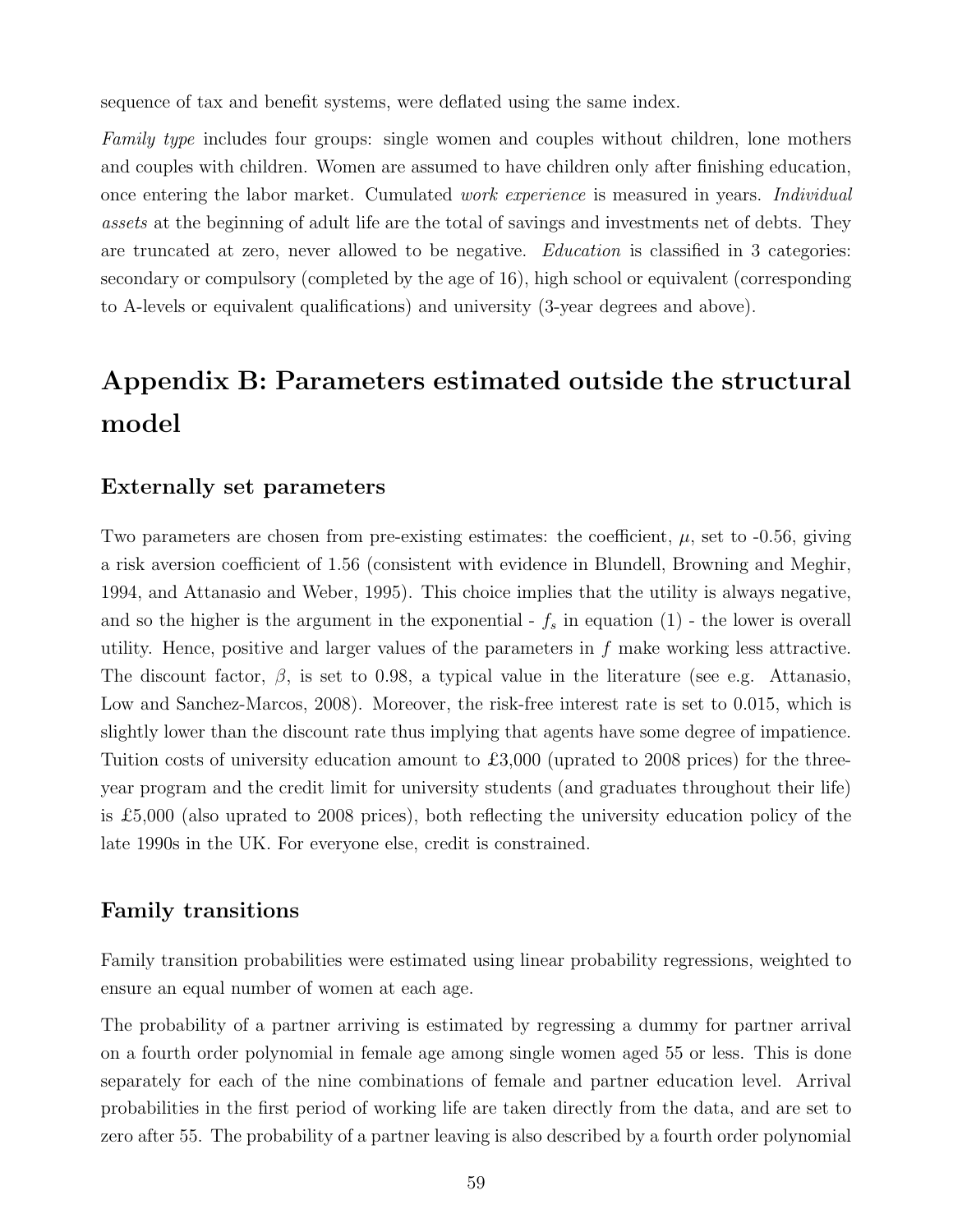sequence of tax and benefit systems, were deflated using the same index.

*Family type* includes four groups: single women and couples without children, lone mothers and couples with children. Women are assumed to have children only after finishing education, once entering the labor market. Cumulated *work experience* is measured in years. *Individual assets* at the beginning of adult life are the total of savings and investments net of debts. They are truncated at zero, never allowed to be negative. *Education* is classified in 3 categories: secondary or compulsory (completed by the age of 16), high school or equivalent (corresponding to A-levels or equivalent qualifications) and university (3-year degrees and above).

# Appendix B: Parameters estimated outside the structural model

## Externally set parameters

Two parameters are chosen from pre-existing estimates: the coefficient, $\mu$, set to -0.56, giving a risk aversion coefficient of 1.56 (consistent with evidence in Blundell, Browning and Meghir, 1994, and Attanasio and Weber, 1995). This choice implies that the utility is always negative, and so the higher is the argument in the exponential - $f_s$ in equation (1) - the lower is overall utility. Hence, positive and larger values of the parameters in $f$ make working less attractive. The discount factor, $\beta$, is set to 0.98, a typical value in the literature (see e.g. Attanasio, Low and Sanchez-Marcos, 2008). Moreover, the risk-free interest rate is set to 0.015, which is slightly lower than the discount rate thus implying that agents have some degree of impatience. Tuition costs of university education amount to £3,000 (uprated to 2008 prices) for the three-year program and the credit limit for university students (and graduates throughout their life) is £5,000 (also uprated to 2008 prices), both reflecting the university education policy of the late 1990s in the UK. For everyone else, credit is constrained.

## Family transitions

Family transition probabilities were estimated using linear probability regressions, weighted to ensure an equal number of women at each age.

The probability of a partner arriving is estimated by regressing a dummy for partner arrival on a fourth order polynomial in female age among single women aged 55 or less. This is done separately for each of the nine combinations of female and partner education level. Arrival probabilities in the first period of working life are taken directly from the data, and are set to zero after 55. The probability of a partner leaving is also described by a fourth order polynomial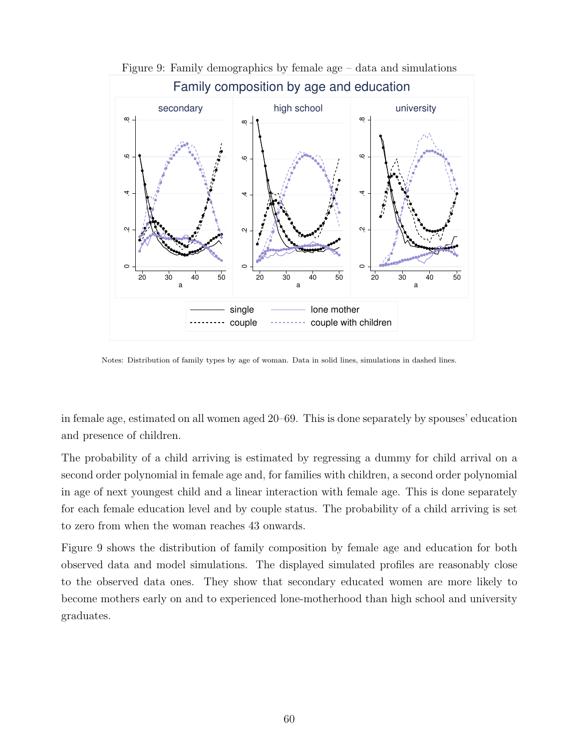Figure 9: Family demographics by female age – data and simulations

Notes: Distribution of family types by age of woman. Data in solid lines, simulations in dashed lines.

in female age, estimated on all women aged 20–69. This is done separately by spouses' education and presence of children.

The probability of a child arriving is estimated by regressing a dummy for child arrival on a second order polynomial in female age and, for families with children, a second order polynomial in age of next youngest child and a linear interaction with female age. This is done separately for each female education level and by couple status. The probability of a child arriving is set to zero from when the woman reaches 43 onwards.

Figure 9 shows the distribution of family composition by female age and education for both observed data and model simulations. The displayed simulated profiles are reasonably close to the observed data ones. They show that secondary educated women are more likely to become mothers early on and to experienced lone-motherhood than high school and university graduates.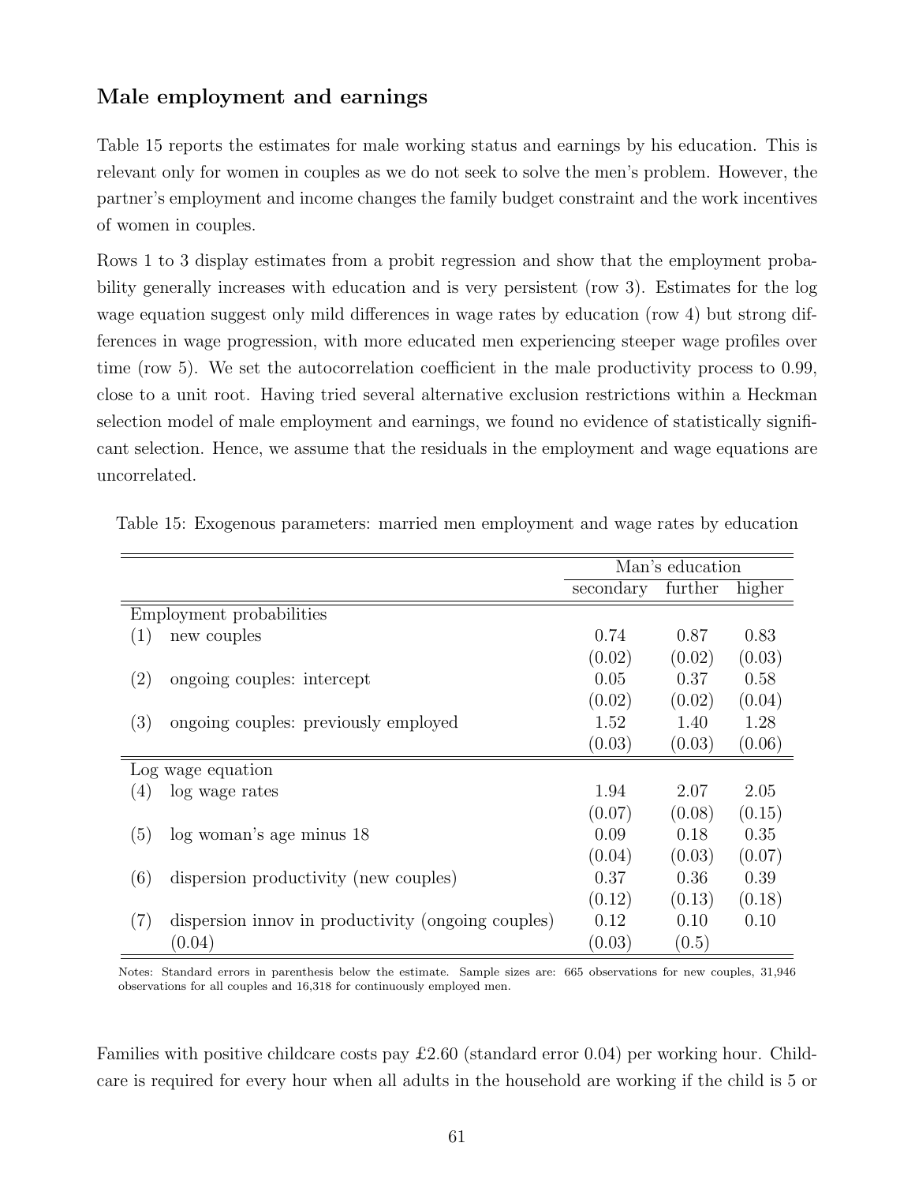### Male employment and earnings

Table 15 reports the estimates for male working status and earnings by his education. This is relevant only for women in couples as we do not seek to solve the men's problem. However, the partner's employment and income changes the family budget constraint and the work incentives of women in couples.

Rows 1 to 3 display estimates from a probit regression and show that the employment probability generally increases with education and is very persistent (row 3). Estimates for the log wage equation suggest only mild differences in wage rates by education (row 4) but strong differences in wage progression, with more educated men experiencing steeper wage profiles over time (row 5). We set the autocorrelation coefficient in the male productivity process to 0.99, close to a unit root. Having tried several alternative exclusion restrictions within a Heckman selection model of male employment and earnings, we found no evidence of statistically significant selection. Hence, we assume that the residuals in the employment and wage equations are uncorrelated.

Table 15: Exogenous parameters: married men employment and wage rates by education

| | | Man's education | | |
|---|---|---|---|---|
| | | secondary | further | higher |
| Employment probabilities | | | | |
| (1) | new couples | 0.74 | 0.87 | 0.83 |
| | | (0.02) | (0.02) | (0.03) |
| (2) | ongoing couples: intercept | 0.05 | 0.37 | 0.58 |
| | | (0.02) | (0.02) | (0.04) |
| (3) | ongoing couples: previously employed | 1.52 | 1.40 | 1.28 |
| | | (0.03) | (0.03) | (0.06) |
| Log wage equation | | | | |
| (4) | log wage rates | 1.94 | 2.07 | 2.05 |
| | | (0.07) | (0.08) | (0.15) |
| (5) | log woman's age minus 18 | 0.09 | 0.18 | 0.35 |
| | | (0.04) | (0.03) | (0.07) |
| (6) | dispersion productivity (new couples) | 0.37 | 0.36 | 0.39 |
| | | (0.12) | (0.13) | (0.18) |
| (7) | dispersion innov in productivity (ongoing couples) | 0.12 | 0.10 | 0.10 |
| | (0.04) | (0.03) | (0.5) | |

Notes: Standard errors in parenthesis below the estimate. Sample sizes are: 665 observations for new couples, 31,946 observations for all couples and 16,318 for continuously employed men.

Families with positive childcare costs pay £2.60 (standard error 0.04) per working hour. Childcare is required for every hour when all adults in the household are working if the child is 5 or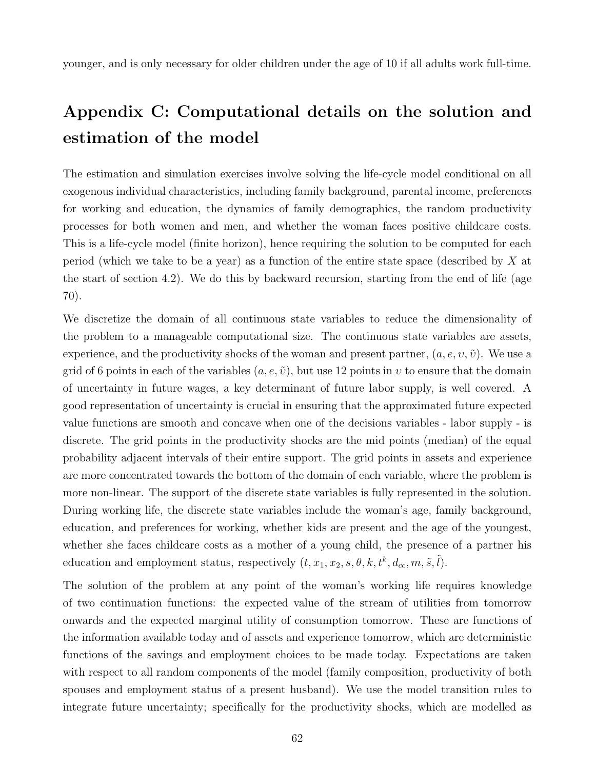younger, and is only necessary for older children under the age of 10 if all adults work full-time.

# Appendix C: Computational details on the solution and estimation of the model

The estimation and simulation exercises involve solving the life-cycle model conditional on all exogenous individual characteristics, including family background, parental income, preferences for working and education, the dynamics of family demographics, the random productivity processes for both women and men, and whether the woman faces positive childcare costs. This is a life-cycle model (finite horizon), hence requiring the solution to be computed for each period (which we take to be a year) as a function of the entire state space (described by $X$ at the start of section 4.2). We do this by backward recursion, starting from the end of life (age 70).

We discretize the domain of all continuous state variables to reduce the dimensionality of the problem to a manageable computational size. The continuous state variables are assets, experience, and the productivity shocks of the woman and present partner, $(a, e, \upsilon, \tilde{\upsilon})$. We use a grid of 6 points in each of the variables $(a, e, \tilde{\upsilon})$, but use 12 points in $\upsilon$ to ensure that the domain of uncertainty in future wages, a key determinant of future labor supply, is well covered. A good representation of uncertainty is crucial in ensuring that the approximated future expected value functions are smooth and concave when one of the decisions variables - labor supply - is discrete. The grid points in the productivity shocks are the mid points (median) of the equal probability adjacent intervals of their entire support. The grid points in assets and experience are more concentrated towards the bottom of the domain of each variable, where the problem is more non-linear. The support of the discrete state variables is fully represented in the solution. During working life, the discrete state variables include the woman's age, family background, education, and preferences for working, whether kids are present and the age of the youngest, whether she faces childcare costs as a mother of a young child, the presence of a partner his education and employment status, respectively $(t, x_1, x_2, s, \theta, k, t^k, d_{cc}, m, \tilde{s}, \tilde{l})$.

The solution of the problem at any point of the woman's working life requires knowledge of two continuation functions: the expected value of the stream of utilities from tomorrow onwards and the expected marginal utility of consumption tomorrow. These are functions of the information available today and of assets and experience tomorrow, which are deterministic functions of the savings and employment choices to be made today. Expectations are taken with respect to all random components of the model (family composition, productivity of both spouses and employment status of a present husband). We use the model transition rules to integrate future uncertainty; specifically for the productivity shocks, which are modelled as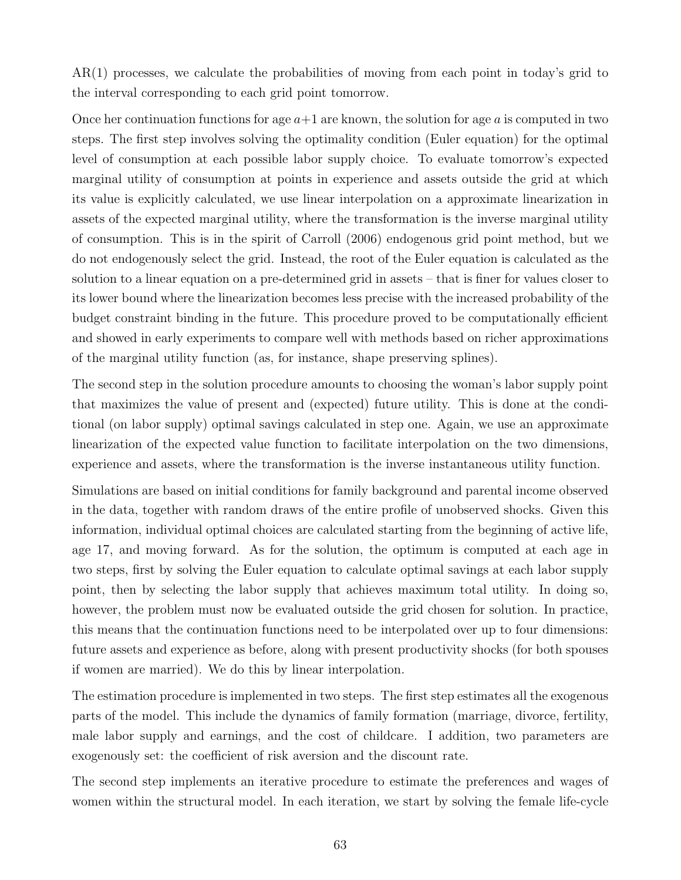AR(1) processes, we calculate the probabilities of moving from each point in today's grid to the interval corresponding to each grid point tomorrow.

Once her continuation functions for age $a+1$ are known, the solution for age $a$ is computed in two steps. The first step involves solving the optimality condition (Euler equation) for the optimal level of consumption at each possible labor supply choice. To evaluate tomorrow's expected marginal utility of consumption at points in experience and assets outside the grid at which its value is explicitly calculated, we use linear interpolation on a approximate linearization in assets of the expected marginal utility, where the transformation is the inverse marginal utility of consumption. This is in the spirit of Carroll (2006) endogenous grid point method, but we do not endogenously select the grid. Instead, the root of the Euler equation is calculated as the solution to a linear equation on a pre-determined grid in assets – that is finer for values closer to its lower bound where the linearization becomes less precise with the increased probability of the budget constraint binding in the future. This procedure proved to be computationally efficient and showed in early experiments to compare well with methods based on richer approximations of the marginal utility function (as, for instance, shape preserving splines).

The second step in the solution procedure amounts to choosing the woman's labor supply point that maximizes the value of present and (expected) future utility. This is done at the conditional (on labor supply) optimal savings calculated in step one. Again, we use an approximate linearization of the expected value function to facilitate interpolation on the two dimensions, experience and assets, where the transformation is the inverse instantaneous utility function.

Simulations are based on initial conditions for family background and parental income observed in the data, together with random draws of the entire profile of unobserved shocks. Given this information, individual optimal choices are calculated starting from the beginning of active life, age 17, and moving forward. As for the solution, the optimum is computed at each age in two steps, first by solving the Euler equation to calculate optimal savings at each labor supply point, then by selecting the labor supply that achieves maximum total utility. In doing so, however, the problem must now be evaluated outside the grid chosen for solution. In practice, this means that the continuation functions need to be interpolated over up to four dimensions: future assets and experience as before, along with present productivity shocks (for both spouses if women are married). We do this by linear interpolation.

The estimation procedure is implemented in two steps. The first step estimates all the exogenous parts of the model. This include the dynamics of family formation (marriage, divorce, fertility, male labor supply and earnings, and the cost of childcare. I addition, two parameters are exogenously set: the coefficient of risk aversion and the discount rate.

The second step implements an iterative procedure to estimate the preferences and wages of women within the structural model. In each iteration, we start by solving the female life-cycle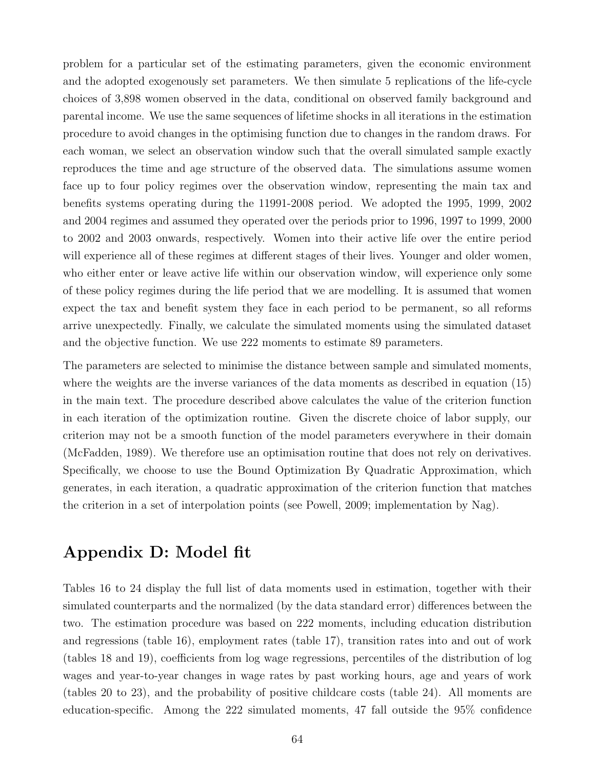problem for a particular set of the estimating parameters, given the economic environment and the adopted exogenously set parameters. We then simulate 5 replications of the life-cycle choices of 3,898 women observed in the data, conditional on observed family background and parental income. We use the same sequences of lifetime shocks in all iterations in the estimation procedure to avoid changes in the optimising function due to changes in the random draws. For each woman, we select an observation window such that the overall simulated sample exactly reproduces the time and age structure of the observed data. The simulations assume women face up to four policy regimes over the observation window, representing the main tax and benefits systems operating during the 11991-2008 period. We adopted the 1995, 1999, 2002 and 2004 regimes and assumed they operated over the periods prior to 1996, 1997 to 1999, 2000 to 2002 and 2003 onwards, respectively. Women into their active life over the entire period will experience all of these regimes at different stages of their lives. Younger and older women, who either enter or leave active life within our observation window, will experience only some of these policy regimes during the life period that we are modelling. It is assumed that women expect the tax and benefit system they face in each period to be permanent, so all reforms arrive unexpectedly. Finally, we calculate the simulated moments using the simulated dataset and the objective function. We use 222 moments to estimate 89 parameters.

The parameters are selected to minimise the distance between sample and simulated moments, where the weights are the inverse variances of the data moments as described in equation (15) in the main text. The procedure described above calculates the value of the criterion function in each iteration of the optimization routine. Given the discrete choice of labor supply, our criterion may not be a smooth function of the model parameters everywhere in their domain (McFadden, 1989). We therefore use an optimisation routine that does not rely on derivatives. Specifically, we choose to use the Bound Optimization By Quadratic Approximation, which generates, in each iteration, a quadratic approximation of the criterion function that matches the criterion in a set of interpolation points (see Powell, 2009; implementation by Nag).

# Appendix D: Model fit

Tables 16 to 24 display the full list of data moments used in estimation, together with their simulated counterparts and the normalized (by the data standard error) differences between the two. The estimation procedure was based on 222 moments, including education distribution and regressions (table 16), employment rates (table 17), transition rates into and out of work (tables 18 and 19), coefficients from log wage regressions, percentiles of the distribution of log wages and year-to-year changes in wage rates by past working hours, age and years of work (tables 20 to 23), and the probability of positive childcare costs (table 24). All moments are education-specific. Among the 222 simulated moments, 47 fall outside the 95% confidence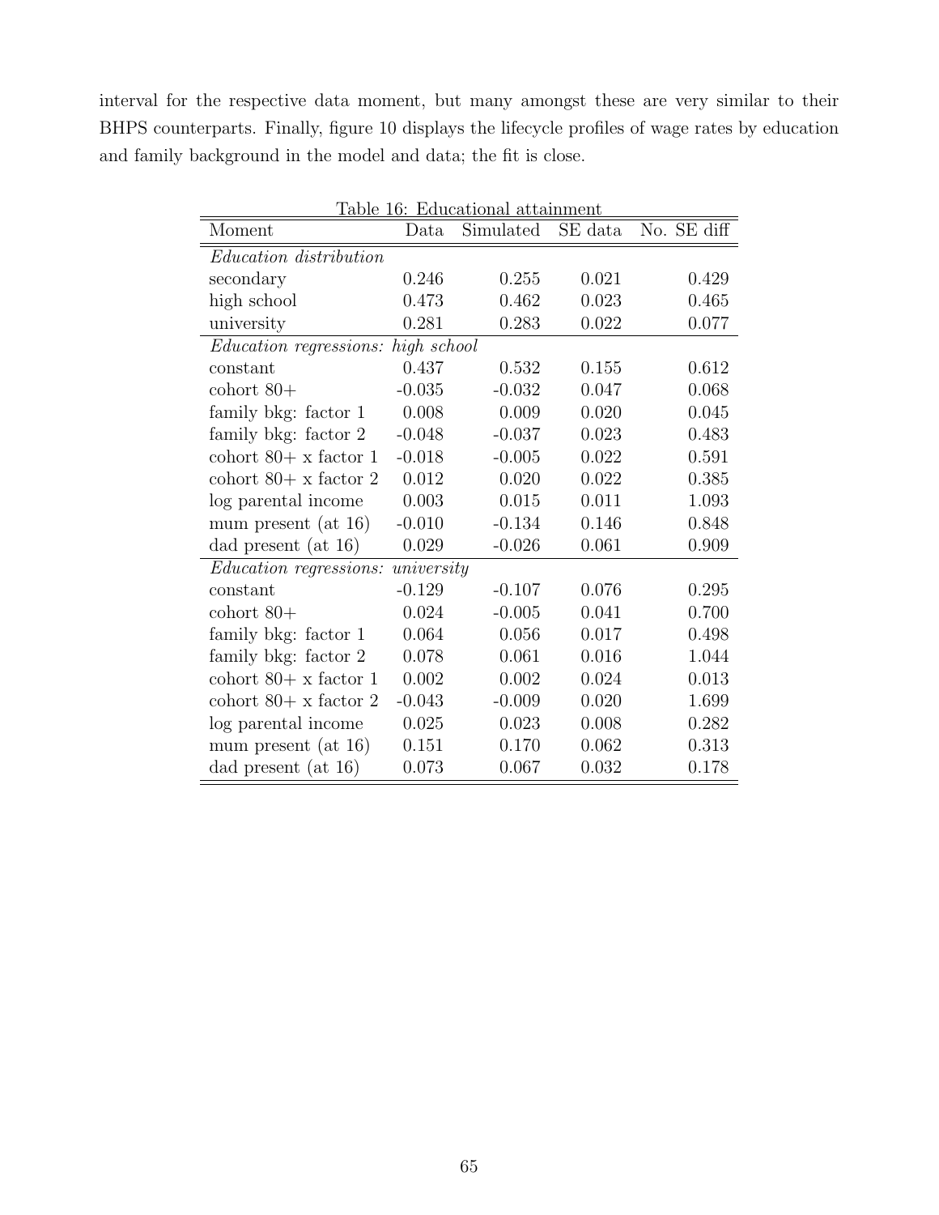interval for the respective data moment, but many amongst these are very similar to their BHPS counterparts. Finally, figure 10 displays the lifecycle profiles of wage rates by education and family background in the model and data; the fit is close.

Table 16: Educational attainment

| Moment | Data | Simulated | SE data | No. SE diff |
|---|---|---|---|---|
| *Education distribution* | | | | |
| secondary | 0.246 | 0.255 | 0.021 | 0.429 |
| high school | 0.473 | 0.462 | 0.023 | 0.465 |
| university | 0.281 | 0.283 | 0.022 | 0.077 |
| *Education regressions: high school* | | | | |
| constant | 0.437 | 0.532 | 0.155 | 0.612 |
| cohort 80+ | -0.035 | -0.032 | 0.047 | 0.068 |
| family bkg: factor 1 | 0.008 | 0.009 | 0.020 | 0.045 |
| family bkg: factor 2 | -0.048 | -0.037 | 0.023 | 0.483 |
| cohort 80+ x factor 1 | -0.018 | -0.005 | 0.022 | 0.591 |
| cohort 80+ x factor 2 | 0.012 | 0.020 | 0.022 | 0.385 |
| log parental income | 0.003 | 0.015 | 0.011 | 1.093 |
| mum present (at 16) | -0.010 | -0.134 | 0.146 | 0.848 |
| dad present (at 16) | 0.029 | -0.026 | 0.061 | 0.909 |
| *Education regressions: university* | | | | |
| constant | -0.129 | -0.107 | 0.076 | 0.295 |
| cohort 80+ | 0.024 | -0.005 | 0.041 | 0.700 |
| family bkg: factor 1 | 0.064 | 0.056 | 0.017 | 0.498 |
| family bkg: factor 2 | 0.078 | 0.061 | 0.016 | 1.044 |
| cohort 80+ x factor 1 | 0.002 | 0.002 | 0.024 | 0.013 |
| cohort 80+ x factor 2 | -0.043 | -0.009 | 0.020 | 1.699 |
| log parental income | 0.025 | 0.023 | 0.008 | 0.282 |
| mum present (at 16) | 0.151 | 0.170 | 0.062 | 0.313 |
| dad present (at 16) | 0.073 | 0.067 | 0.032 | 0.178 |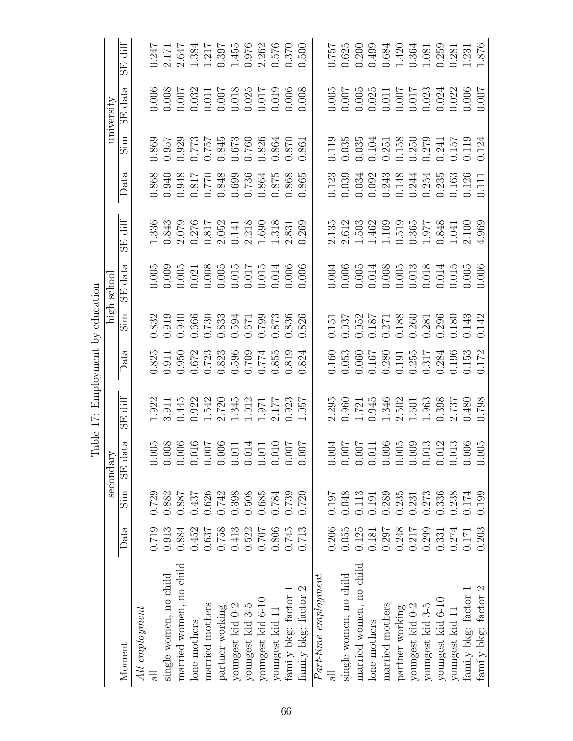Table 17: Employment by education

| Moment | secondary | | | | high school | | | | university | | | |
|---|---|---|---|---|---|---|---|---|---|---|---|---|
| | Data | Sim | SE data | SE diff | Data | Sim | SE data | SE diff | Data | Sim | SE data | SE diff |
| *All employment* | | | | | | | | | | | | |
| all | 0.719 | 0.729 | 0.005 | 1.922 | 0.825 | 0.832 | 0.005 | 1.336 | 0.868 | 0.869 | 0.006 | 0.247 |
| single women, no child | 0.913 | 0.882 | 0.008 | 3.911 | 0.911 | 0.919 | 0.009 | 0.843 | 0.940 | 0.957 | 0.008 | 2.171 |
| married women, no child | 0.884 | 0.887 | 0.006 | 0.445 | 0.950 | 0.940 | 0.005 | 2.079 | 0.948 | 0.929 | 0.007 | 2.647 |
| lone mothers | 0.452 | 0.437 | 0.016 | 0.922 | 0.672 | 0.666 | 0.021 | 0.276 | 0.817 | 0.773 | 0.032 | 1.384 |
| married mothers | 0.637 | 0.626 | 0.007 | 1.542 | 0.723 | 0.730 | 0.008 | 0.817 | 0.770 | 0.757 | 0.011 | 1.217 |
| partner working | 0.758 | 0.742 | 0.006 | 2.720 | 0.823 | 0.833 | 0.005 | 2.052 | 0.848 | 0.845 | 0.007 | 0.397 |
| youngest kid 0-2 | 0.413 | 0.398 | 0.011 | 1.345 | 0.596 | 0.594 | 0.015 | 0.141 | 0.699 | 0.673 | 0.018 | 1.455 |
| youngest kid 3-5 | 0.522 | 0.508 | 0.014 | 1.012 | 0.709 | 0.671 | 0.017 | 2.218 | 0.736 | 0.760 | 0.025 | 0.976 |
| youngest kid 6-10 | 0.707 | 0.685 | 0.011 | 1.971 | 0.774 | 0.799 | 0.015 | 1.690 | 0.864 | 0.826 | 0.017 | 2.262 |
| youngest kid 11+ | 0.806 | 0.784 | 0.010 | 2.177 | 0.855 | 0.873 | 0.014 | 1.318 | 0.875 | 0.864 | 0.019 | 0.576 |
| family bkg: factor 1 | 0.745 | 0.739 | 0.007 | 0.923 | 0.819 | 0.836 | 0.006 | 2.831 | 0.868 | 0.870 | 0.006 | 0.370 |
| family bkg: factor 2 | 0.713 | 0.720 | 0.007 | 1.057 | 0.824 | 0.826 | 0.006 | 0.269 | 0.865 | 0.861 | 0.008 | 0.500 |
| *Part-time employment* | | | | | | | | | | | | |
| all | 0.206 | 0.197 | 0.004 | 2.295 | 0.160 | 0.151 | 0.004 | 2.135 | 0.123 | 0.119 | 0.005 | 0.757 |
| single women, no child | 0.055 | 0.048 | 0.007 | 0.960 | 0.053 | 0.037 | 0.006 | 2.612 | 0.039 | 0.035 | 0.007 | 0.625 |
| married women, no child | 0.125 | 0.113 | 0.007 | 1.721 | 0.060 | 0.052 | 0.005 | 1.503 | 0.034 | 0.035 | 0.005 | 0.200 |
| lone mothers | 0.181 | 0.191 | 0.011 | 0.945 | 0.167 | 0.187 | 0.014 | 1.462 | 0.092 | 0.104 | 0.025 | 0.499 |
| married mothers | 0.297 | 0.289 | 0.006 | 1.346 | 0.280 | 0.271 | 0.008 | 1.169 | 0.243 | 0.251 | 0.011 | 0.684 |
| partner working | 0.248 | 0.235 | 0.005 | 2.502 | 0.191 | 0.188 | 0.005 | 0.519 | 0.148 | 0.158 | 0.007 | 1.420 |
| youngest kid 0-2 | 0.217 | 0.231 | 0.009 | 1.601 | 0.255 | 0.260 | 0.013 | 0.365 | 0.244 | 0.250 | 0.017 | 0.364 |
| youngest kid 3-5 | 0.299 | 0.273 | 0.013 | 1.963 | 0.317 | 0.281 | 0.018 | 1.977 | 0.254 | 0.279 | 0.023 | 1.081 |
| youngest kid 6-10 | 0.331 | 0.336 | 0.012 | 0.398 | 0.284 | 0.296 | 0.014 | 0.848 | 0.235 | 0.241 | 0.024 | 0.259 |
| youngest kid 11+ | 0.274 | 0.238 | 0.013 | 2.737 | 0.196 | 0.180 | 0.015 | 1.041 | 0.163 | 0.157 | 0.022 | 0.281 |
| family bkg: factor 1 | 0.171 | 0.174 | 0.006 | 0.480 | 0.153 | 0.143 | 0.005 | 2.100 | 0.126 | 0.119 | 0.006 | 1.231 |
| family bkg: factor 2 | 0.203 | 0.199 | 0.005 | 0.798 | 0.172 | 0.142 | 0.006 | 4.969 | 0.111 | 0.124 | 0.007 | 1.876 |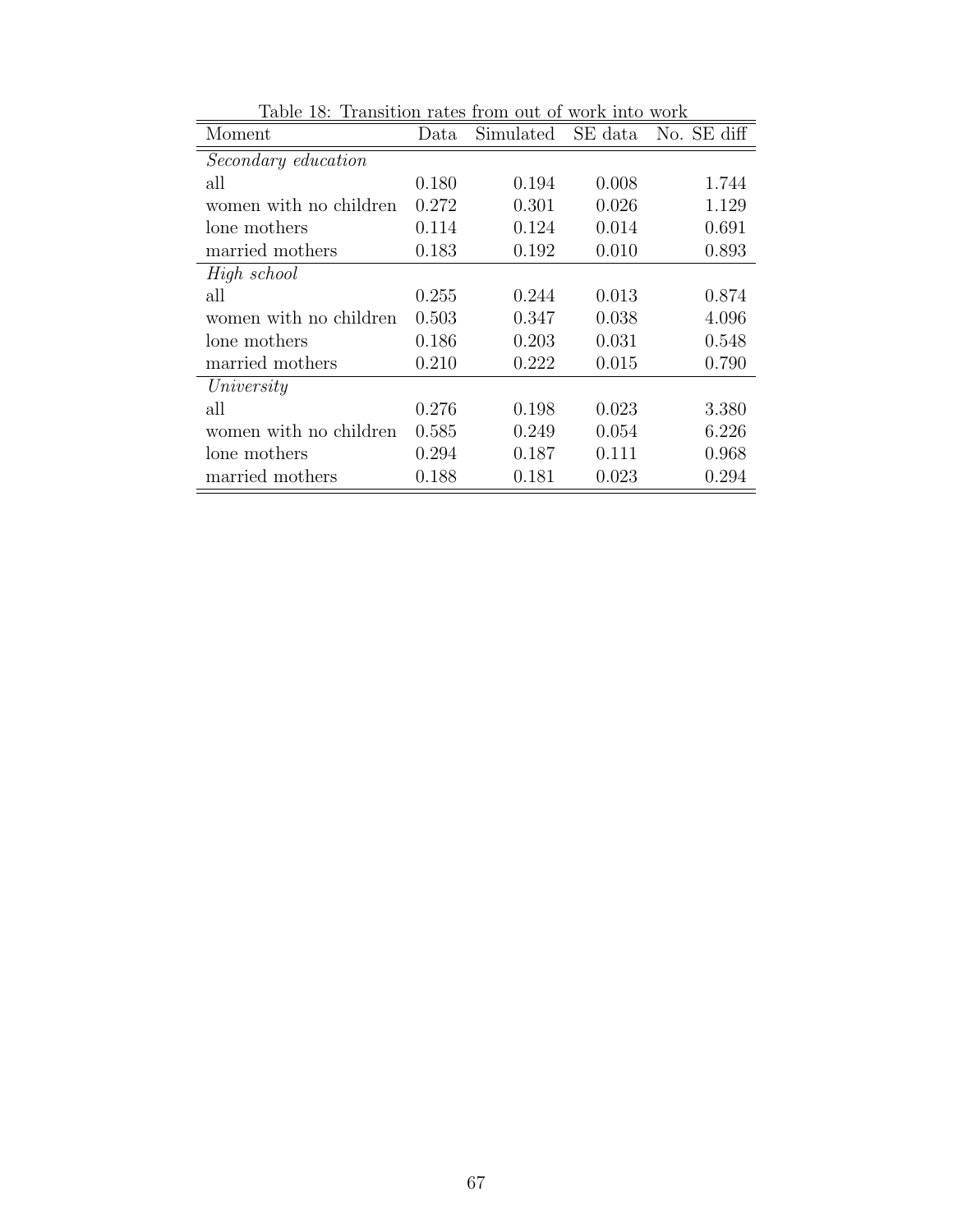Table 18: Transition rates from out of work into work

| Moment | Data | Simulated | SE data | No. SE diff |
|---|---|---|---|---|
| *Secondary education* | | | | |
| all | 0.180 | 0.194 | 0.008 | 1.744 |
| women with no children | 0.272 | 0.301 | 0.026 | 1.129 |
| lone mothers | 0.114 | 0.124 | 0.014 | 0.691 |
| married mothers | 0.183 | 0.192 | 0.010 | 0.893 |
| *High school* | | | | |
| all | 0.255 | 0.244 | 0.013 | 0.874 |
| women with no children | 0.503 | 0.347 | 0.038 | 4.096 |
| lone mothers | 0.186 | 0.203 | 0.031 | 0.548 |
| married mothers | 0.210 | 0.222 | 0.015 | 0.790 |
| *University* | | | | |
| all | 0.276 | 0.198 | 0.023 | 3.380 |
| women with no children | 0.585 | 0.249 | 0.054 | 6.226 |
| lone mothers | 0.294 | 0.187 | 0.111 | 0.968 |
| married mothers | 0.188 | 0.181 | 0.023 | 0.294 |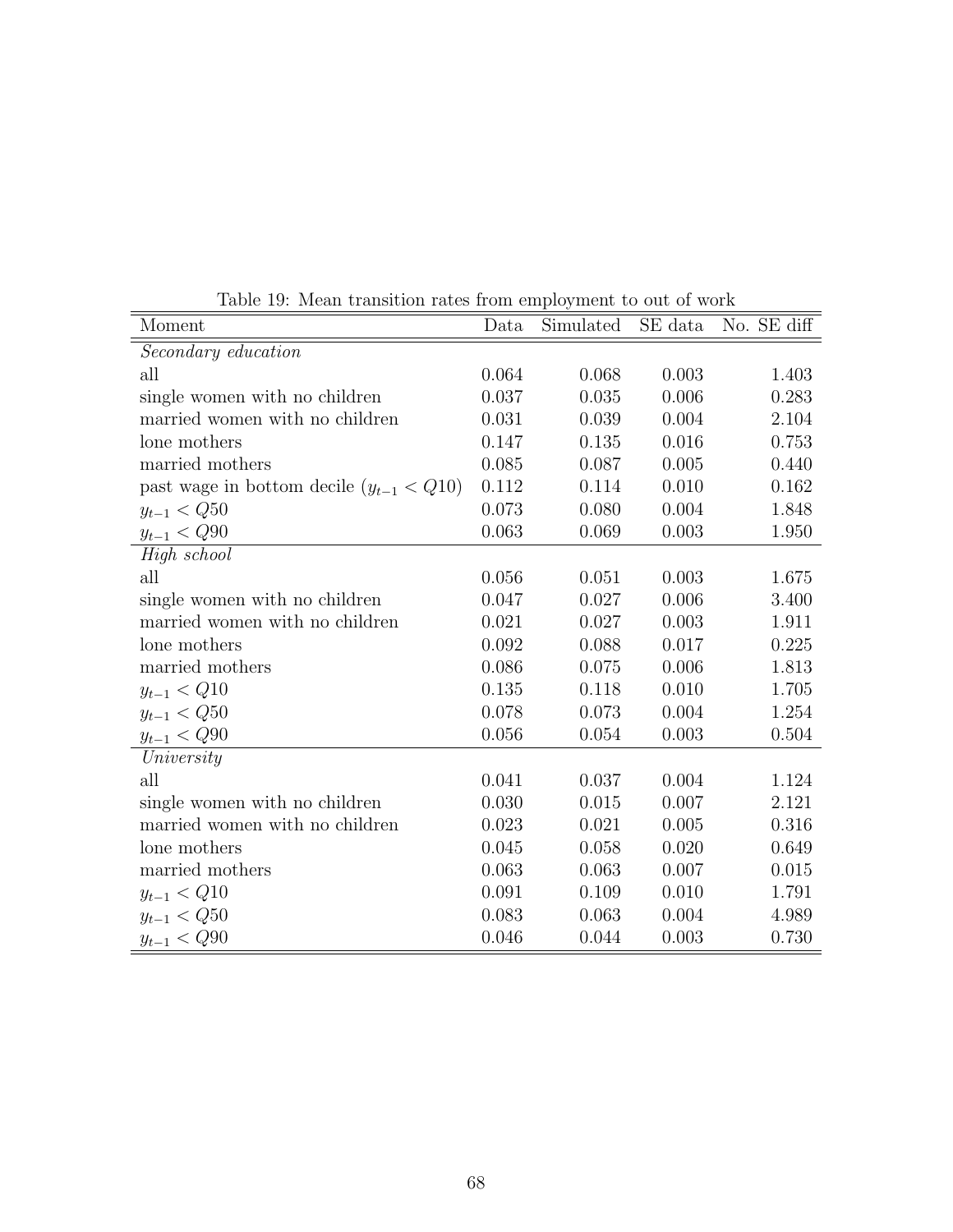Table 19: Mean transition rates from employment to out of work

| Moment | Data | Simulated | SE data | No. SE diff |
|---|---|---|---|---|
| *Secondary education* | | | | |
| all | 0.064 | 0.068 | 0.003 | 1.403 |
| single women with no children | 0.037 | 0.035 | 0.006 | 0.283 |
| married women with no children | 0.031 | 0.039 | 0.004 | 2.104 |
| lone mothers | 0.147 | 0.135 | 0.016 | 0.753 |
| married mothers | 0.085 | 0.087 | 0.005 | 0.440 |
| past wage in bottom decile ($y_{t-1} < Q10$) | 0.112 | 0.114 | 0.010 | 0.162 |
| $y_{t-1} < Q50$ | 0.073 | 0.080 | 0.004 | 1.848 |
| $y_{t-1} < Q90$ | 0.063 | 0.069 | 0.003 | 1.950 |
| *High school* | | | | |
| all | 0.056 | 0.051 | 0.003 | 1.675 |
| single women with no children | 0.047 | 0.027 | 0.006 | 3.400 |
| married women with no children | 0.021 | 0.027 | 0.003 | 1.911 |
| lone mothers | 0.092 | 0.088 | 0.017 | 0.225 |
| married mothers | 0.086 | 0.075 | 0.006 | 1.813 |
| $y_{t-1} < Q10$ | 0.135 | 0.118 | 0.010 | 1.705 |
| $y_{t-1} < Q50$ | 0.078 | 0.073 | 0.004 | 1.254 |
| $y_{t-1} < Q90$ | 0.056 | 0.054 | 0.003 | 0.504 |
| *University* | | | | |
| all | 0.041 | 0.037 | 0.004 | 1.124 |
| single women with no children | 0.030 | 0.015 | 0.007 | 2.121 |
| married women with no children | 0.023 | 0.021 | 0.005 | 0.316 |
| lone mothers | 0.045 | 0.058 | 0.020 | 0.649 |
| married mothers | 0.063 | 0.063 | 0.007 | 0.015 |
| $y_{t-1} < Q10$ | 0.091 | 0.109 | 0.010 | 1.791 |
| $y_{t-1} < Q50$ | 0.083 | 0.063 | 0.004 | 4.989 |
| $y_{t-1} < Q90$ | 0.046 | 0.044 | 0.003 | 0.730 |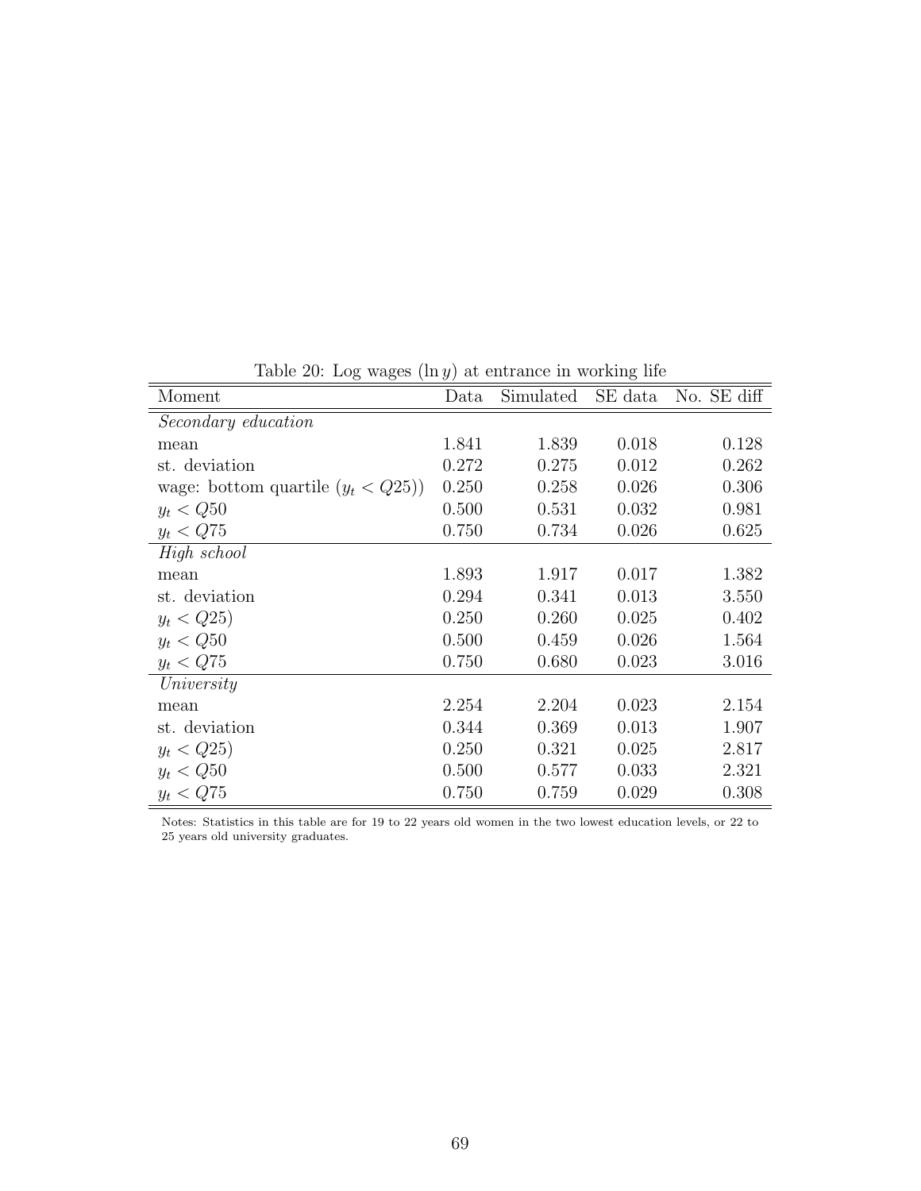Table 20: Log wages ($\ln y$) at entrance in working life

| Moment | Data | Simulated | SE data | No. SE diff |
|---|---|---|---|---|
| *Secondary education* | | | | |
| mean | 1.841 | 1.839 | 0.018 | 0.128 |
| st. deviation | 0.272 | 0.275 | 0.012 | 0.262 |
| wage: bottom quartile ($y_t < Q25$)) | 0.250 | 0.258 | 0.026 | 0.306 |
| $y_t < Q50$ | 0.500 | 0.531 | 0.032 | 0.981 |
| $y_t < Q75$ | 0.750 | 0.734 | 0.026 | 0.625 |
| *High school* | | | | |
| mean | 1.893 | 1.917 | 0.017 | 1.382 |
| st. deviation | 0.294 | 0.341 | 0.013 | 3.550 |
| $y_t < Q25$) | 0.250 | 0.260 | 0.025 | 0.402 |
| $y_t < Q50$ | 0.500 | 0.459 | 0.026 | 1.564 |
| $y_t < Q75$ | 0.750 | 0.680 | 0.023 | 3.016 |
| *University* | | | | |
| mean | 2.254 | 2.204 | 0.023 | 2.154 |
| st. deviation | 0.344 | 0.369 | 0.013 | 1.907 |
| $y_t < Q25$) | 0.250 | 0.321 | 0.025 | 2.817 |
| $y_t < Q50$ | 0.500 | 0.577 | 0.033 | 2.321 |
| $y_t < Q75$ | 0.750 | 0.759 | 0.029 | 0.308 |

Notes: Statistics in this table are for 19 to 22 years old women in the two lowest education levels, or 22 to 25 years old university graduates.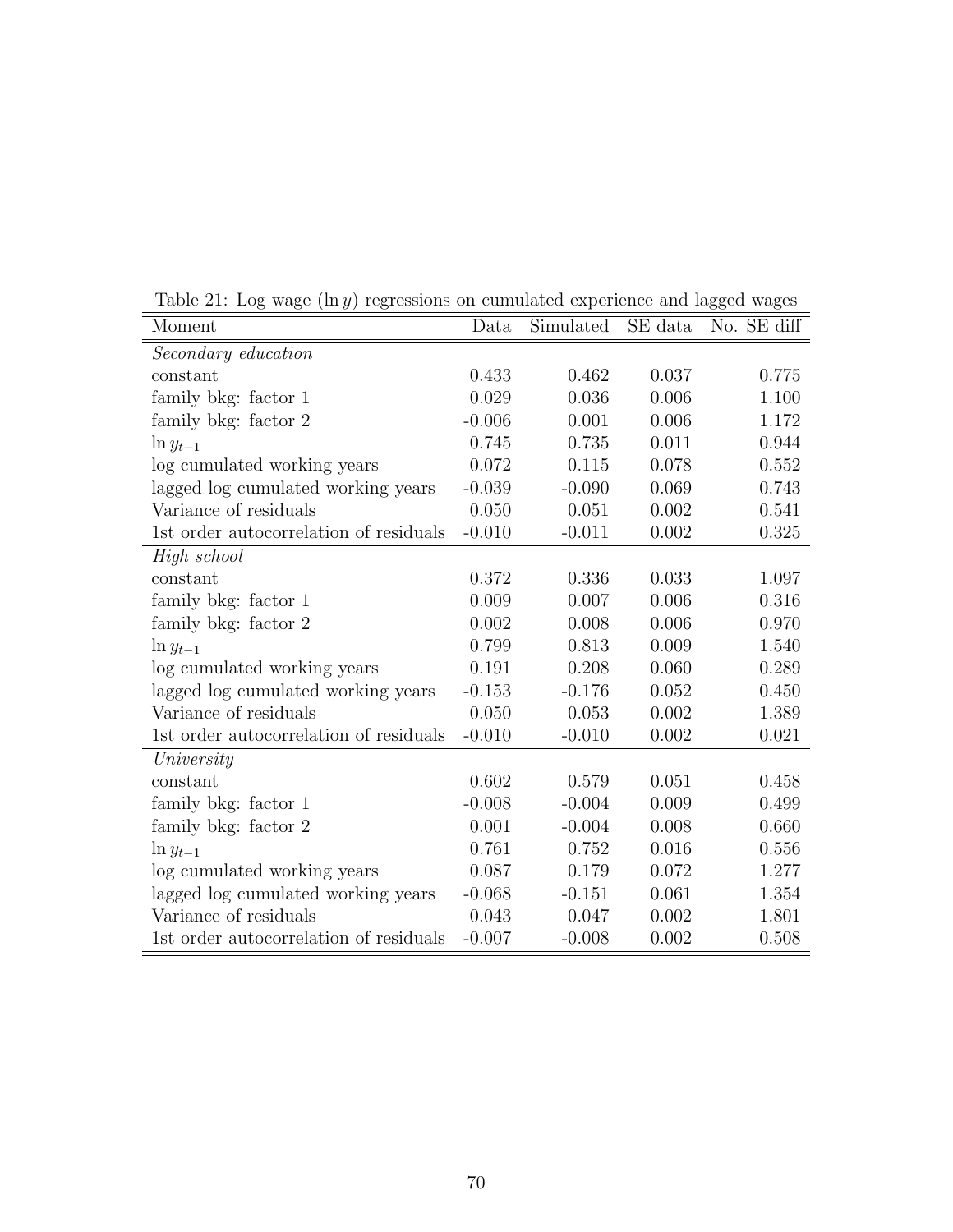Table 21: Log wage ($\ln y$) regressions on cumulated experience and lagged wages

| Moment | Data | Simulated | SE data | No. SE diff |
|---|---|---|---|---|
| *Secondary education* | | | | |
| constant | 0.433 | 0.462 | 0.037 | 0.775 |
| family bkg: factor 1 | 0.029 | 0.036 | 0.006 | 1.100 |
| family bkg: factor 2 | -0.006 | 0.001 | 0.006 | 1.172 |
| $\ln y_{t-1}$ | 0.745 | 0.735 | 0.011 | 0.944 |
| log cumulated working years | 0.072 | 0.115 | 0.078 | 0.552 |
| lagged log cumulated working years | -0.039 | -0.090 | 0.069 | 0.743 |
| Variance of residuals | 0.050 | 0.051 | 0.002 | 0.541 |
| 1st order autocorrelation of residuals | -0.010 | -0.011 | 0.002 | 0.325 |
| *High school* | | | | |
| constant | 0.372 | 0.336 | 0.033 | 1.097 |
| family bkg: factor 1 | 0.009 | 0.007 | 0.006 | 0.316 |
| family bkg: factor 2 | 0.002 | 0.008 | 0.006 | 0.970 |
| $\ln y_{t-1}$ | 0.799 | 0.813 | 0.009 | 1.540 |
| log cumulated working years | 0.191 | 0.208 | 0.060 | 0.289 |
| lagged log cumulated working years | -0.153 | -0.176 | 0.052 | 0.450 |
| Variance of residuals | 0.050 | 0.053 | 0.002 | 1.389 |
| 1st order autocorrelation of residuals | -0.010 | -0.010 | 0.002 | 0.021 |
| *University* | | | | |
| constant | 0.602 | 0.579 | 0.051 | 0.458 |
| family bkg: factor 1 | -0.008 | -0.004 | 0.009 | 0.499 |
| family bkg: factor 2 | 0.001 | -0.004 | 0.008 | 0.660 |
| $\ln y_{t-1}$ | 0.761 | 0.752 | 0.016 | 0.556 |
| log cumulated working years | 0.087 | 0.179 | 0.072 | 1.277 |
| lagged log cumulated working years | -0.068 | -0.151 | 0.061 | 1.354 |
| Variance of residuals | 0.043 | 0.047 | 0.002 | 1.801 |
| 1st order autocorrelation of residuals | -0.007 | -0.008 | 0.002 | 0.508 |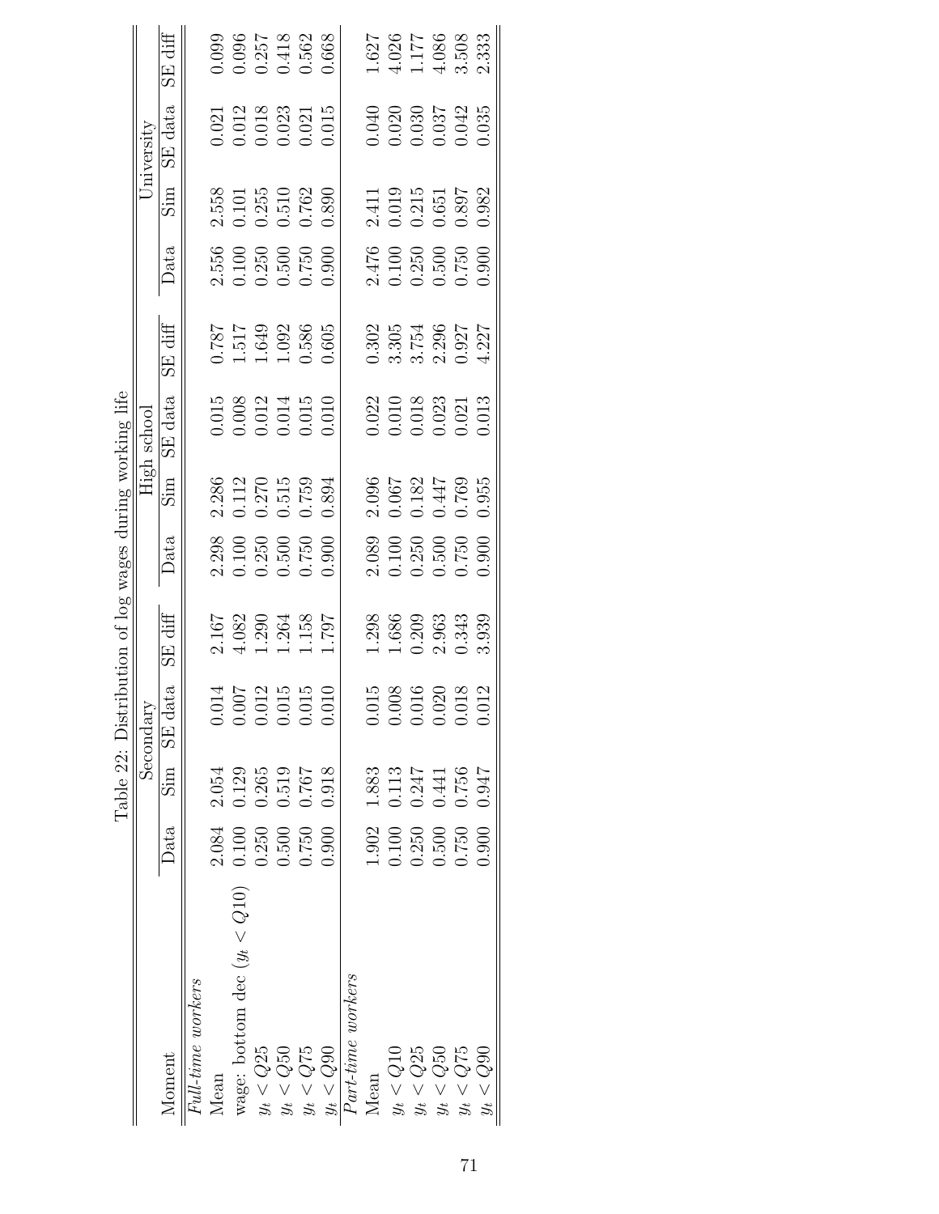Table 22: Distribution of log wages during working life

| Moment | Secondary | | | | High school | | | | University | | | |
|---|---|---|---|---|---|---|---|---|---|---|---|---|
| | Data | Sim | SE data | SE diff | Data | Sim | SE data | SE diff | Data | Sim | SE data | SE diff |
| *Full-time workers* | | | | | | | | | | | | |
| Mean | 2.084 | 2.054 | 0.014 | 2.167 | 2.298 | 2.286 | 0.015 | 0.787 | 2.556 | 2.558 | 0.021 | 0.099 |
| wage: bottom dec ($y_t < Q10$) | 0.100 | 0.129 | 0.007 | 4.082 | 0.100 | 0.112 | 0.008 | 1.517 | 0.100 | 0.101 | 0.012 | 0.096 |
| $y_t < Q25$ | 0.250 | 0.265 | 0.012 | 1.290 | 0.250 | 0.270 | 0.012 | 1.649 | 0.250 | 0.255 | 0.018 | 0.257 |
| $y_t < Q50$ | 0.500 | 0.519 | 0.015 | 1.264 | 0.500 | 0.515 | 0.014 | 1.092 | 0.500 | 0.510 | 0.023 | 0.418 |
| $y_t < Q75$ | 0.750 | 0.767 | 0.015 | 1.158 | 0.750 | 0.759 | 0.015 | 0.586 | 0.750 | 0.762 | 0.021 | 0.562 |
| $y_t < Q90$ | 0.900 | 0.918 | 0.010 | 1.797 | 0.900 | 0.894 | 0.010 | 0.605 | 0.900 | 0.890 | 0.015 | 0.668 |
| *Part-time workers* | | | | | | | | | | | | |
| Mean | 1.902 | 1.883 | 0.015 | 1.298 | 2.089 | 2.096 | 0.022 | 0.302 | 2.476 | 2.411 | 0.040 | 1.627 |
| $y_t < Q10$ | 0.100 | 0.113 | 0.008 | 1.686 | 0.100 | 0.067 | 0.010 | 3.305 | 0.100 | 0.019 | 0.020 | 4.026 |
| $y_t < Q25$ | 0.250 | 0.247 | 0.016 | 0.209 | 0.250 | 0.182 | 0.018 | 3.754 | 0.250 | 0.215 | 0.030 | 1.177 |
| $y_t < Q50$ | 0.500 | 0.441 | 0.020 | 2.963 | 0.500 | 0.447 | 0.023 | 2.296 | 0.500 | 0.651 | 0.037 | 4.086 |
| $y_t < Q75$ | 0.750 | 0.756 | 0.018 | 0.343 | 0.750 | 0.769 | 0.021 | 0.927 | 0.750 | 0.897 | 0.042 | 3.508 |
| $y_t < Q90$ | 0.900 | 0.947 | 0.012 | 3.939 | 0.900 | 0.955 | 0.013 | 4.227 | 0.900 | 0.982 | 0.035 | 2.333 |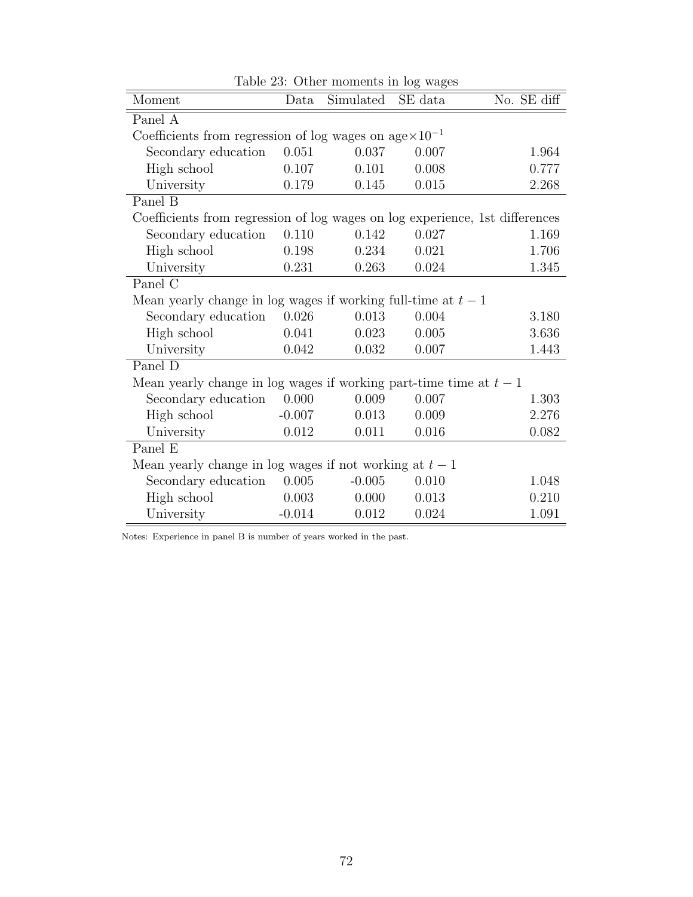Table 23: Other moments in log wages

| Moment | Data | Simulated | SE data | No. SE diff |
|---|---|---|---|---|
| Panel A | | | | |
| Coefficients from regression of log wages on age$\times 10^{-1}$ | | | | |
| Secondary education | 0.051 | 0.037 | 0.007 | 1.964 |
| High school | 0.107 | 0.101 | 0.008 | 0.777 |
| University | 0.179 | 0.145 | 0.015 | 2.268 |
| Panel B | | | | |
| Coefficients from regression of log wages on log experience, 1st differences | | | | |
| Secondary education | 0.110 | 0.142 | 0.027 | 1.169 |
| High school | 0.198 | 0.234 | 0.021 | 1.706 |
| University | 0.231 | 0.263 | 0.024 | 1.345 |
| Panel C | | | | |
| Mean yearly change in log wages if working full-time at $t-1$ | | | | |
| Secondary education | 0.026 | 0.013 | 0.004 | 3.180 |
| High school | 0.041 | 0.023 | 0.005 | 3.636 |
| University | 0.042 | 0.032 | 0.007 | 1.443 |
| Panel D | | | | |
| Mean yearly change in log wages if working part-time time at $t-1$ | | | | |
| Secondary education | 0.000 | 0.009 | 0.007 | 1.303 |
| High school | -0.007 | 0.013 | 0.009 | 2.276 |
| University | 0.012 | 0.011 | 0.016 | 0.082 |
| Panel E | | | | |
| Mean yearly change in log wages if not working at $t-1$ | | | | |
| Secondary education | 0.005 | -0.005 | 0.010 | 1.048 |
| High school | 0.003 | 0.000 | 0.013 | 0.210 |
| University | -0.014 | 0.012 | 0.024 | 1.091 |

Notes: Experience in panel B is number of years worked in the past.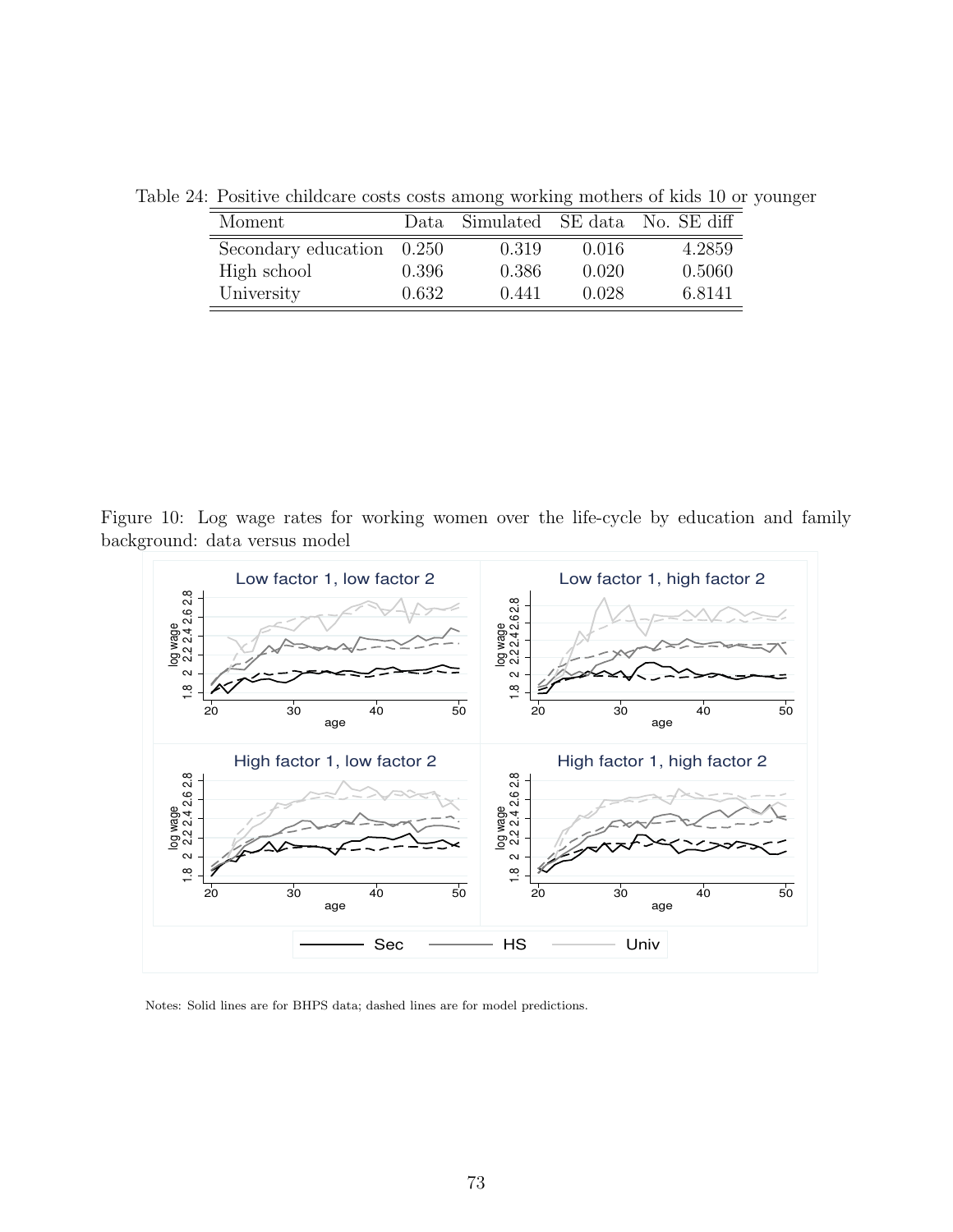Table 24: Positive childcare costs costs among working mothers of kids 10 or younger

| Moment | Data | Simulated | SE data | No. SE diff |
|---|---|---|---|---|
| Secondary education | 0.250 | 0.319 | 0.016 | 4.2859 |
| High school | 0.396 | 0.386 | 0.020 | 0.5060 |
| University | 0.632 | 0.441 | 0.028 | 6.8141 |

Figure 10: Log wage rates for working women over the life-cycle by education and family background: data versus model

Notes: Solid lines are for BHPS data; dashed lines are for model predictions.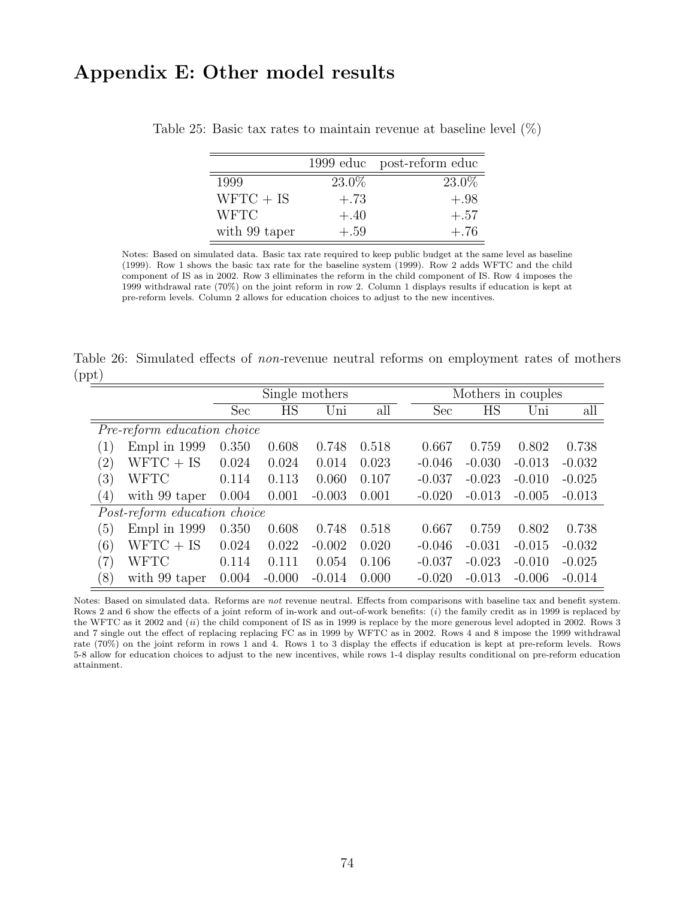# Appendix E: Other model results

Table 25: Basic tax rates to maintain revenue at baseline level (%)

| | 1999 educ | post-reform educ |
|---|---|---|
| 1999 | 23.0% | 23.0% |
| WFTC + IS | +.73 | +.98 |
| WFTC | +.40 | +.57 |
| with 99 taper | +.59 | +.76 |

Notes: Based on simulated data. Basic tax rate required to keep public budget at the same level as baseline (1999). Row 1 shows the basic tax rate for the baseline system (1999). Row 2 adds WFTC and the child component of IS as in 2002. Row 3 elliminates the reform in the child component of IS. Row 4 imposes the 1999 withdrawal rate (70%) on the joint reform in row 2. Column 1 displays results if education is kept at pre-reform levels. Column 2 allows for education choices to adjust to the new incentives.

Table 26: Simulated effects of *non*-revenue neutral reforms on employment rates of mothers (ppt)

| | | Single mothers | | | | Mothers in couples | | | |
|---|---|---|---|---|---|---|---|---|---|
| | | Sec | HS | Uni | all | Sec | HS | Uni | all |
| *Pre-reform education choice* | | | | | | | | | |
| (1) | Empl in 1999 | 0.350 | 0.608 | 0.748 | 0.518 | 0.667 | 0.759 | 0.802 | 0.738 |
| (2) | WFTC + IS | 0.024 | 0.024 | 0.014 | 0.023 | -0.046 | -0.030 | -0.013 | -0.032 |
| (3) | WFTC | 0.114 | 0.113 | 0.060 | 0.107 | -0.037 | -0.023 | -0.010 | -0.025 |
| (4) | with 99 taper | 0.004 | 0.001 | -0.003 | 0.001 | -0.020 | -0.013 | -0.005 | -0.013 |
| *Post-reform education choice* | | | | | | | | | |
| (5) | Empl in 1999 | 0.350 | 0.608 | 0.748 | 0.518 | 0.667 | 0.759 | 0.802 | 0.738 |
| (6) | WFTC + IS | 0.024 | 0.022 | -0.002 | 0.020 | -0.046 | -0.031 | -0.015 | -0.032 |
| (7) | WFTC | 0.114 | 0.111 | 0.054 | 0.106 | -0.037 | -0.023 | -0.010 | -0.025 |
| (8) | with 99 taper | 0.004 | -0.000 | -0.014 | 0.000 | -0.020 | -0.013 | -0.006 | -0.014 |

Notes: Based on simulated data. Reforms are *not* revenue neutral. Effects from comparisons with baseline tax and benefit system. Rows 2 and 6 show the effects of a joint reform of in-work and out-of-work benefits: (*i*) the family credit as in 1999 is replaced by the WFTC as it 2002 and (*ii*) the child component of IS as in 1999 is replace by the more generous level adopted in 2002. Rows 3 and 7 single out the effect of replacing replacing FC as in 1999 by WFTC as in 2002. Rows 4 and 8 impose the 1999 withdrawal rate (70%) on the joint reform in rows 1 and 4. Rows 1 to 3 display the effects if education is kept at pre-reform levels. Rows 5-8 allow for education choices to adjust to the new incentives, while rows 1-4 display results conditional on pre-reform education attainment.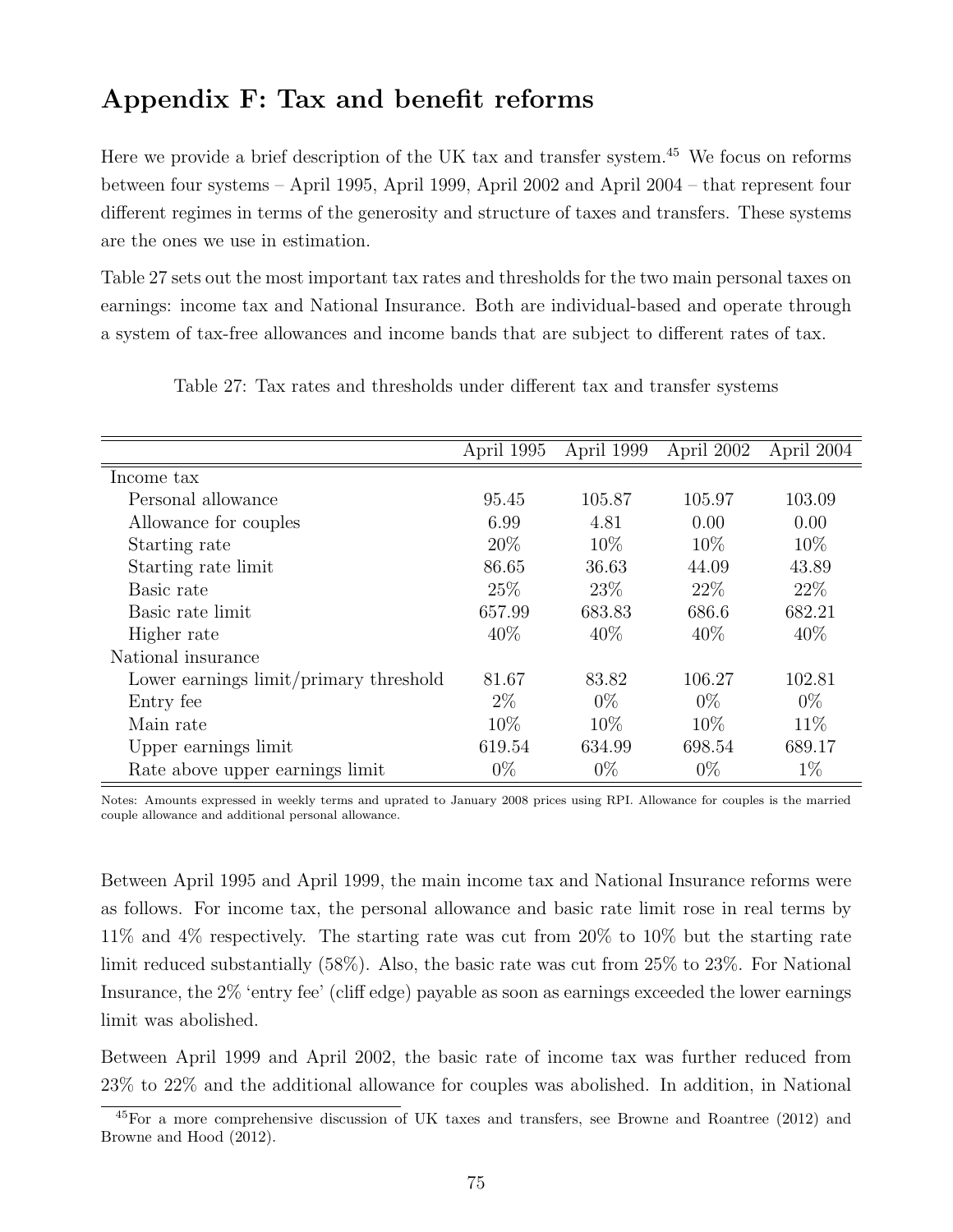## Appendix F: Tax and benefit reforms

Here we provide a brief description of the UK tax and transfer system.[45] We focus on reforms between four systems – April 1995, April 1999, April 2002 and April 2004 – that represent four different regimes in terms of the generosity and structure of taxes and transfers. These systems are the ones we use in estimation.

Table 27 sets out the most important tax rates and thresholds for the two main personal taxes on earnings: income tax and National Insurance. Both are individual-based and operate through a system of tax-free allowances and income bands that are subject to different rates of tax.

Table 27: Tax rates and thresholds under different tax and transfer systems

| | April 1995 | April 1999 | April 2002 | April 2004 |
|---|---|---|---|---|
| Income tax | | | | |
| Personal allowance | 95.45 | 105.87 | 105.97 | 103.09 |
| Allowance for couples | 6.99 | 4.81 | 0.00 | 0.00 |
| Starting rate | 20% | 10% | 10% | 10% |
| Starting rate limit | 86.65 | 36.63 | 44.09 | 43.89 |
| Basic rate | 25% | 23% | 22% | 22% |
| Basic rate limit | 657.99 | 683.83 | 686.6 | 682.21 |
| Higher rate | 40% | 40% | 40% | 40% |
| National insurance | | | | |
| Lower earnings limit/primary threshold | 81.67 | 83.82 | 106.27 | 102.81 |
| Entry fee | 2% | 0% | 0% | 0% |
| Main rate | 10% | 10% | 10% | 11% |
| Upper earnings limit | 619.54 | 634.99 | 698.54 | 689.17 |
| Rate above upper earnings limit | 0% | 0% | 0% | 1% |

Notes: Amounts expressed in weekly terms and uprated to January 2008 prices using RPI. Allowance for couples is the married couple allowance and additional personal allowance.

Between April 1995 and April 1999, the main income tax and National Insurance reforms were as follows. For income tax, the personal allowance and basic rate limit rose in real terms by 11% and 4% respectively. The starting rate was cut from 20% to 10% but the starting rate limit reduced substantially (58%). Also, the basic rate was cut from 25% to 23%. For National Insurance, the 2% 'entry fee' (cliff edge) payable as soon as earnings exceeded the lower earnings limit was abolished.

Between April 1999 and April 2002, the basic rate of income tax was further reduced from 23% to 22% and the additional allowance for couples was abolished. In addition, in National

[45] For a more comprehensive discussion of UK taxes and transfers, see Browne and Roantree (2012) and Browne and Hood (2012).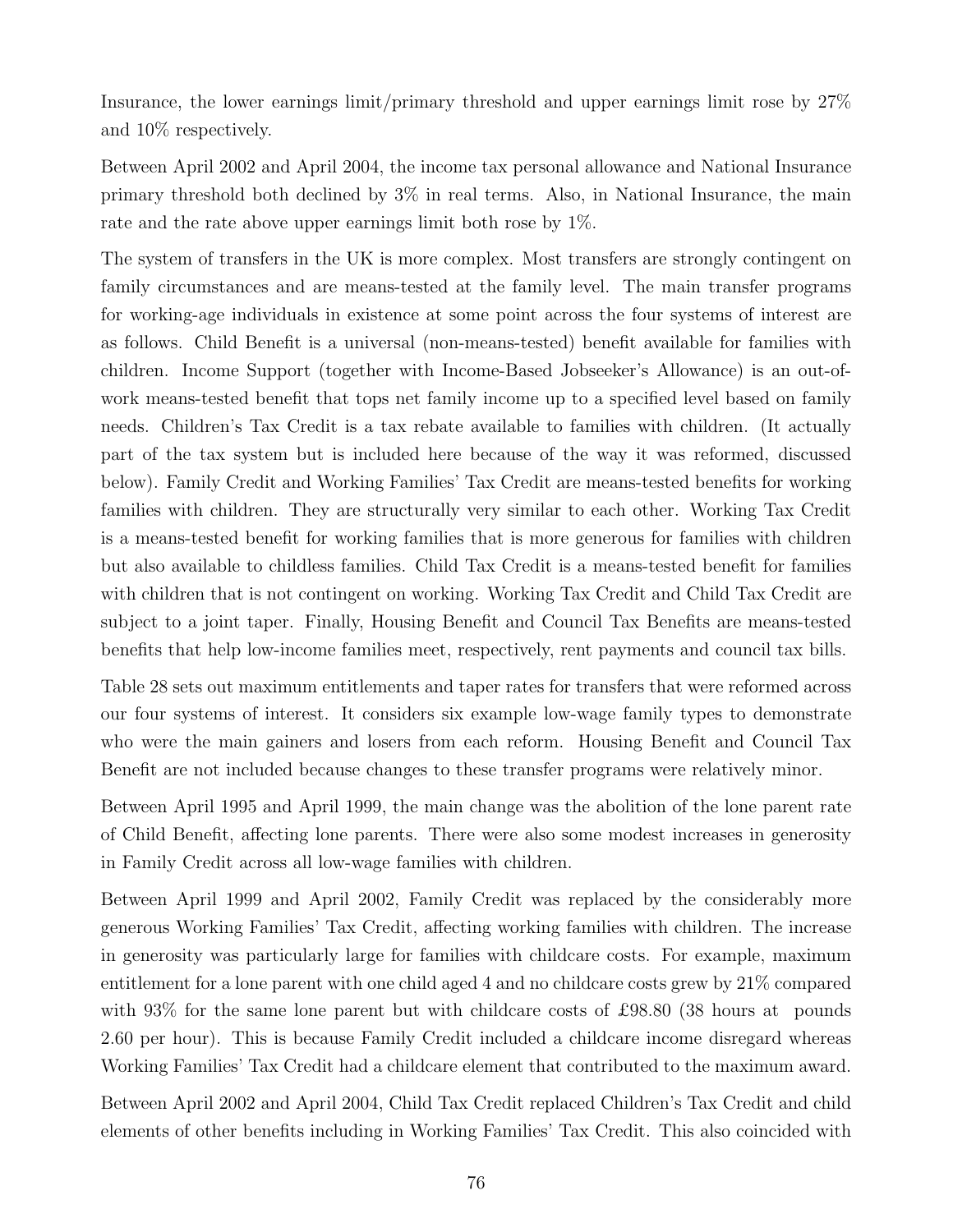Insurance, the lower earnings limit/primary threshold and upper earnings limit rose by 27% and 10% respectively.

Between April 2002 and April 2004, the income tax personal allowance and National Insurance primary threshold both declined by 3% in real terms. Also, in National Insurance, the main rate and the rate above upper earnings limit both rose by 1%.

The system of transfers in the UK is more complex. Most transfers are strongly contingent on family circumstances and are means-tested at the family level. The main transfer programs for working-age individuals in existence at some point across the four systems of interest are as follows. Child Benefit is a universal (non-means-tested) benefit available for families with children. Income Support (together with Income-Based Jobseeker's Allowance) is an out-of-work means-tested benefit that tops net family income up to a specified level based on family needs. Children's Tax Credit is a tax rebate available to families with children. (It actually part of the tax system but is included here because of the way it was reformed, discussed below). Family Credit and Working Families' Tax Credit are means-tested benefits for working families with children. They are structurally very similar to each other. Working Tax Credit is a means-tested benefit for working families that is more generous for families with children but also available to childless families. Child Tax Credit is a means-tested benefit for families with children that is not contingent on working. Working Tax Credit and Child Tax Credit are subject to a joint taper. Finally, Housing Benefit and Council Tax Benefits are means-tested benefits that help low-income families meet, respectively, rent payments and council tax bills.

Table 28 sets out maximum entitlements and taper rates for transfers that were reformed across our four systems of interest. It considers six example low-wage family types to demonstrate who were the main gainers and losers from each reform. Housing Benefit and Council Tax Benefit are not included because changes to these transfer programs were relatively minor.

Between April 1995 and April 1999, the main change was the abolition of the lone parent rate of Child Benefit, affecting lone parents. There were also some modest increases in generosity in Family Credit across all low-wage families with children.

Between April 1999 and April 2002, Family Credit was replaced by the considerably more generous Working Families' Tax Credit, affecting working families with children. The increase in generosity was particularly large for families with childcare costs. For example, maximum entitlement for a lone parent with one child aged 4 and no childcare costs grew by 21% compared with 93% for the same lone parent but with childcare costs of £98.80 (38 hours at pounds 2.60 per hour). This is because Family Credit included a childcare income disregard whereas Working Families' Tax Credit had a childcare element that contributed to the maximum award.

Between April 2002 and April 2004, Child Tax Credit replaced Children's Tax Credit and child elements of other benefits including in Working Families' Tax Credit. This also coincided with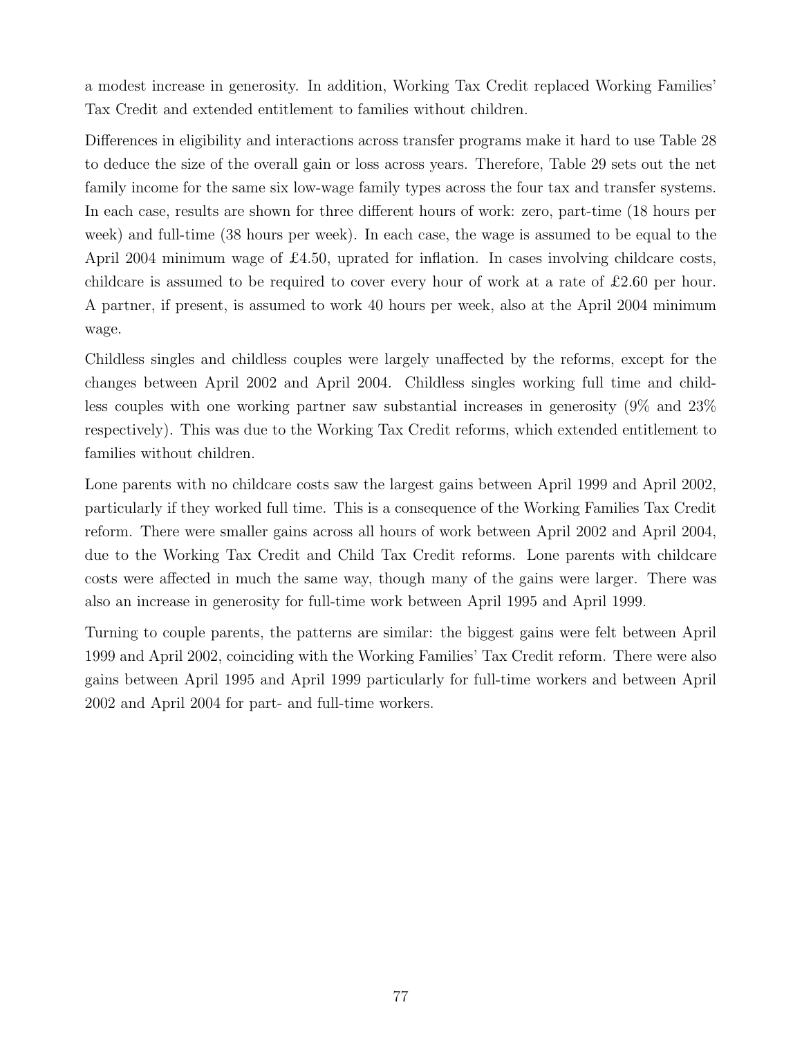a modest increase in generosity. In addition, Working Tax Credit replaced Working Families' Tax Credit and extended entitlement to families without children.

Differences in eligibility and interactions across transfer programs make it hard to use Table 28 to deduce the size of the overall gain or loss across years. Therefore, Table 29 sets out the net family income for the same six low-wage family types across the four tax and transfer systems. In each case, results are shown for three different hours of work: zero, part-time (18 hours per week) and full-time (38 hours per week). In each case, the wage is assumed to be equal to the April 2004 minimum wage of £4.50, uprated for inflation. In cases involving childcare costs, childcare is assumed to be required to cover every hour of work at a rate of £2.60 per hour. A partner, if present, is assumed to work 40 hours per week, also at the April 2004 minimum wage.

Childless singles and childless couples were largely unaffected by the reforms, except for the changes between April 2002 and April 2004. Childless singles working full time and childless couples with one working partner saw substantial increases in generosity (9% and 23% respectively). This was due to the Working Tax Credit reforms, which extended entitlement to families without children.

Lone parents with no childcare costs saw the largest gains between April 1999 and April 2002, particularly if they worked full time. This is a consequence of the Working Families Tax Credit reform. There were smaller gains across all hours of work between April 2002 and April 2004, due to the Working Tax Credit and Child Tax Credit reforms. Lone parents with childcare costs were affected in much the same way, though many of the gains were larger. There was also an increase in generosity for full-time work between April 1995 and April 1999.

Turning to couple parents, the patterns are similar: the biggest gains were felt between April 1999 and April 2002, coinciding with the Working Families' Tax Credit reform. There were also gains between April 1995 and April 1999 particularly for full-time workers and between April 2002 and April 2004 for part- and full-time workers.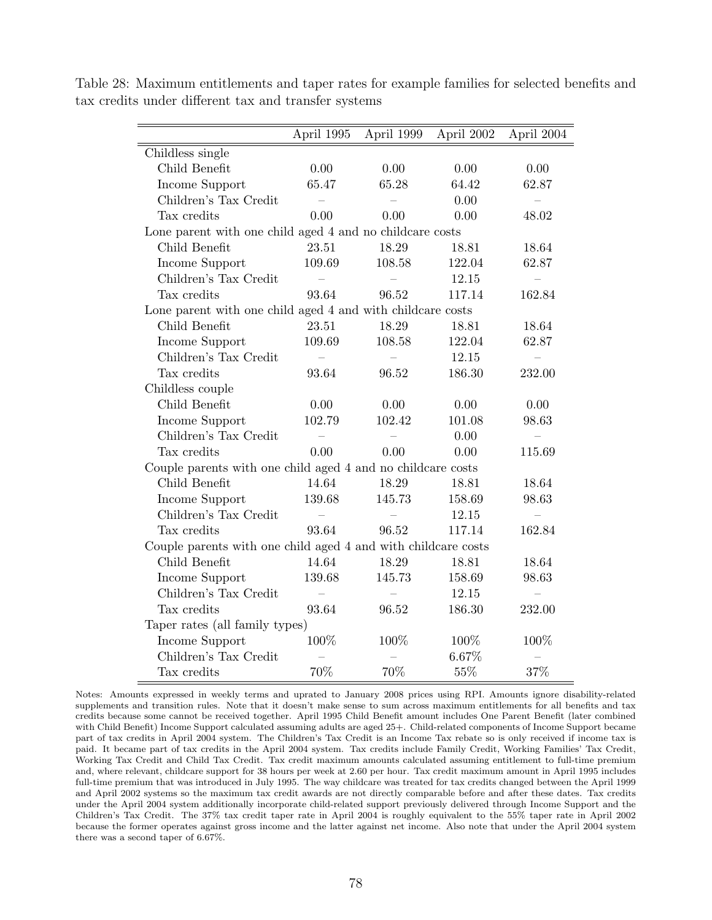Table 28: Maximum entitlements and taper rates for example families for selected benefits and tax credits under different tax and transfer systems

| | April 1995 | April 1999 | April 2002 | April 2004 |
|---|---|---|---|---|
| Childless single | | | | |
| Child Benefit | 0.00 | 0.00 | 0.00 | 0.00 |
| Income Support | 65.47 | 65.28 | 64.42 | 62.87 |
| Children's Tax Credit | – | – | 0.00 | – |
| Tax credits | 0.00 | 0.00 | 0.00 | 48.02 |
| Lone parent with one child aged 4 and no childcare costs | | | | |
| Child Benefit | 23.51 | 18.29 | 18.81 | 18.64 |
| Income Support | 109.69 | 108.58 | 122.04 | 62.87 |
| Children's Tax Credit | – | – | 12.15 | – |
| Tax credits | 93.64 | 96.52 | 117.14 | 162.84 |
| Lone parent with one child aged 4 and with childcare costs | | | | |
| Child Benefit | 23.51 | 18.29 | 18.81 | 18.64 |
| Income Support | 109.69 | 108.58 | 122.04 | 62.87 |
| Children's Tax Credit | – | – | 12.15 | – |
| Tax credits | 93.64 | 96.52 | 186.30 | 232.00 |
| Childless couple | | | | |
| Child Benefit | 0.00 | 0.00 | 0.00 | 0.00 |
| Income Support | 102.79 | 102.42 | 101.08 | 98.63 |
| Children's Tax Credit | – | – | 0.00 | – |
| Tax credits | 0.00 | 0.00 | 0.00 | 115.69 |
| Couple parents with one child aged 4 and no childcare costs | | | | |
| Child Benefit | 14.64 | 18.29 | 18.81 | 18.64 |
| Income Support | 139.68 | 145.73 | 158.69 | 98.63 |
| Children's Tax Credit | – | – | 12.15 | – |
| Tax credits | 93.64 | 96.52 | 117.14 | 162.84 |
| Couple parents with one child aged 4 and with childcare costs | | | | |
| Child Benefit | 14.64 | 18.29 | 18.81 | 18.64 |
| Income Support | 139.68 | 145.73 | 158.69 | 98.63 |
| Children's Tax Credit | – | – | 12.15 | – |
| Tax credits | 93.64 | 96.52 | 186.30 | 232.00 |
| Taper rates (all family types) | | | | |
| Income Support | 100% | 100% | 100% | 100% |
| Children's Tax Credit | – | – | 6.67% | – |
| Tax credits | 70% | 70% | 55% | 37% |

Notes: Amounts expressed in weekly terms and uprated to January 2008 prices using RPI. Amounts ignore disability-related supplements and transition rules. Note that it doesn't make sense to sum across maximum entitlements for all benefits and tax credits because some cannot be received together. April 1995 Child Benefit amount includes One Parent Benefit (later combined with Child Benefit) Income Support calculated assuming adults are aged 25+. Child-related components of Income Support became part of tax credits in April 2004 system. The Children's Tax Credit is an Income Tax rebate so is only received if income tax is paid. It became part of tax credits in the April 2004 system. Tax credits include Family Credit, Working Families' Tax Credit, Working Tax Credit and Child Tax Credit. Tax credit maximum amounts calculated assuming entitlement to full-time premium and, where relevant, childcare support for 38 hours per week at 2.60 per hour. Tax credit maximum amount in April 1995 includes full-time premium that was introduced in July 1995. The way childcare was treated for tax credits changed between the April 1999 and April 2002 systems so the maximum tax credit awards are not directly comparable before and after these dates. Tax credits under the April 2004 system additionally incorporate child-related support previously delivered through Income Support and the Children's Tax Credit. The 37% tax credit taper rate in April 2004 is roughly equivalent to the 55% taper rate in April 2002 because the former operates against gross income and the latter against net income. Also note that under the April 2004 system there was a second taper of 6.67%.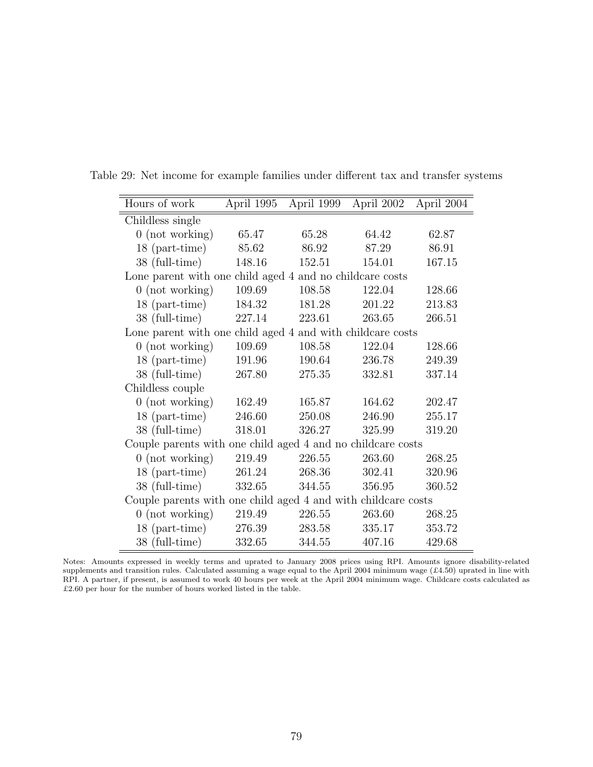Table 29: Net income for example families under different tax and transfer systems

| Hours of work | April 1995 | April 1999 | April 2002 | April 2004 |
|---|---|---|---|---|
| Childless single | | | | |
| 0 (not working) | 65.47 | 65.28 | 64.42 | 62.87 |
| 18 (part-time) | 85.62 | 86.92 | 87.29 | 86.91 |
| 38 (full-time) | 148.16 | 152.51 | 154.01 | 167.15 |
| Lone parent with one child aged 4 and no childcare costs | | | | |
| 0 (not working) | 109.69 | 108.58 | 122.04 | 128.66 |
| 18 (part-time) | 184.32 | 181.28 | 201.22 | 213.83 |
| 38 (full-time) | 227.14 | 223.61 | 263.65 | 266.51 |
| Lone parent with one child aged 4 and with childcare costs | | | | |
| 0 (not working) | 109.69 | 108.58 | 122.04 | 128.66 |
| 18 (part-time) | 191.96 | 190.64 | 236.78 | 249.39 |
| 38 (full-time) | 267.80 | 275.35 | 332.81 | 337.14 |
| Childless couple | | | | |
| 0 (not working) | 162.49 | 165.87 | 164.62 | 202.47 |
| 18 (part-time) | 246.60 | 250.08 | 246.90 | 255.17 |
| 38 (full-time) | 318.01 | 326.27 | 325.99 | 319.20 |
| Couple parents with one child aged 4 and no childcare costs | | | | |
| 0 (not working) | 219.49 | 226.55 | 263.60 | 268.25 |
| 18 (part-time) | 261.24 | 268.36 | 302.41 | 320.96 |
| 38 (full-time) | 332.65 | 344.55 | 356.95 | 360.52 |
| Couple parents with one child aged 4 and with childcare costs | | | | |
| 0 (not working) | 219.49 | 226.55 | 263.60 | 268.25 |
| 18 (part-time) | 276.39 | 283.58 | 335.17 | 353.72 |
| 38 (full-time) | 332.65 | 344.55 | 407.16 | 429.68 |

Notes: Amounts expressed in weekly terms and uprated to January 2008 prices using RPI. Amounts ignore disability-related supplements and transition rules. Calculated assuming a wage equal to the April 2004 minimum wage (£4.50) uprated in line with RPI. A partner, if present, is assumed to work 40 hours per week at the April 2004 minimum wage. Childcare costs calculated as £2.60 per hour for the number of hours worked listed in the table.